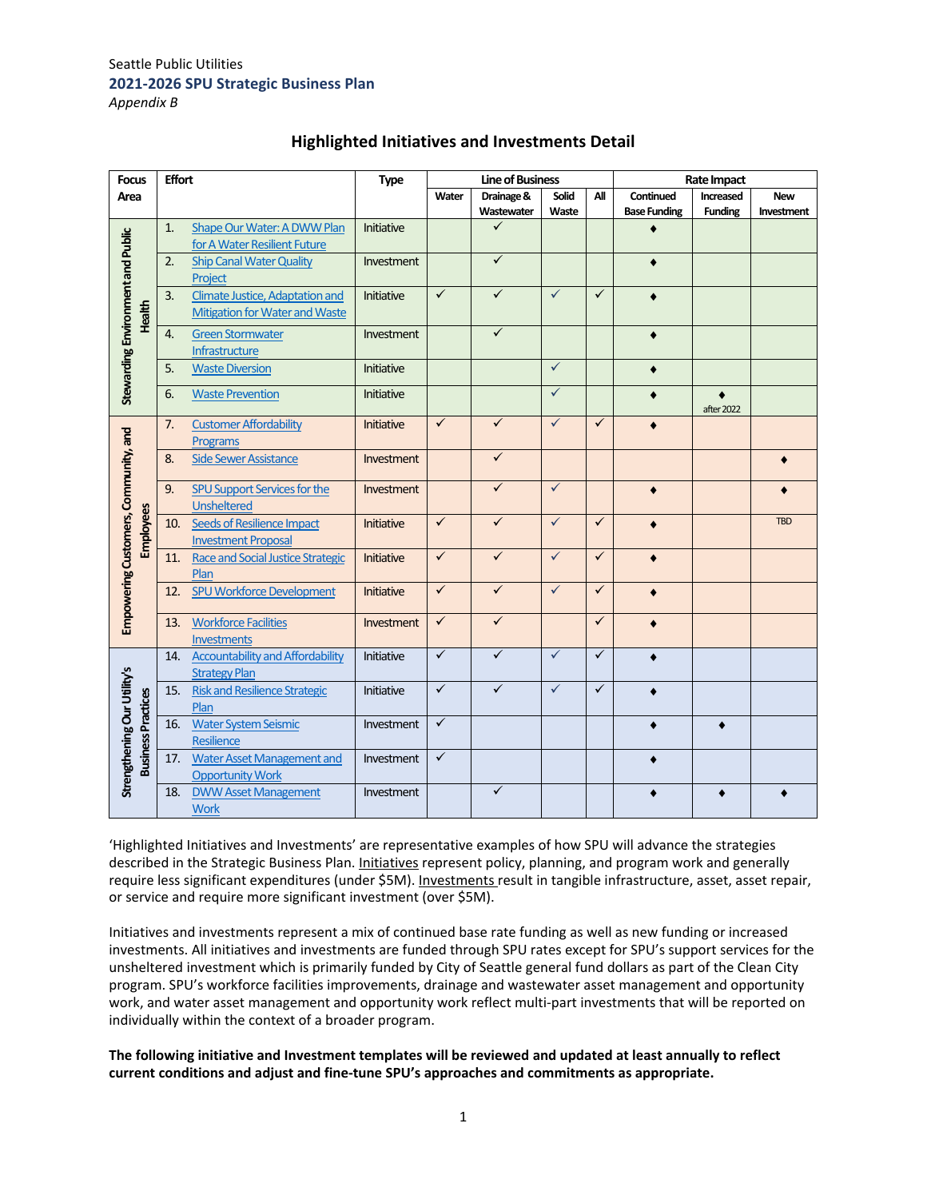Seattle Public Utilities

**2021-2026 SPU Strategic Business Plan**

*Appendix B*

## Highlighted Initiatives and Investments Detail

| Focus Area | Effort | Type | Line of Business | | | | Rate Impact | | |
|---|---|---|---|---|---|---|---|---|---|
| | | | Water | Drainage & Wastewater | Solid Waste | All | Continued Base Funding | Increased Funding | New Investment |
| Stewarding Environment and Public Health | 1. Shape Our Water: A DWW Plan for A Water Resilient Future | Initiative | | ✓ | | | ♦ | | |
| | 2. Ship Canal Water Quality Project | Investment | | ✓ | | | ♦ | | |
| | 3. Climate Justice, Adaptation and Mitigation for Water and Waste | Initiative | ✓ | ✓ | ✓ | ✓ | ♦ | | |
| | 4. Green Stormwater Infrastructure | Investment | | ✓ | | | ♦ | | |
| | 5. Waste Diversion | Initiative | | | ✓ | | ♦ | | |
| | 6. Waste Prevention | Initiative | | | ✓ | | ♦ | ♦ after 2022 | |
| Empowering Customers, Community, and Employees | 7. Customer Affordability Programs | Initiative | ✓ | ✓ | ✓ | ✓ | ♦ | | |
| | 8. Side Sewer Assistance | Investment | | ✓ | | | | | ♦ |
| | 9. SPU Support Services for the Unsheltered | Investment | | ✓ | ✓ | | ♦ | | ♦ |
| | 10. Seeds of Resilience Impact Investment Proposal | Initiative | ✓ | ✓ | ✓ | ✓ | ♦ | | TBD |
| | 11. Race and Social Justice Strategic Plan | Initiative | ✓ | ✓ | ✓ | ✓ | ♦ | | |
| | 12. SPU Workforce Development | Initiative | ✓ | ✓ | ✓ | ✓ | ♦ | | |
| | 13. Workforce Facilities Investments | Investment | ✓ | ✓ | | ✓ | ♦ | | |
| Strengthening Our Utility's Business Practices | 14. Accountability and Affordability Strategy Plan | Initiative | ✓ | ✓ | ✓ | ✓ | ♦ | | |
| | 15. Risk and Resilience Strategic Plan | Initiative | ✓ | ✓ | ✓ | ✓ | ♦ | | |
| | 16. Water System Seismic Resilience | Investment | ✓ | | | | ♦ | ♦ | |
| | 17. Water Asset Management and Opportunity Work | Investment | ✓ | | | | ♦ | | |
| | 18. DWW Asset Management Work | Investment | | ✓ | | | ♦ | ♦ | ♦ |

'Highlighted Initiatives and Investments' are representative examples of how SPU will advance the strategies described in the Strategic Business Plan. Initiatives represent policy, planning, and program work and generally require less significant expenditures (under $5M). Investments result in tangible infrastructure, asset, asset repair, or service and require more significant investment (over $5M).

Initiatives and investments represent a mix of continued base rate funding as well as new funding or increased investments. All initiatives and investments are funded through SPU rates except for SPU's support services for the unsheltered investment which is primarily funded by City of Seattle general fund dollars as part of the Clean City program. SPU's workforce facilities improvements, drainage and wastewater asset management and opportunity work, and water asset management and opportunity work reflect multi-part investments that will be reported on individually within the context of a broader program.

**The following initiative and Investment templates will be reviewed and updated at least annually to reflect current conditions and adjust and fine-tune SPU's approaches and commitments as appropriate.**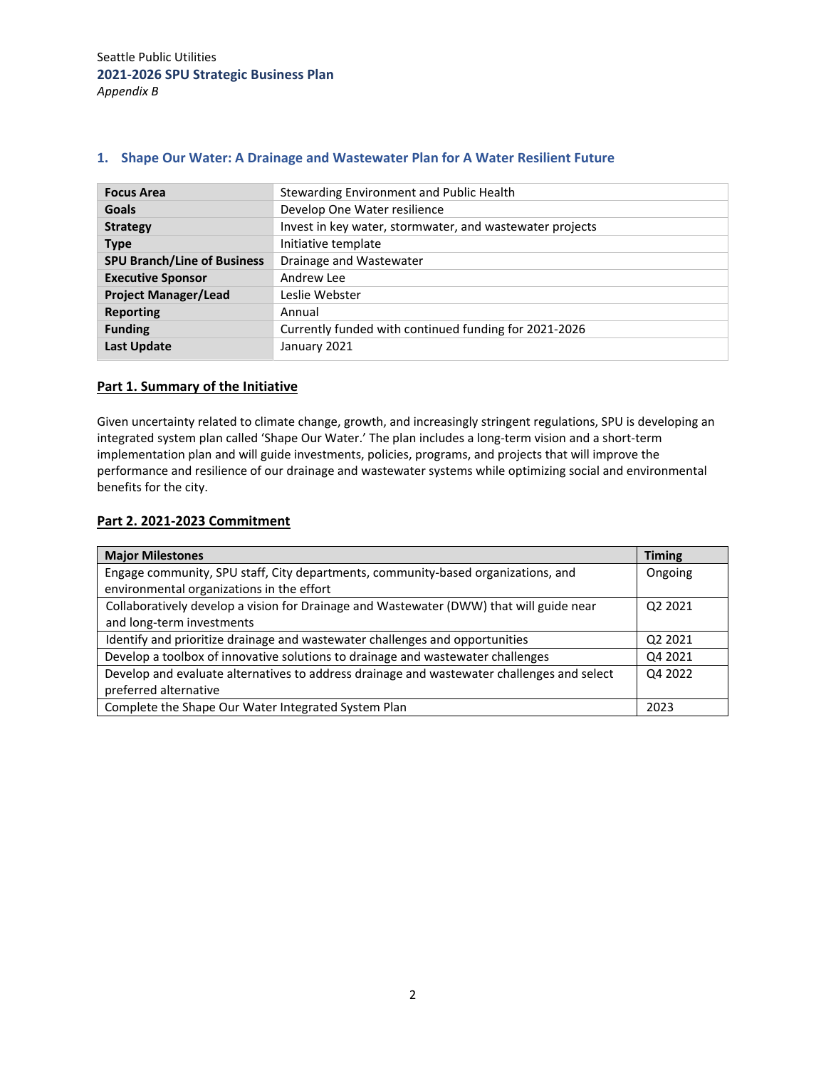## 1. Shape Our Water: A Drainage and Wastewater Plan for A Water Resilient Future

| | |
|---|---|
| **Focus Area** | Stewarding Environment and Public Health |
| **Goals** | Develop One Water resilience |
| **Strategy** | Invest in key water, stormwater, and wastewater projects |
| **Type** | Initiative template |
| **SPU Branch/Line of Business** | Drainage and Wastewater |
| **Executive Sponsor** | Andrew Lee |
| **Project Manager/Lead** | Leslie Webster |
| **Reporting** | Annual |
| **Funding** | Currently funded with continued funding for 2021-2026 |
| **Last Update** | January 2021 |

### Part 1. Summary of the Initiative

Given uncertainty related to climate change, growth, and increasingly stringent regulations, SPU is developing an integrated system plan called 'Shape Our Water.' The plan includes a long-term vision and a short-term implementation plan and will guide investments, policies, programs, and projects that will improve the performance and resilience of our drainage and wastewater systems while optimizing social and environmental benefits for the city.

### Part 2. 2021-2023 Commitment

| Major Milestones | Timing |
|---|---|
| Engage community, SPU staff, City departments, community-based organizations, and environmental organizations in the effort | Ongoing |
| Collaboratively develop a vision for Drainage and Wastewater (DWW) that will guide near and long-term investments | Q2 2021 |
| Identify and prioritize drainage and wastewater challenges and opportunities | Q2 2021 |
| Develop a toolbox of innovative solutions to drainage and wastewater challenges | Q4 2021 |
| Develop and evaluate alternatives to address drainage and wastewater challenges and select preferred alternative | Q4 2022 |
| Complete the Shape Our Water Integrated System Plan | 2023 |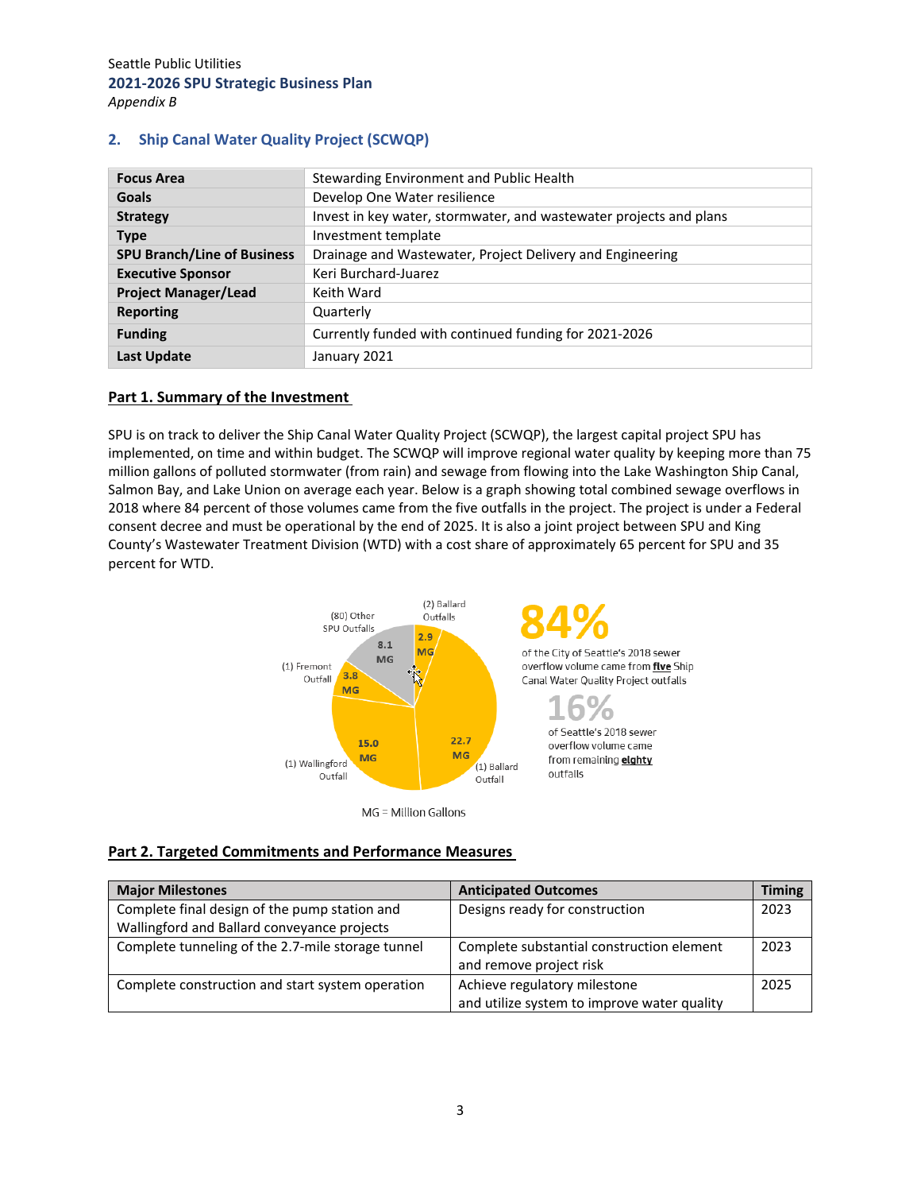## 2. Ship Canal Water Quality Project (SCWQP)

| | |
|---|---|
| **Focus Area** | Stewarding Environment and Public Health |
| **Goals** | Develop One Water resilience |
| **Strategy** | Invest in key water, stormwater, and wastewater projects and plans |
| **Type** | Investment template |
| **SPU Branch/Line of Business** | Drainage and Wastewater, Project Delivery and Engineering |
| **Executive Sponsor** | Keri Burchard-Juarez |
| **Project Manager/Lead** | Keith Ward |
| **Reporting** | Quarterly |
| **Funding** | Currently funded with continued funding for 2021-2026 |
| **Last Update** | January 2021 |

### Part 1. Summary of the Investment

SPU is on track to deliver the Ship Canal Water Quality Project (SCWQP), the largest capital project SPU has implemented, on time and within budget. The SCWQP will improve regional water quality by keeping more than 75 million gallons of polluted stormwater (from rain) and sewage from flowing into the Lake Washington Ship Canal, Salmon Bay, and Lake Union on average each year. Below is a graph showing total combined sewage overflows in 2018 where 84 percent of those volumes came from the five outfalls in the project. The project is under a Federal consent decree and must be operational by the end of 2025. It is also a joint project between SPU and King County's Wastewater Treatment Division (WTD) with a cost share of approximately 65 percent for SPU and 35 percent for WTD.

(2) Ballard Outfalls: 2.9 MG
(80) Other SPU Outfalls: 8.1 MG
(1) Fremont Outfall: 3.8 MG
(1) Wallingford Outfall: 15.0 MG
(1) Ballard Outfall: 22.7 MG

**84%** of the City of Seattle's 2018 sewer overflow volume came from **five** Ship Canal Water Quality Project outfalls

**16%** of Seattle's 2018 sewer overflow volume came from remaining **eighty** outfalls

MG = Million Gallons

### Part 2. Targeted Commitments and Performance Measures

| Major Milestones | Anticipated Outcomes | Timing |
|---|---|---|
| Complete final design of the pump station and Wallingford and Ballard conveyance projects | Designs ready for construction | 2023 |
| Complete tunneling of the 2.7-mile storage tunnel | Complete substantial construction element and remove project risk | 2023 |
| Complete construction and start system operation | Achieve regulatory milestone and utilize system to improve water quality | 2025 |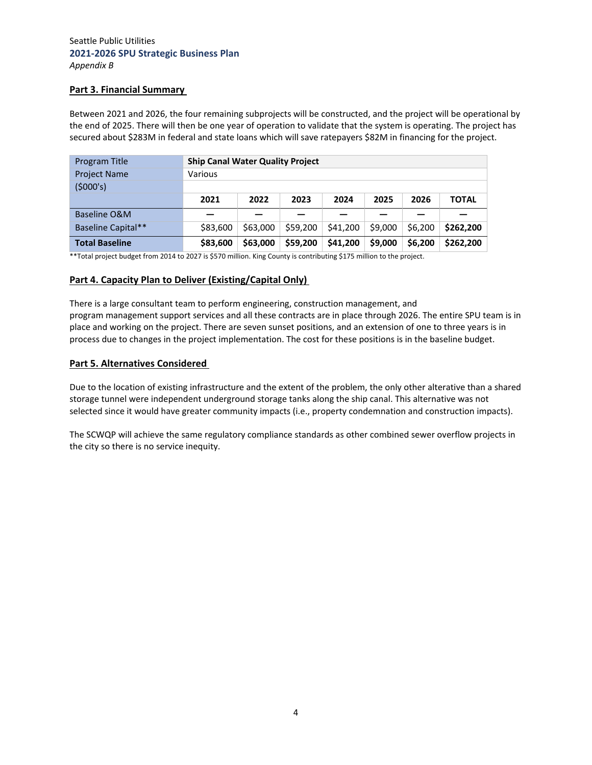## Part 3. Financial Summary

Between 2021 and 2026, the four remaining subprojects will be constructed, and the project will be operational by the end of 2025. There will then be one year of operation to validate that the system is operating. The project has secured about $283M in federal and state loans which will save ratepayers $82M in financing for the project.

| Program Title | **Ship Canal Water Quality Project** | | | | | | |
|---|---|---|---|---|---|---|---|
| Project Name | Various | | | | | | |
| ($000's) | | | | | | | |
| | **2021** | **2022** | **2023** | **2024** | **2025** | **2026** | **TOTAL** |
| Baseline O&M | — | — | — | — | — | — | — |
| Baseline Capital** | $83,600 | $63,000 | $59,200 | $41,200 | $9,000 | $6,200 | **$262,200** |
| **Total Baseline** | **$83,600** | **$63,000** | **$59,200** | **$41,200** | **$9,000** | **$6,200** | **$262,200** |

**Total project budget from 2014 to 2027 is $570 million. King County is contributing $175 million to the project.

## Part 4. Capacity Plan to Deliver (Existing/Capital Only)

There is a large consultant team to perform engineering, construction management, and program management support services and all these contracts are in place through 2026. The entire SPU team is in place and working on the project. There are seven sunset positions, and an extension of one to three years is in process due to changes in the project implementation. The cost for these positions is in the baseline budget.

## Part 5. Alternatives Considered

Due to the location of existing infrastructure and the extent of the problem, the only other alterative than a shared storage tunnel were independent underground storage tanks along the ship canal. This alternative was not selected since it would have greater community impacts (i.e., property condemnation and construction impacts).

The SCWQP will achieve the same regulatory compliance standards as other combined sewer overflow projects in the city so there is no service inequity.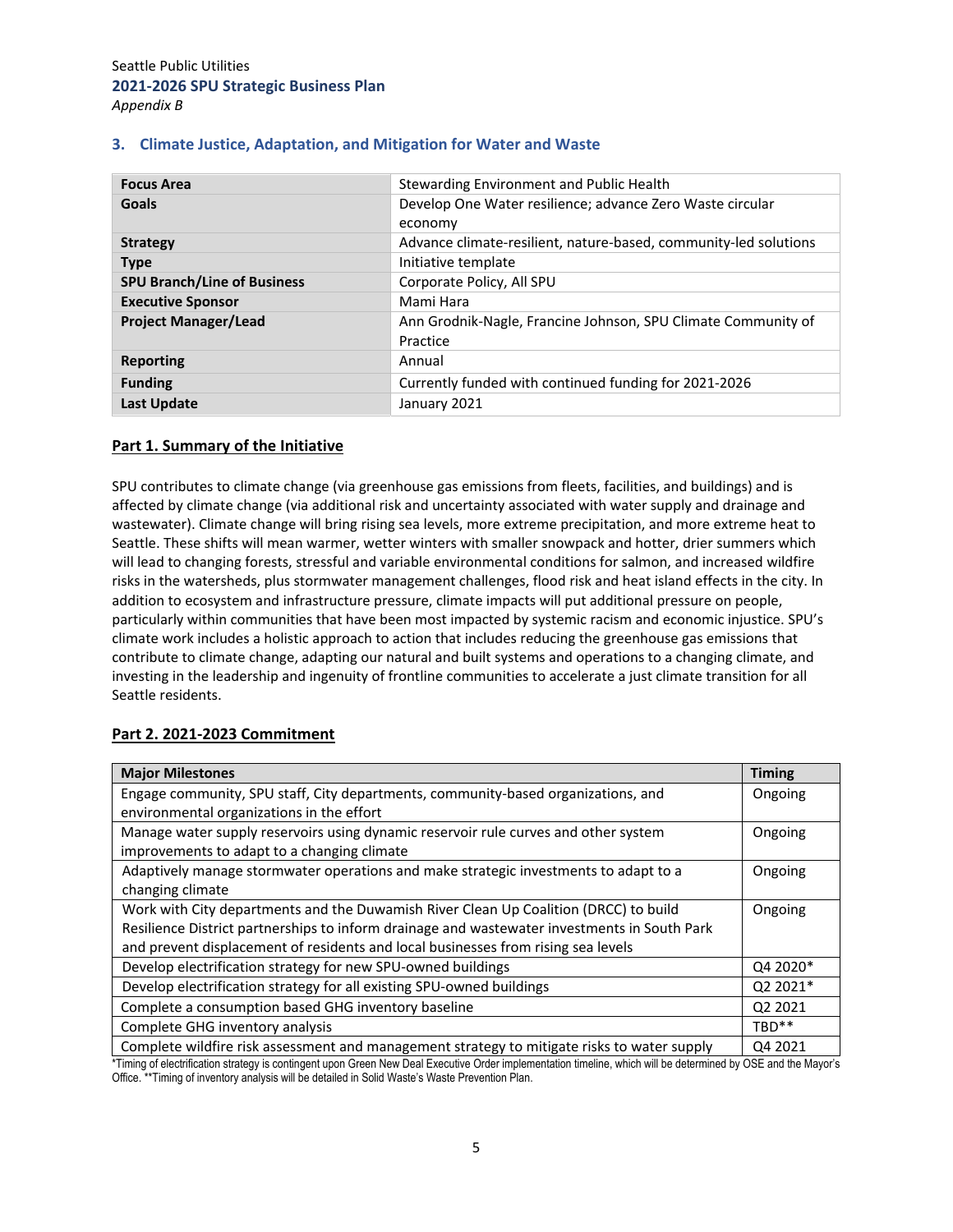### 3. Climate Justice, Adaptation, and Mitigation for Water and Waste

| | |
|---|---|
| **Focus Area** | Stewarding Environment and Public Health |
| **Goals** | Develop One Water resilience; advance Zero Waste circular economy |
| **Strategy** | Advance climate-resilient, nature-based, community-led solutions |
| **Type** | Initiative template |
| **SPU Branch/Line of Business** | Corporate Policy, All SPU |
| **Executive Sponsor** | Mami Hara |
| **Project Manager/Lead** | Ann Grodnik-Nagle, Francine Johnson, SPU Climate Community of Practice |
| **Reporting** | Annual |
| **Funding** | Currently funded with continued funding for 2021-2026 |
| **Last Update** | January 2021 |

**Part 1. Summary of the Initiative**

SPU contributes to climate change (via greenhouse gas emissions from fleets, facilities, and buildings) and is affected by climate change (via additional risk and uncertainty associated with water supply and drainage and wastewater). Climate change will bring rising sea levels, more extreme precipitation, and more extreme heat to Seattle. These shifts will mean warmer, wetter winters with smaller snowpack and hotter, drier summers which will lead to changing forests, stressful and variable environmental conditions for salmon, and increased wildfire risks in the watersheds, plus stormwater management challenges, flood risk and heat island effects in the city. In addition to ecosystem and infrastructure pressure, climate impacts will put additional pressure on people, particularly within communities that have been most impacted by systemic racism and economic injustice. SPU's climate work includes a holistic approach to action that includes reducing the greenhouse gas emissions that contribute to climate change, adapting our natural and built systems and operations to a changing climate, and investing in the leadership and ingenuity of frontline communities to accelerate a just climate transition for all Seattle residents.

**Part 2. 2021-2023 Commitment**

| Major Milestones | Timing |
|---|---|
| Engage community, SPU staff, City departments, community-based organizations, and environmental organizations in the effort | Ongoing |
| Manage water supply reservoirs using dynamic reservoir rule curves and other system improvements to adapt to a changing climate | Ongoing |
| Adaptively manage stormwater operations and make strategic investments to adapt to a changing climate | Ongoing |
| Work with City departments and the Duwamish River Clean Up Coalition (DRCC) to build Resilience District partnerships to inform drainage and wastewater investments in South Park and prevent displacement of residents and local businesses from rising sea levels | Ongoing |
| Develop electrification strategy for new SPU-owned buildings | Q4 2020* |
| Develop electrification strategy for all existing SPU-owned buildings | Q2 2021* |
| Complete a consumption based GHG inventory baseline | Q2 2021 |
| Complete GHG inventory analysis | TBD** |
| Complete wildfire risk assessment and management strategy to mitigate risks to water supply | Q4 2021 |

*Timing of electrification strategy is contingent upon Green New Deal Executive Order implementation timeline, which will be determined by OSE and the Mayor's Office. **Timing of inventory analysis will be detailed in Solid Waste's Waste Prevention Plan.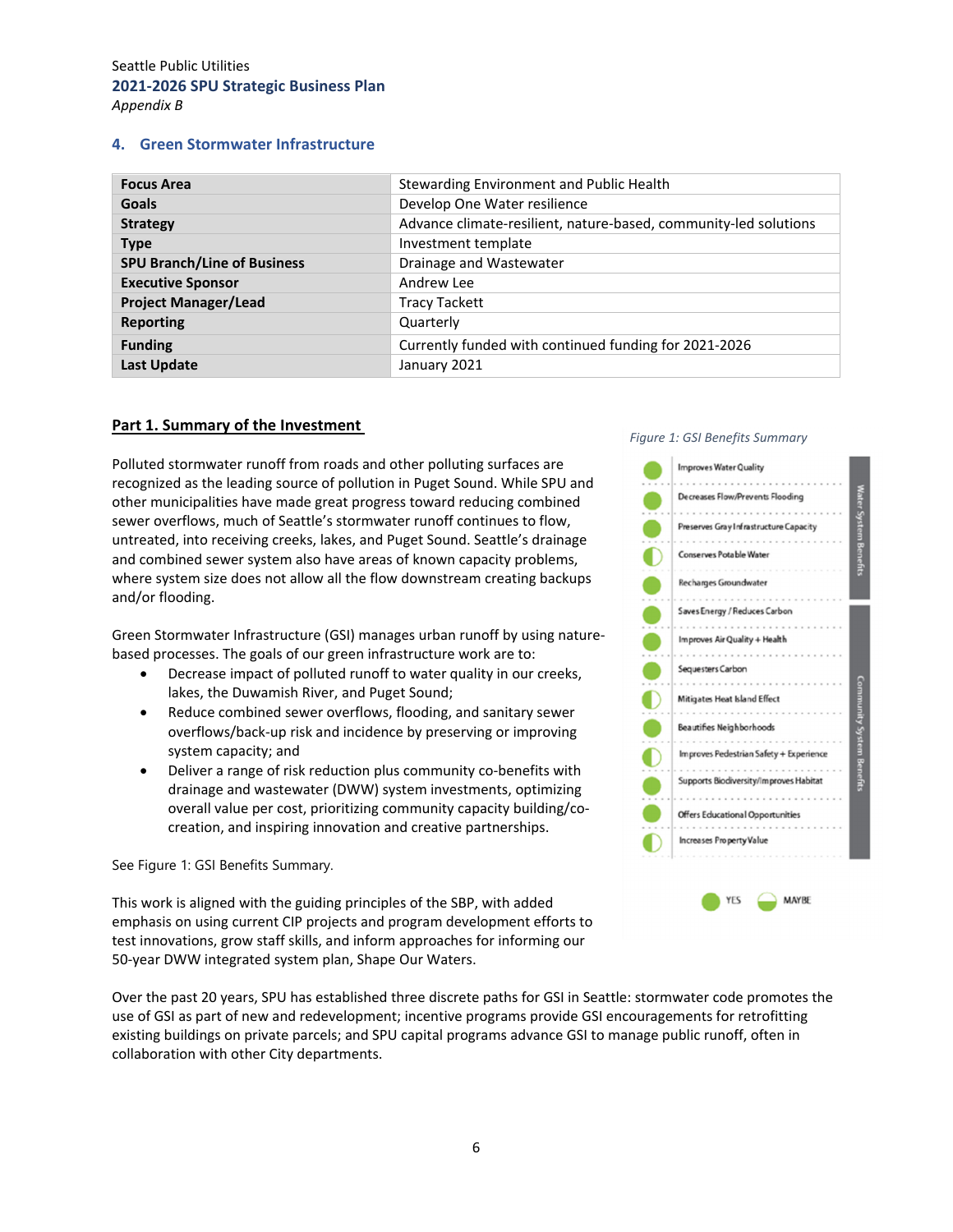## 4. Green Stormwater Infrastructure

| | |
|---|---|
| **Focus Area** | Stewarding Environment and Public Health |
| **Goals** | Develop One Water resilience |
| **Strategy** | Advance climate-resilient, nature-based, community-led solutions |
| **Type** | Investment template |
| **SPU Branch/Line of Business** | Drainage and Wastewater |
| **Executive Sponsor** | Andrew Lee |
| **Project Manager/Lead** | Tracy Tackett |
| **Reporting** | Quarterly |
| **Funding** | Currently funded with continued funding for 2021-2026 |
| **Last Update** | January 2021 |

### Part 1. Summary of the Investment

Polluted stormwater runoff from roads and other polluting surfaces are recognized as the leading source of pollution in Puget Sound. While SPU and other municipalities have made great progress toward reducing combined sewer overflows, much of Seattle's stormwater runoff continues to flow, untreated, into receiving creeks, lakes, and Puget Sound. Seattle's drainage and combined sewer system also have areas of known capacity problems, where system size does not allow all the flow downstream creating backups and/or flooding.

Green Stormwater Infrastructure (GSI) manages urban runoff by using nature-based processes. The goals of our green infrastructure work are to:

- Decrease impact of polluted runoff to water quality in our creeks, lakes, the Duwamish River, and Puget Sound;
- Reduce combined sewer overflows, flooding, and sanitary sewer overflows/back-up risk and incidence by preserving or improving system capacity; and
- Deliver a range of risk reduction plus community co-benefits with drainage and wastewater (DWW) system investments, optimizing overall value per cost, prioritizing community capacity building/co-creation, and inspiring innovation and creative partnerships.

See Figure 1: GSI Benefits Summary.

*Figure 1: GSI Benefits Summary*

| Benefit | Rating | Category |
|---|---|---|
| Improves Water Quality | YES | Water System Benefits |
| Decreases Flow/Prevents Flooding | YES | Water System Benefits |
| Preserves Gray Infrastructure Capacity | YES | Water System Benefits |
| Conserves Potable Water | MAYBE | Water System Benefits |
| Recharges Groundwater | YES | Water System Benefits |
| Saves Energy / Reduces Carbon | YES | Community System Benefits |
| Improves Air Quality + Health | YES | Community System Benefits |
| Sequesters Carbon | YES | Community System Benefits |
| Mitigates Heat Island Effect | MAYBE | Community System Benefits |
| Beautifies Neighborhoods | YES | Community System Benefits |
| Improves Pedestrian Safety + Experience | MAYBE | Community System Benefits |
| Supports Biodiversity/Improves Habitat | YES | Community System Benefits |
| Offers Educational Opportunities | YES | Community System Benefits |
| Increases Property Value | MAYBE | Community System Benefits |

This work is aligned with the guiding principles of the SBP, with added emphasis on using current CIP projects and program development efforts to test innovations, grow staff skills, and inform approaches for informing our 50-year DWW integrated system plan, Shape Our Waters.

Over the past 20 years, SPU has established three discrete paths for GSI in Seattle: stormwater code promotes the use of GSI as part of new and redevelopment; incentive programs provide GSI encouragements for retrofitting existing buildings on private parcels; and SPU capital programs advance GSI to manage public runoff, often in collaboration with other City departments.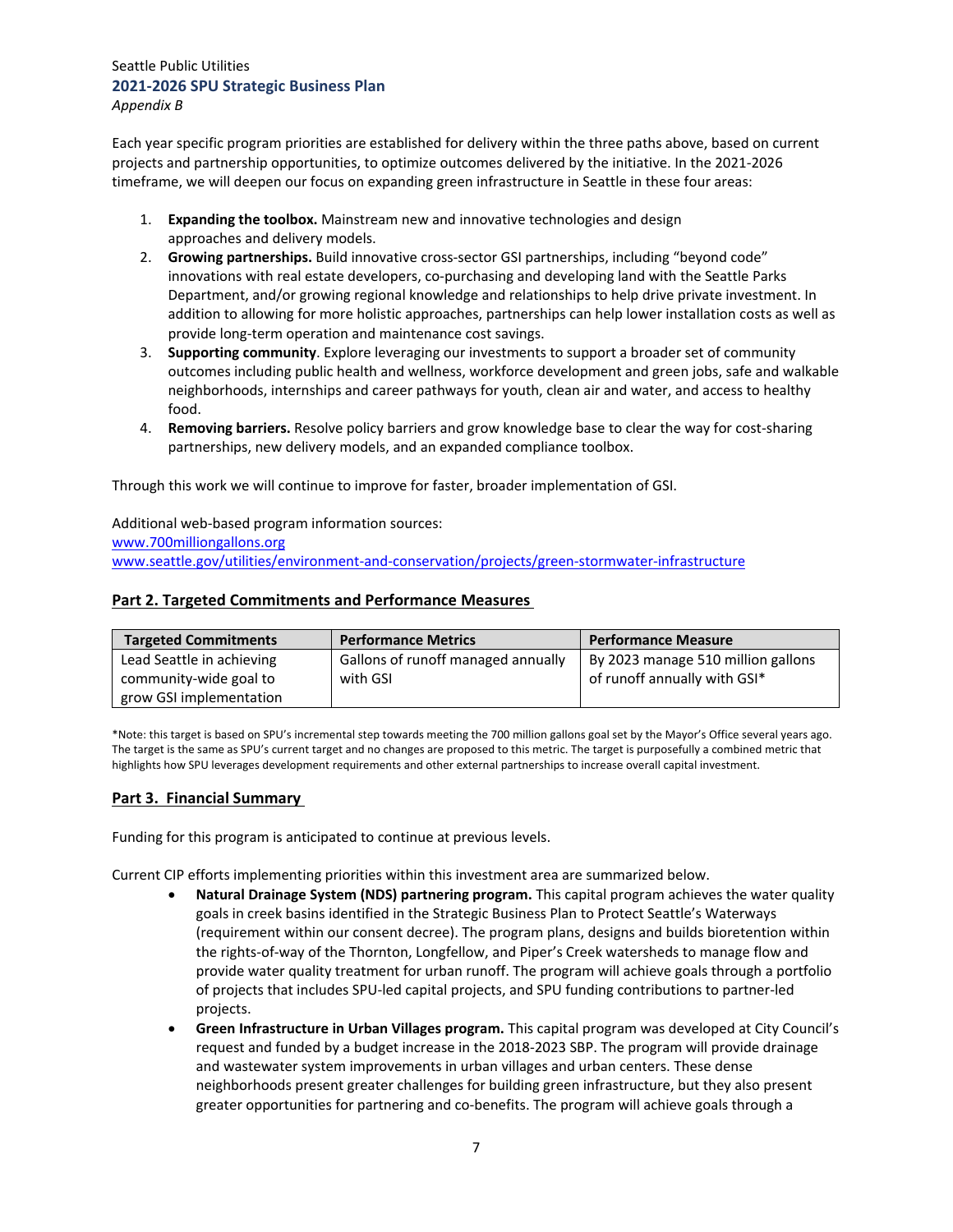Each year specific program priorities are established for delivery within the three paths above, based on current projects and partnership opportunities, to optimize outcomes delivered by the initiative. In the 2021-2026 timeframe, we will deepen our focus on expanding green infrastructure in Seattle in these four areas:

1. **Expanding the toolbox.** Mainstream new and innovative technologies and design approaches and delivery models.
2. **Growing partnerships.** Build innovative cross-sector GSI partnerships, including "beyond code" innovations with real estate developers, co-purchasing and developing land with the Seattle Parks Department, and/or growing regional knowledge and relationships to help drive private investment. In addition to allowing for more holistic approaches, partnerships can help lower installation costs as well as provide long-term operation and maintenance cost savings.
3. **Supporting community**. Explore leveraging our investments to support a broader set of community outcomes including public health and wellness, workforce development and green jobs, safe and walkable neighborhoods, internships and career pathways for youth, clean air and water, and access to healthy food.
4. **Removing barriers.** Resolve policy barriers and grow knowledge base to clear the way for cost-sharing partnerships, new delivery models, and an expanded compliance toolbox.

Through this work we will continue to improve for faster, broader implementation of GSI.

Additional web-based program information sources:
www.700milliongallons.org
www.seattle.gov/utilities/environment-and-conservation/projects/green-stormwater-infrastructure

## Part 2. Targeted Commitments and Performance Measures

| Targeted Commitments | Performance Metrics | Performance Measure |
|---|---|---|
| Lead Seattle in achieving community-wide goal to grow GSI implementation | Gallons of runoff managed annually with GSI | By 2023 manage 510 million gallons of runoff annually with GSI* |

*Note: this target is based on SPU's incremental step towards meeting the 700 million gallons goal set by the Mayor's Office several years ago. The target is the same as SPU's current target and no changes are proposed to this metric. The target is purposefully a combined metric that highlights how SPU leverages development requirements and other external partnerships to increase overall capital investment.

## Part 3. Financial Summary

Funding for this program is anticipated to continue at previous levels.

Current CIP efforts implementing priorities within this investment area are summarized below.

- **Natural Drainage System (NDS) partnering program.** This capital program achieves the water quality goals in creek basins identified in the Strategic Business Plan to Protect Seattle's Waterways (requirement within our consent decree). The program plans, designs and builds bioretention within the rights-of-way of the Thornton, Longfellow, and Piper's Creek watersheds to manage flow and provide water quality treatment for urban runoff. The program will achieve goals through a portfolio of projects that includes SPU-led capital projects, and SPU funding contributions to partner-led projects.
- **Green Infrastructure in Urban Villages program.** This capital program was developed at City Council's request and funded by a budget increase in the 2018-2023 SBP. The program will provide drainage and wastewater system improvements in urban villages and urban centers. These dense neighborhoods present greater challenges for building green infrastructure, but they also present greater opportunities for partnering and co-benefits. The program will achieve goals through a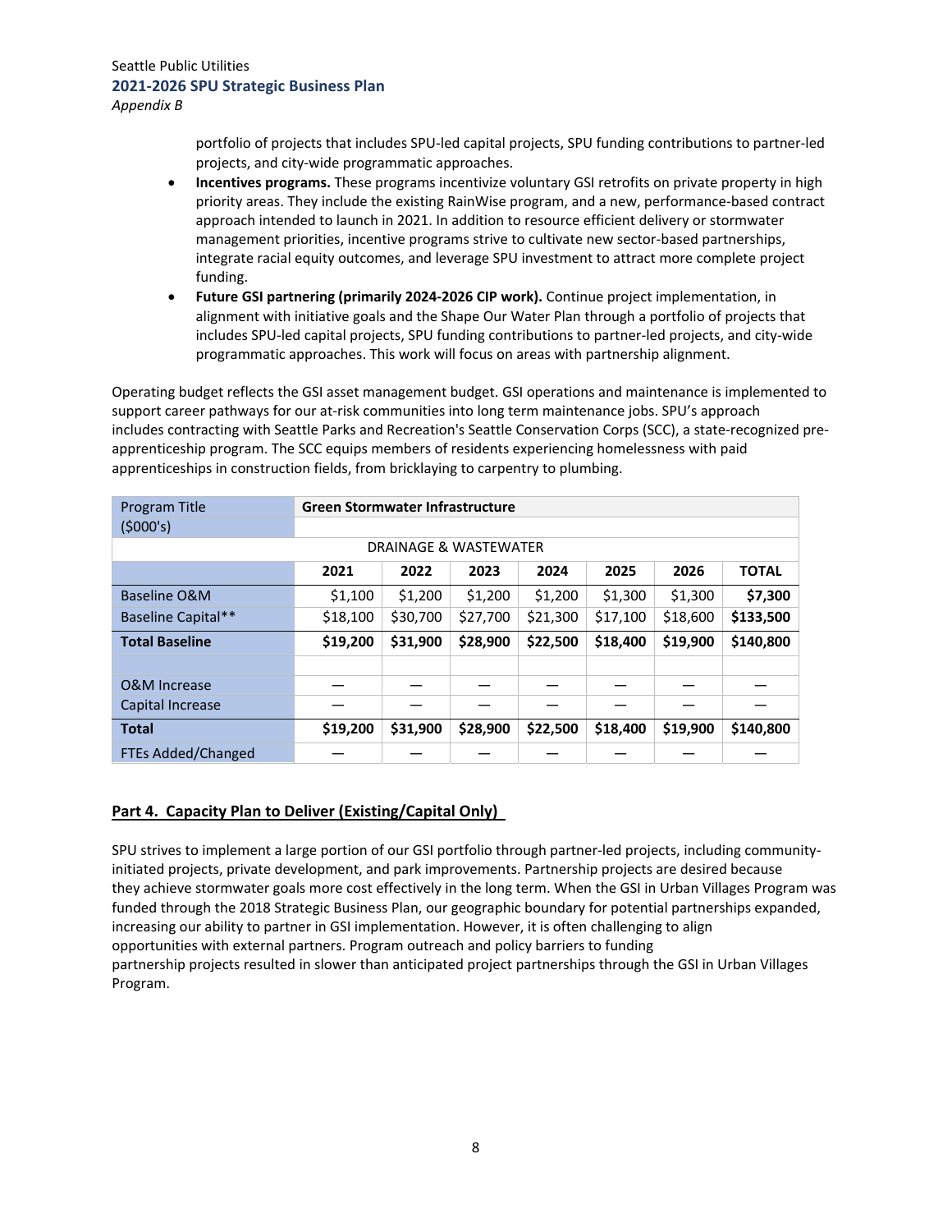portfolio of projects that includes SPU-led capital projects, SPU funding contributions to partner-led projects, and city-wide programmatic approaches.

- **Incentives programs.** These programs incentivize voluntary GSI retrofits on private property in high priority areas. They include the existing RainWise program, and a new, performance-based contract approach intended to launch in 2021. In addition to resource efficient delivery or stormwater management priorities, incentive programs strive to cultivate new sector-based partnerships, integrate racial equity outcomes, and leverage SPU investment to attract more complete project funding.
- **Future GSI partnering (primarily 2024-2026 CIP work).** Continue project implementation, in alignment with initiative goals and the Shape Our Water Plan through a portfolio of projects that includes SPU-led capital projects, SPU funding contributions to partner-led projects, and city-wide programmatic approaches. This work will focus on areas with partnership alignment.

Operating budget reflects the GSI asset management budget. GSI operations and maintenance is implemented to support career pathways for our at-risk communities into long term maintenance jobs. SPU's approach includes contracting with Seattle Parks and Recreation's Seattle Conservation Corps (SCC), a state-recognized pre-apprenticeship program. The SCC equips members of residents experiencing homelessness with paid apprenticeships in construction fields, from bricklaying to carpentry to plumbing.

| Program Title ($000's) | **Green Stormwater Infrastructure** | | | | | | |
|---|---|---|---|---|---|---|---|
| | DRAINAGE & WASTEWATER | | | | | | |
| | **2021** | **2022** | **2023** | **2024** | **2025** | **2026** | **TOTAL** |
| Baseline O&M | $1,100 | $1,200 | $1,200 | $1,200 | $1,300 | $1,300 | **$7,300** |
| Baseline Capital** | $18,100 | $30,700 | $27,700 | $21,300 | $17,100 | $18,600 | **$133,500** |
| **Total Baseline** | **$19,200** | **$31,900** | **$28,900** | **$22,500** | **$18,400** | **$19,900** | **$140,800** |
| | | | | | | | |
| O&M Increase | — | — | — | — | — | — | — |
| Capital Increase | — | — | — | — | — | — | — |
| **Total** | **$19,200** | **$31,900** | **$28,900** | **$22,500** | **$18,400** | **$19,900** | **$140,800** |
| FTEs Added/Changed | — | — | — | — | — | — | — |

## Part 4. Capacity Plan to Deliver (Existing/Capital Only)

SPU strives to implement a large portion of our GSI portfolio through partner-led projects, including community-initiated projects, private development, and park improvements. Partnership projects are desired because they achieve stormwater goals more cost effectively in the long term. When the GSI in Urban Villages Program was funded through the 2018 Strategic Business Plan, our geographic boundary for potential partnerships expanded, increasing our ability to partner in GSI implementation. However, it is often challenging to align opportunities with external partners. Program outreach and policy barriers to funding partnership projects resulted in slower than anticipated project partnerships through the GSI in Urban Villages Program.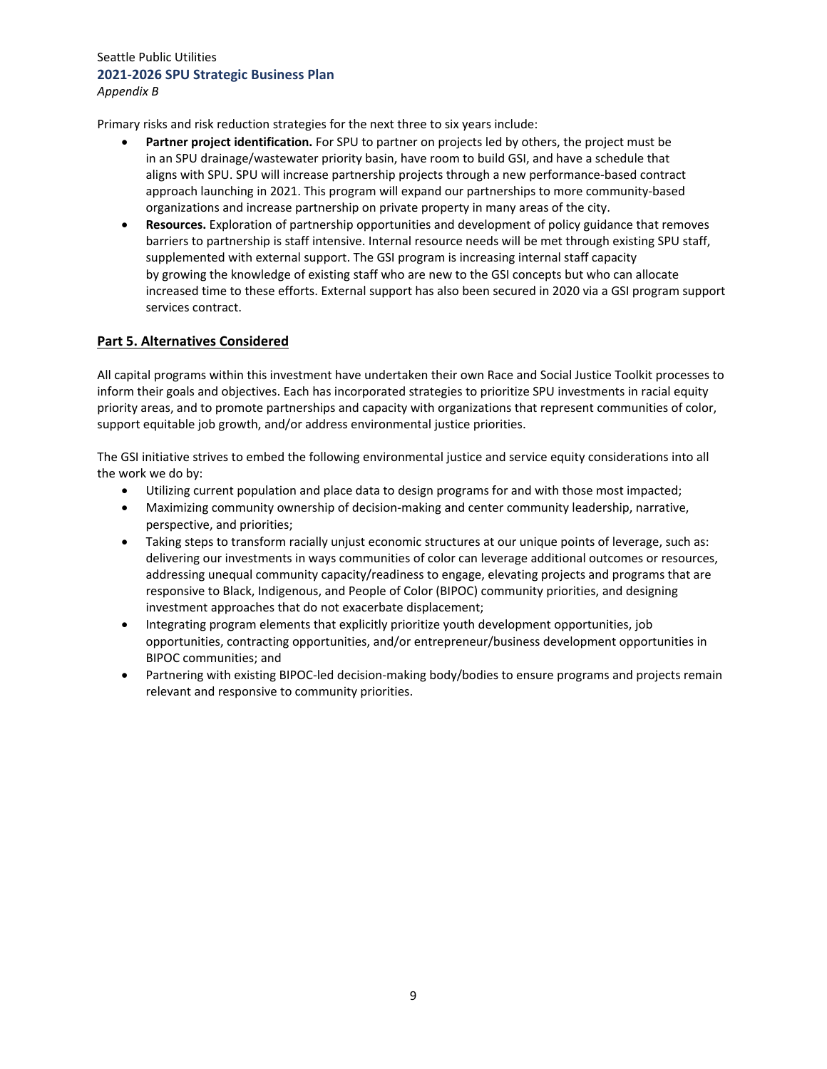Primary risks and risk reduction strategies for the next three to six years include:

- **Partner project identification.** For SPU to partner on projects led by others, the project must be in an SPU drainage/wastewater priority basin, have room to build GSI, and have a schedule that aligns with SPU. SPU will increase partnership projects through a new performance-based contract approach launching in 2021. This program will expand our partnerships to more community-based organizations and increase partnership on private property in many areas of the city.
- **Resources.** Exploration of partnership opportunities and development of policy guidance that removes barriers to partnership is staff intensive. Internal resource needs will be met through existing SPU staff, supplemented with external support. The GSI program is increasing internal staff capacity by growing the knowledge of existing staff who are new to the GSI concepts but who can allocate increased time to these efforts. External support has also been secured in 2020 via a GSI program support services contract.

## Part 5. Alternatives Considered

All capital programs within this investment have undertaken their own Race and Social Justice Toolkit processes to inform their goals and objectives. Each has incorporated strategies to prioritize SPU investments in racial equity priority areas, and to promote partnerships and capacity with organizations that represent communities of color, support equitable job growth, and/or address environmental justice priorities.

The GSI initiative strives to embed the following environmental justice and service equity considerations into all the work we do by:

- Utilizing current population and place data to design programs for and with those most impacted;
- Maximizing community ownership of decision-making and center community leadership, narrative, perspective, and priorities;
- Taking steps to transform racially unjust economic structures at our unique points of leverage, such as: delivering our investments in ways communities of color can leverage additional outcomes or resources, addressing unequal community capacity/readiness to engage, elevating projects and programs that are responsive to Black, Indigenous, and People of Color (BIPOC) community priorities, and designing investment approaches that do not exacerbate displacement;
- Integrating program elements that explicitly prioritize youth development opportunities, job opportunities, contracting opportunities, and/or entrepreneur/business development opportunities in BIPOC communities; and
- Partnering with existing BIPOC-led decision-making body/bodies to ensure programs and projects remain relevant and responsive to community priorities.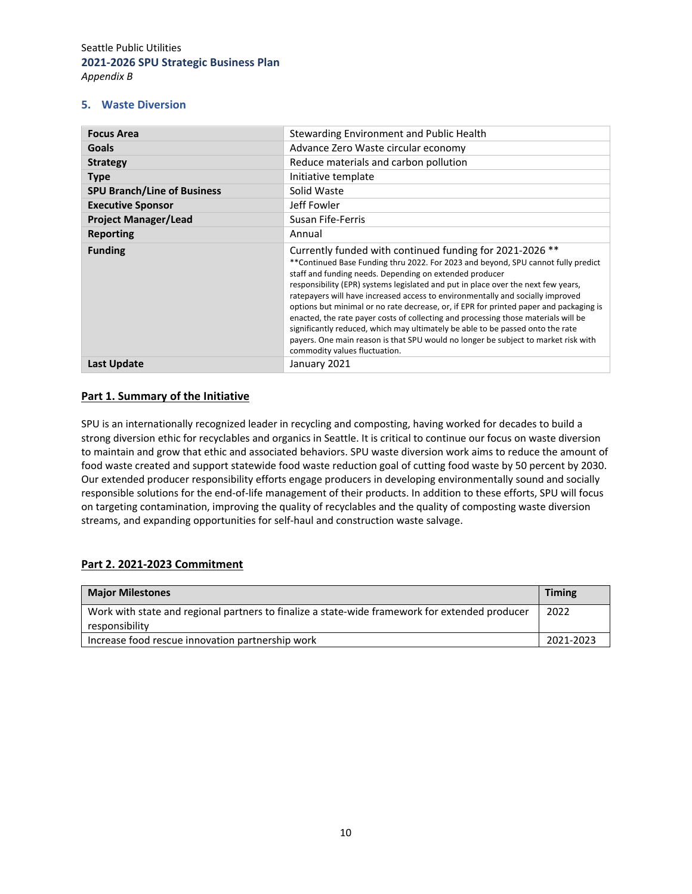## 5. Waste Diversion

| | |
|---|---|
| **Focus Area** | Stewarding Environment and Public Health |
| **Goals** | Advance Zero Waste circular economy |
| **Strategy** | Reduce materials and carbon pollution |
| **Type** | Initiative template |
| **SPU Branch/Line of Business** | Solid Waste |
| **Executive Sponsor** | Jeff Fowler |
| **Project Manager/Lead** | Susan Fife-Ferris |
| **Reporting** | Annual |
| **Funding** | Currently funded with continued funding for 2021-2026 ** <br> **Continued Base Funding thru 2022. For 2023 and beyond, SPU cannot fully predict staff and funding needs. Depending on extended producer responsibility (EPR) systems legislated and put in place over the next few years, ratepayers will have increased access to environmentally and socially improved options but minimal or no rate decrease, or, if EPR for printed paper and packaging is enacted, the rate payer costs of collecting and processing those materials will be significantly reduced, which may ultimately be able to be passed onto the rate payers. One main reason is that SPU would no longer be subject to market risk with commodity values fluctuation. |
| **Last Update** | January 2021 |

### Part 1. Summary of the Initiative

SPU is an internationally recognized leader in recycling and composting, having worked for decades to build a strong diversion ethic for recyclables and organics in Seattle. It is critical to continue our focus on waste diversion to maintain and grow that ethic and associated behaviors. SPU waste diversion work aims to reduce the amount of food waste created and support statewide food waste reduction goal of cutting food waste by 50 percent by 2030. Our extended producer responsibility efforts engage producers in developing environmentally sound and socially responsible solutions for the end-of-life management of their products. In addition to these efforts, SPU will focus on targeting contamination, improving the quality of recyclables and the quality of composting waste diversion streams, and expanding opportunities for self-haul and construction waste salvage.

### Part 2. 2021-2023 Commitment

| Major Milestones | Timing |
|---|---|
| Work with state and regional partners to finalize a state-wide framework for extended producer responsibility | 2022 |
| Increase food rescue innovation partnership work | 2021-2023 |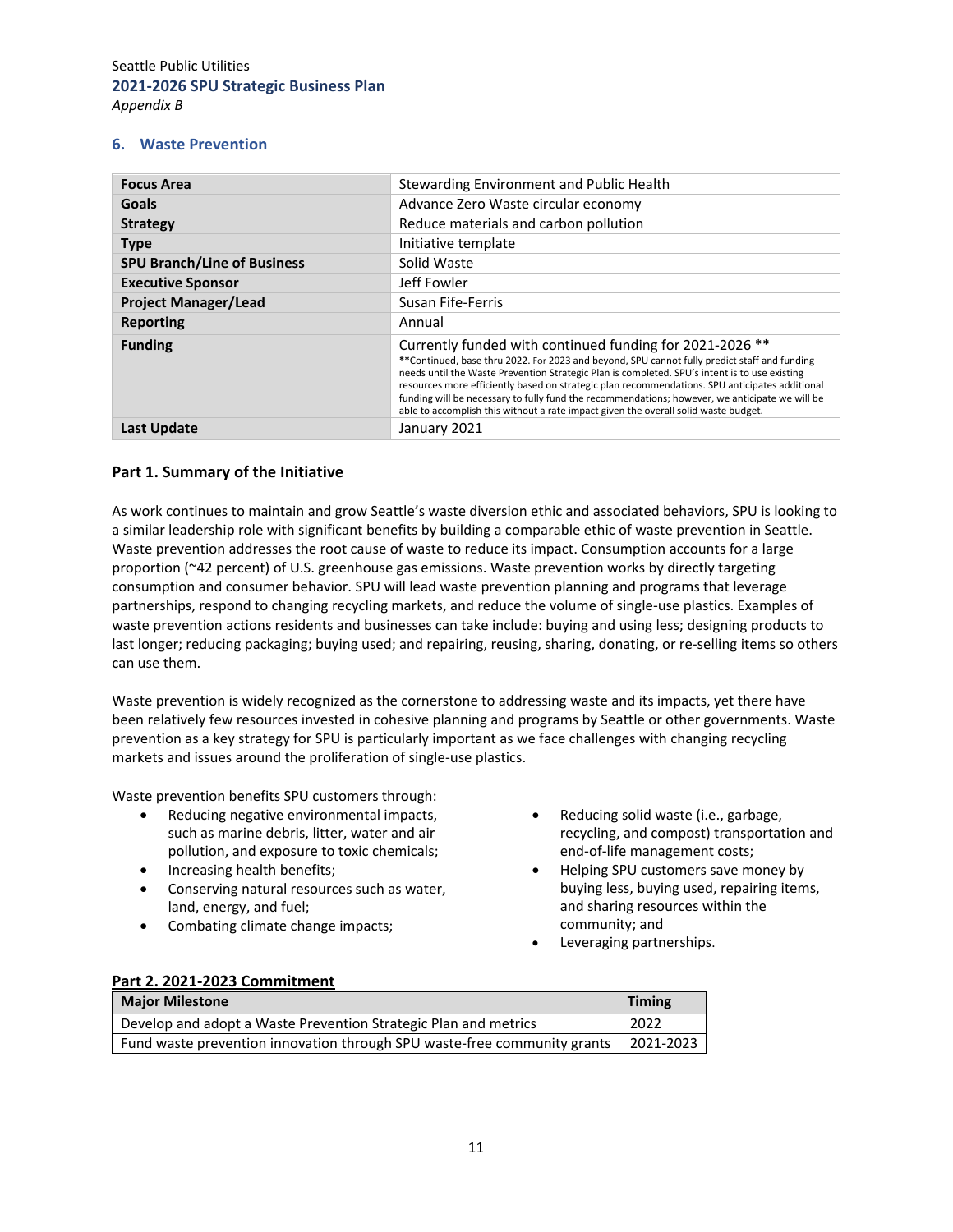## 6. Waste Prevention

| | |
|---|---|
| **Focus Area** | Stewarding Environment and Public Health |
| **Goals** | Advance Zero Waste circular economy |
| **Strategy** | Reduce materials and carbon pollution |
| **Type** | Initiative template |
| **SPU Branch/Line of Business** | Solid Waste |
| **Executive Sponsor** | Jeff Fowler |
| **Project Manager/Lead** | Susan Fife-Ferris |
| **Reporting** | Annual |
| **Funding** | Currently funded with continued funding for 2021-2026 ** <br>**Continued, base thru 2022. For 2023 and beyond, SPU cannot fully predict staff and funding needs until the Waste Prevention Strategic Plan is completed. SPU's intent is to use existing resources more efficiently based on strategic plan recommendations. SPU anticipates additional funding will be necessary to fully fund the recommendations; however, we anticipate we will be able to accomplish this without a rate impact given the overall solid waste budget. |
| **Last Update** | January 2021 |

### Part 1. Summary of the Initiative

As work continues to maintain and grow Seattle's waste diversion ethic and associated behaviors, SPU is looking to a similar leadership role with significant benefits by building a comparable ethic of waste prevention in Seattle. Waste prevention addresses the root cause of waste to reduce its impact. Consumption accounts for a large proportion (~42 percent) of U.S. greenhouse gas emissions. Waste prevention works by directly targeting consumption and consumer behavior. SPU will lead waste prevention planning and programs that leverage partnerships, respond to changing recycling markets, and reduce the volume of single-use plastics. Examples of waste prevention actions residents and businesses can take include: buying and using less; designing products to last longer; reducing packaging; buying used; and repairing, reusing, sharing, donating, or re-selling items so others can use them.

Waste prevention is widely recognized as the cornerstone to addressing waste and its impacts, yet there have been relatively few resources invested in cohesive planning and programs by Seattle or other governments. Waste prevention as a key strategy for SPU is particularly important as we face challenges with changing recycling markets and issues around the proliferation of single-use plastics.

Waste prevention benefits SPU customers through:

- Reducing negative environmental impacts, such as marine debris, litter, water and air pollution, and exposure to toxic chemicals;
- Increasing health benefits;
- Conserving natural resources such as water, land, energy, and fuel;
- Combating climate change impacts;
- Reducing solid waste (i.e., garbage, recycling, and compost) transportation and end-of-life management costs;
- Helping SPU customers save money by buying less, buying used, repairing items, and sharing resources within the community; and
- Leveraging partnerships.

### Part 2. 2021-2023 Commitment

| Major Milestone | Timing |
|---|---|
| Develop and adopt a Waste Prevention Strategic Plan and metrics | 2022 |
| Fund waste prevention innovation through SPU waste-free community grants | 2021-2023 |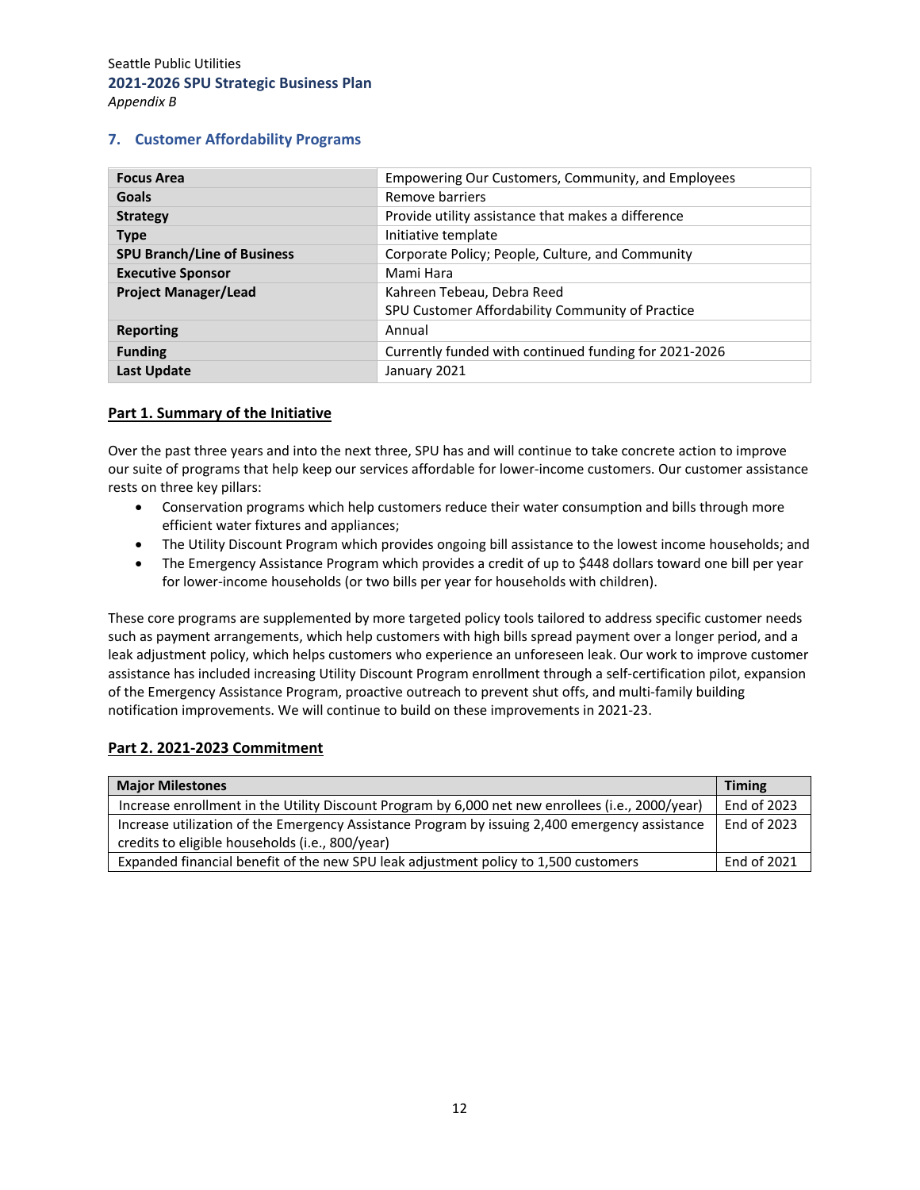Seattle Public Utilities
**2021-2026 SPU Strategic Business Plan**
*Appendix B*

## 7. Customer Affordability Programs

| | |
|---|---|
| **Focus Area** | Empowering Our Customers, Community, and Employees |
| **Goals** | Remove barriers |
| **Strategy** | Provide utility assistance that makes a difference |
| **Type** | Initiative template |
| **SPU Branch/Line of Business** | Corporate Policy; People, Culture, and Community |
| **Executive Sponsor** | Mami Hara |
| **Project Manager/Lead** | Kahreen Tebeau, Debra Reed<br>SPU Customer Affordability Community of Practice |
| **Reporting** | Annual |
| **Funding** | Currently funded with continued funding for 2021-2026 |
| **Last Update** | January 2021 |

### Part 1. Summary of the Initiative

Over the past three years and into the next three, SPU has and will continue to take concrete action to improve our suite of programs that help keep our services affordable for lower-income customers. Our customer assistance rests on three key pillars:

- Conservation programs which help customers reduce their water consumption and bills through more efficient water fixtures and appliances;
- The Utility Discount Program which provides ongoing bill assistance to the lowest income households; and
- The Emergency Assistance Program which provides a credit of up to $448 dollars toward one bill per year for lower-income households (or two bills per year for households with children).

These core programs are supplemented by more targeted policy tools tailored to address specific customer needs such as payment arrangements, which help customers with high bills spread payment over a longer period, and a leak adjustment policy, which helps customers who experience an unforeseen leak. Our work to improve customer assistance has included increasing Utility Discount Program enrollment through a self-certification pilot, expansion of the Emergency Assistance Program, proactive outreach to prevent shut offs, and multi-family building notification improvements. We will continue to build on these improvements in 2021-23.

### Part 2. 2021-2023 Commitment

| Major Milestones | Timing |
|---|---|
| Increase enrollment in the Utility Discount Program by 6,000 net new enrollees (i.e., 2000/year) | End of 2023 |
| Increase utilization of the Emergency Assistance Program by issuing 2,400 emergency assistance credits to eligible households (i.e., 800/year) | End of 2023 |
| Expanded financial benefit of the new SPU leak adjustment policy to 1,500 customers | End of 2021 |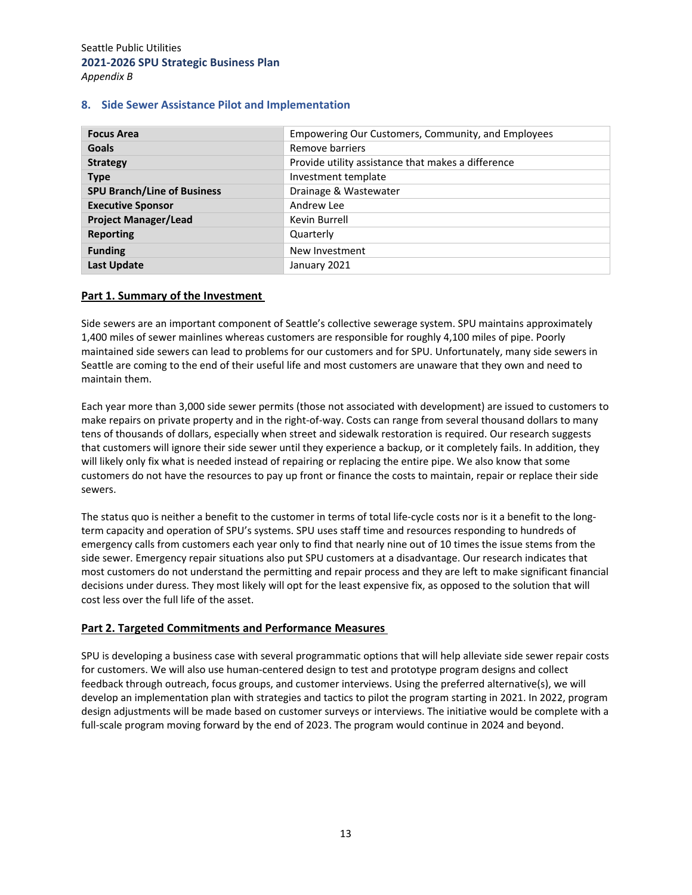## 8. Side Sewer Assistance Pilot and Implementation

| | |
|---|---|
| **Focus Area** | Empowering Our Customers, Community, and Employees |
| **Goals** | Remove barriers |
| **Strategy** | Provide utility assistance that makes a difference |
| **Type** | Investment template |
| **SPU Branch/Line of Business** | Drainage & Wastewater |
| **Executive Sponsor** | Andrew Lee |
| **Project Manager/Lead** | Kevin Burrell |
| **Reporting** | Quarterly |
| **Funding** | New Investment |
| **Last Update** | January 2021 |

### Part 1. Summary of the Investment

Side sewers are an important component of Seattle's collective sewerage system. SPU maintains approximately 1,400 miles of sewer mainlines whereas customers are responsible for roughly 4,100 miles of pipe. Poorly maintained side sewers can lead to problems for our customers and for SPU. Unfortunately, many side sewers in Seattle are coming to the end of their useful life and most customers are unaware that they own and need to maintain them.

Each year more than 3,000 side sewer permits (those not associated with development) are issued to customers to make repairs on private property and in the right-of-way. Costs can range from several thousand dollars to many tens of thousands of dollars, especially when street and sidewalk restoration is required. Our research suggests that customers will ignore their side sewer until they experience a backup, or it completely fails. In addition, they will likely only fix what is needed instead of repairing or replacing the entire pipe. We also know that some customers do not have the resources to pay up front or finance the costs to maintain, repair or replace their side sewers.

The status quo is neither a benefit to the customer in terms of total life-cycle costs nor is it a benefit to the long-term capacity and operation of SPU's systems. SPU uses staff time and resources responding to hundreds of emergency calls from customers each year only to find that nearly nine out of 10 times the issue stems from the side sewer. Emergency repair situations also put SPU customers at a disadvantage. Our research indicates that most customers do not understand the permitting and repair process and they are left to make significant financial decisions under duress. They most likely will opt for the least expensive fix, as opposed to the solution that will cost less over the full life of the asset.

### Part 2. Targeted Commitments and Performance Measures

SPU is developing a business case with several programmatic options that will help alleviate side sewer repair costs for customers. We will also use human-centered design to test and prototype program designs and collect feedback through outreach, focus groups, and customer interviews. Using the preferred alternative(s), we will develop an implementation plan with strategies and tactics to pilot the program starting in 2021. In 2022, program design adjustments will be made based on customer surveys or interviews. The initiative would be complete with a full-scale program moving forward by the end of 2023. The program would continue in 2024 and beyond.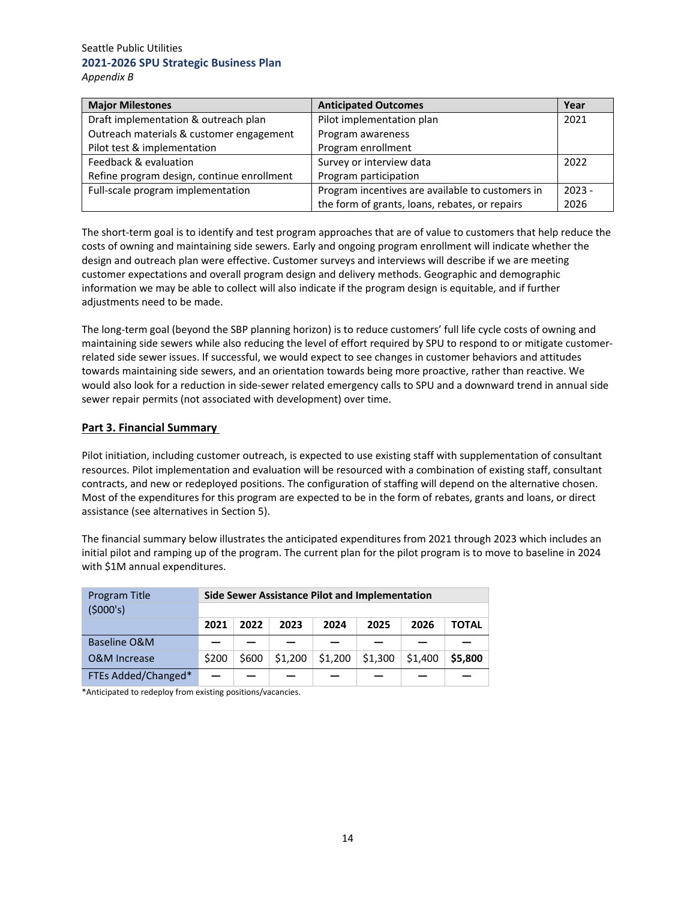| Major Milestones | Anticipated Outcomes | Year |
|---|---|---|
| Draft implementation & outreach plan<br>Outreach materials & customer engagement<br>Pilot test & implementation | Pilot implementation plan<br>Program awareness<br>Program enrollment | 2021 |
| Feedback & evaluation<br>Refine program design, continue enrollment | Survey or interview data<br>Program participation | 2022 |
| Full-scale program implementation | Program incentives are available to customers in the form of grants, loans, rebates, or repairs | 2023 - 2026 |

The short-term goal is to identify and test program approaches that are of value to customers that help reduce the costs of owning and maintaining side sewers. Early and ongoing program enrollment will indicate whether the design and outreach plan were effective. Customer surveys and interviews will describe if we are meeting customer expectations and overall program design and delivery methods. Geographic and demographic information we may be able to collect will also indicate if the program design is equitable, and if further adjustments need to be made.

The long-term goal (beyond the SBP planning horizon) is to reduce customers' full life cycle costs of owning and maintaining side sewers while also reducing the level of effort required by SPU to respond to or mitigate customer-related side sewer issues. If successful, we would expect to see changes in customer behaviors and attitudes towards maintaining side sewers, and an orientation towards being more proactive, rather than reactive. We would also look for a reduction in side-sewer related emergency calls to SPU and a downward trend in annual side sewer repair permits (not associated with development) over time.

## Part 3. Financial Summary

Pilot initiation, including customer outreach, is expected to use existing staff with supplementation of consultant resources. Pilot implementation and evaluation will be resourced with a combination of existing staff, consultant contracts, and new or redeployed positions. The configuration of staffing will depend on the alternative chosen. Most of the expenditures for this program are expected to be in the form of rebates, grants and loans, or direct assistance (see alternatives in Section 5).

The financial summary below illustrates the anticipated expenditures from 2021 through 2023 which includes an initial pilot and ramping up of the program. The current plan for the pilot program is to move to baseline in 2024 with $1M annual expenditures.

| Program Title ($000's) | Side Sewer Assistance Pilot and Implementation | | | | | | |
|---|---|---|---|---|---|---|---|
| | 2021 | 2022 | 2023 | 2024 | 2025 | 2026 | TOTAL |
| Baseline O&M | — | — | — | — | — | — | — |
| O&M Increase | $200 | $600 | $1,200 | $1,200 | $1,300 | $1,400 | **$5,800** |
| FTEs Added/Changed* | — | — | — | — | — | — | — |

*Anticipated to redeploy from existing positions/vacancies.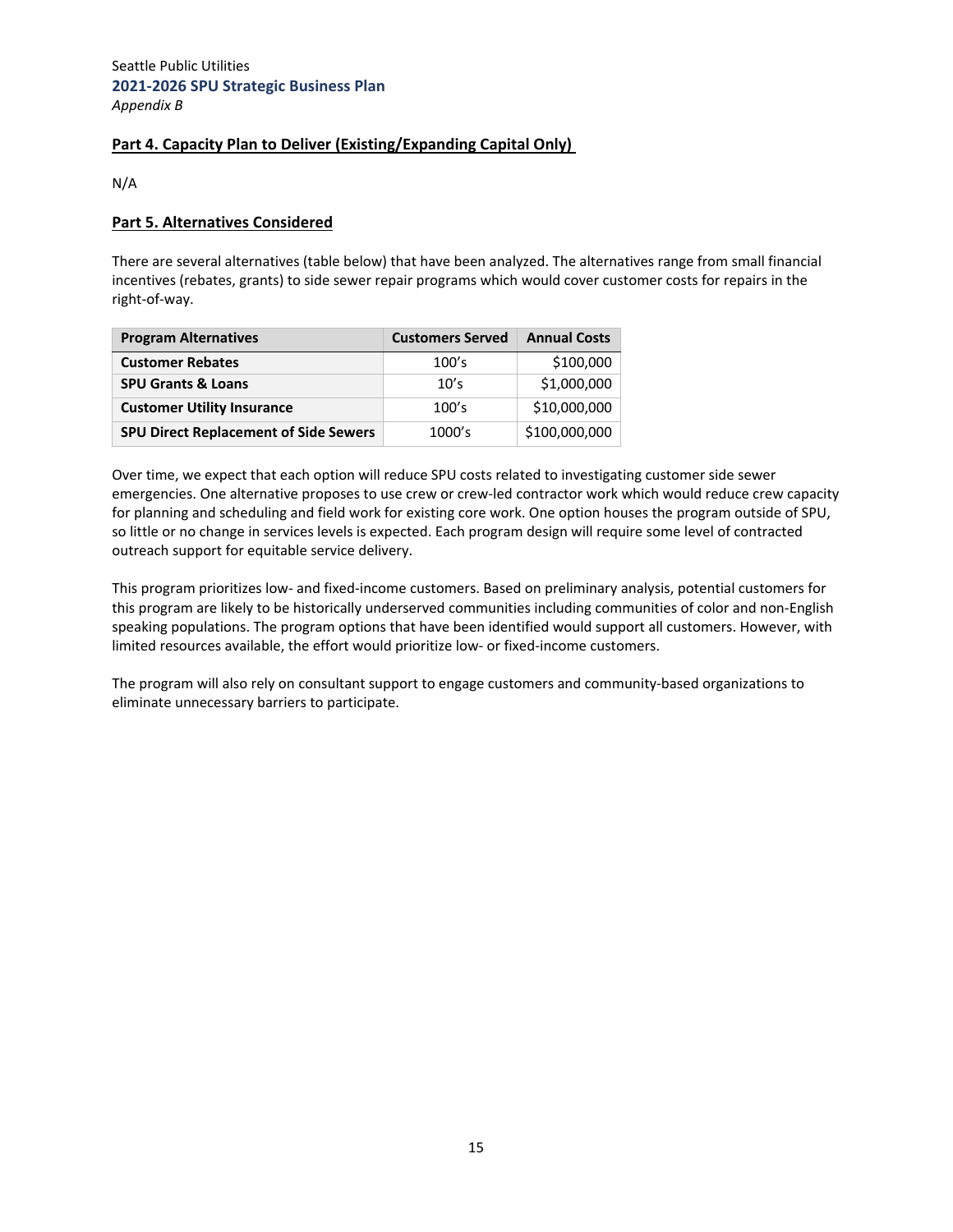## Part 4. Capacity Plan to Deliver (Existing/Expanding Capital Only)

N/A

## Part 5. Alternatives Considered

There are several alternatives (table below) that have been analyzed. The alternatives range from small financial incentives (rebates, grants) to side sewer repair programs which would cover customer costs for repairs in the right-of-way.

| Program Alternatives | Customers Served | Annual Costs |
|---|---|---|
| **Customer Rebates** | 100's | $100,000 |
| **SPU Grants & Loans** | 10's | $1,000,000 |
| **Customer Utility Insurance** | 100's | $10,000,000 |
| **SPU Direct Replacement of Side Sewers** | 1000's | $100,000,000 |

Over time, we expect that each option will reduce SPU costs related to investigating customer side sewer emergencies. One alternative proposes to use crew or crew-led contractor work which would reduce crew capacity for planning and scheduling and field work for existing core work. One option houses the program outside of SPU, so little or no change in services levels is expected. Each program design will require some level of contracted outreach support for equitable service delivery.

This program prioritizes low- and fixed-income customers. Based on preliminary analysis, potential customers for this program are likely to be historically underserved communities including communities of color and non-English speaking populations. The program options that have been identified would support all customers. However, with limited resources available, the effort would prioritize low- or fixed-income customers.

The program will also rely on consultant support to engage customers and community-based organizations to eliminate unnecessary barriers to participate.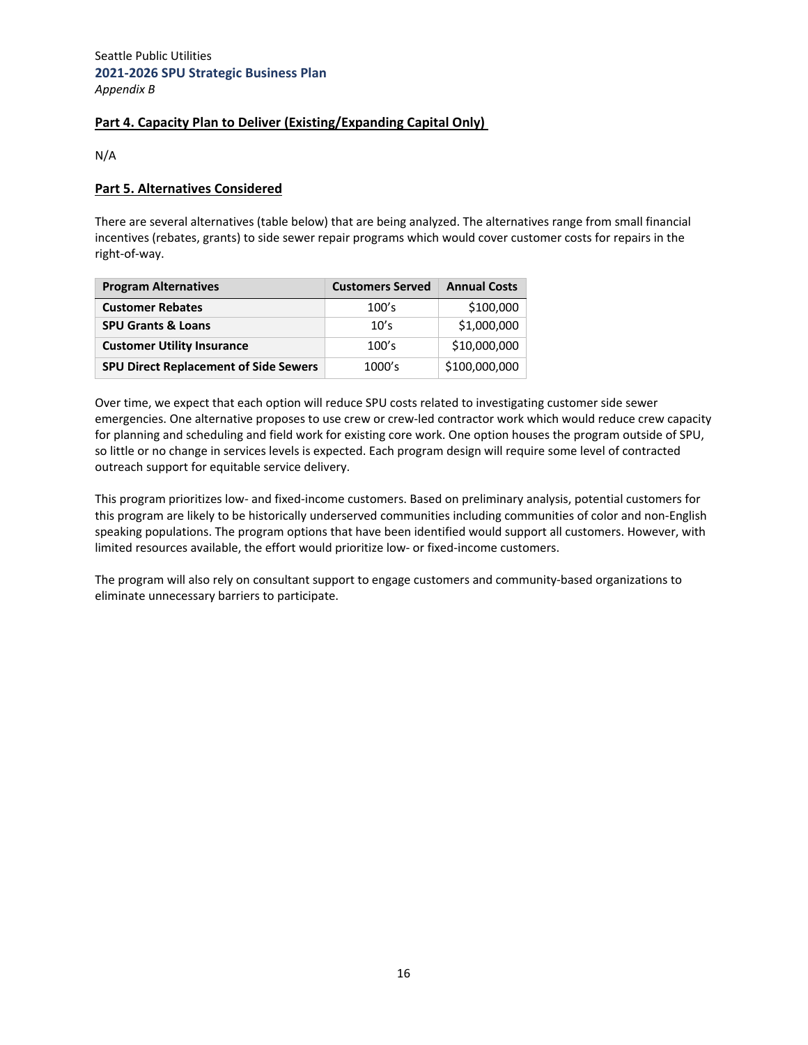## Part 4. Capacity Plan to Deliver (Existing/Expanding Capital Only)

N/A

## Part 5. Alternatives Considered

There are several alternatives (table below) that are being analyzed. The alternatives range from small financial incentives (rebates, grants) to side sewer repair programs which would cover customer costs for repairs in the right-of-way.

| Program Alternatives | Customers Served | Annual Costs |
|---|---|---|
| **Customer Rebates** | 100's | $100,000 |
| **SPU Grants & Loans** | 10's | $1,000,000 |
| **Customer Utility Insurance** | 100's | $10,000,000 |
| **SPU Direct Replacement of Side Sewers** | 1000's | $100,000,000 |

Over time, we expect that each option will reduce SPU costs related to investigating customer side sewer emergencies. One alternative proposes to use crew or crew-led contractor work which would reduce crew capacity for planning and scheduling and field work for existing core work. One option houses the program outside of SPU, so little or no change in services levels is expected. Each program design will require some level of contracted outreach support for equitable service delivery.

This program prioritizes low- and fixed-income customers. Based on preliminary analysis, potential customers for this program are likely to be historically underserved communities including communities of color and non-English speaking populations. The program options that have been identified would support all customers. However, with limited resources available, the effort would prioritize low- or fixed-income customers.

The program will also rely on consultant support to engage customers and community-based organizations to eliminate unnecessary barriers to participate.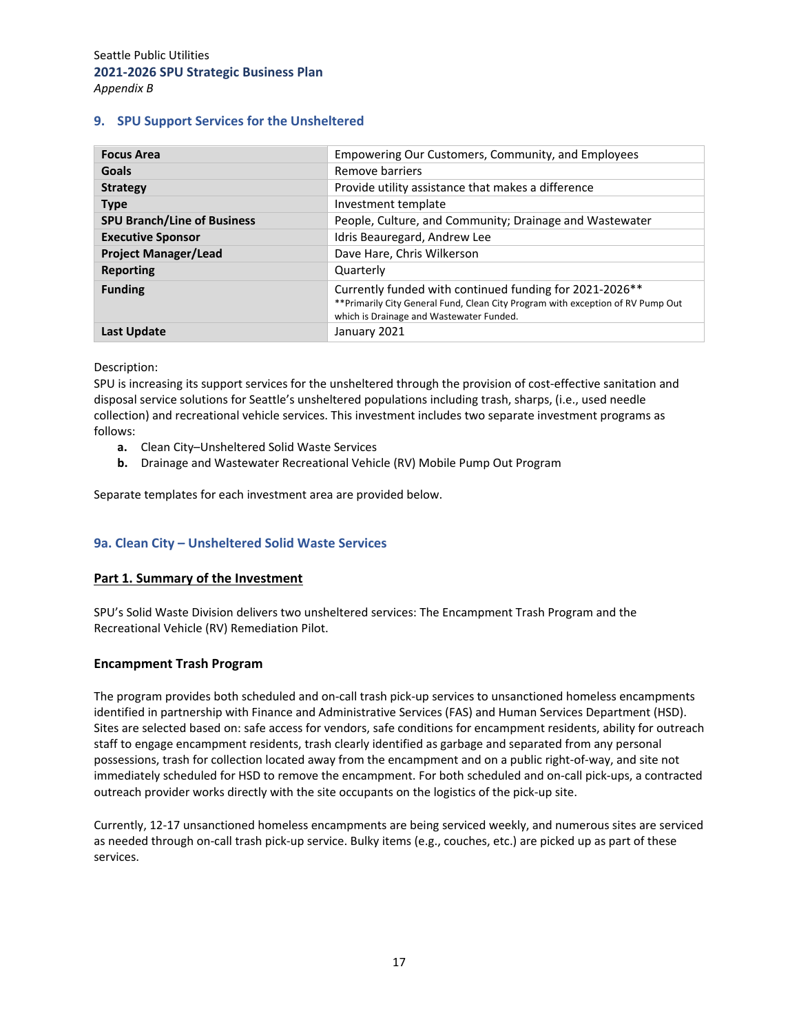## 9. SPU Support Services for the Unsheltered

| | |
|---|---|
| **Focus Area** | Empowering Our Customers, Community, and Employees |
| **Goals** | Remove barriers |
| **Strategy** | Provide utility assistance that makes a difference |
| **Type** | Investment template |
| **SPU Branch/Line of Business** | People, Culture, and Community; Drainage and Wastewater |
| **Executive Sponsor** | Idris Beauregard, Andrew Lee |
| **Project Manager/Lead** | Dave Hare, Chris Wilkerson |
| **Reporting** | Quarterly |
| **Funding** | Currently funded with continued funding for 2021-2026** <br> **Primarily City General Fund, Clean City Program with exception of RV Pump Out which is Drainage and Wastewater Funded. |
| **Last Update** | January 2021 |

Description:
SPU is increasing its support services for the unsheltered through the provision of cost-effective sanitation and disposal service solutions for Seattle's unsheltered populations including trash, sharps, (i.e., used needle collection) and recreational vehicle services. This investment includes two separate investment programs as follows:

- **a.** Clean City–Unsheltered Solid Waste Services
- **b.** Drainage and Wastewater Recreational Vehicle (RV) Mobile Pump Out Program

Separate templates for each investment area are provided below.

### 9a. Clean City – Unsheltered Solid Waste Services

**Part 1. Summary of the Investment**

SPU's Solid Waste Division delivers two unsheltered services: The Encampment Trash Program and the Recreational Vehicle (RV) Remediation Pilot.

#### Encampment Trash Program

The program provides both scheduled and on-call trash pick-up services to unsanctioned homeless encampments identified in partnership with Finance and Administrative Services (FAS) and Human Services Department (HSD). Sites are selected based on: safe access for vendors, safe conditions for encampment residents, ability for outreach staff to engage encampment residents, trash clearly identified as garbage and separated from any personal possessions, trash for collection located away from the encampment and on a public right-of-way, and site not immediately scheduled for HSD to remove the encampment. For both scheduled and on-call pick-ups, a contracted outreach provider works directly with the site occupants on the logistics of the pick-up site.

Currently, 12-17 unsanctioned homeless encampments are being serviced weekly, and numerous sites are serviced as needed through on-call trash pick-up service. Bulky items (e.g., couches, etc.) are picked up as part of these services.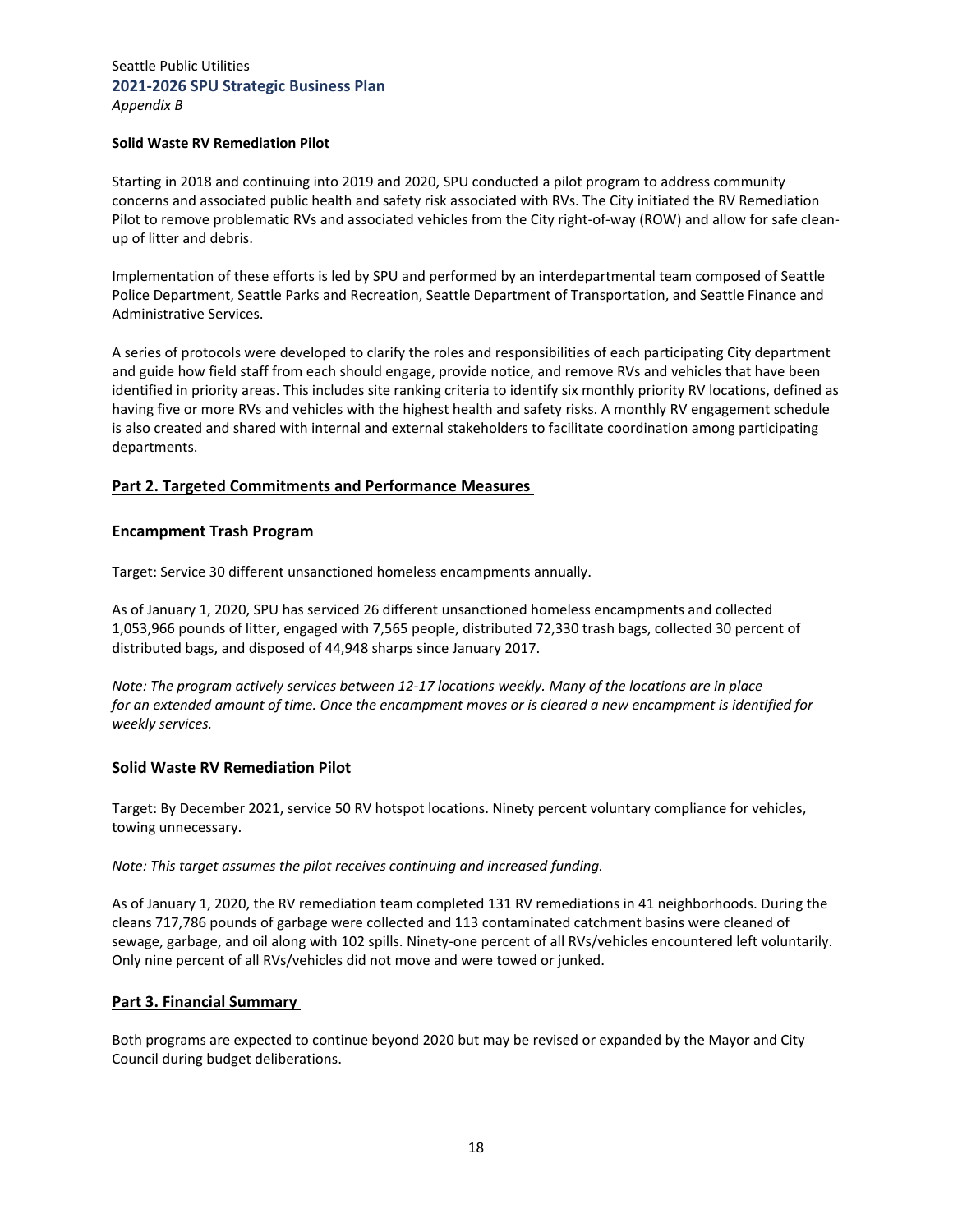**Solid Waste RV Remediation Pilot**

Starting in 2018 and continuing into 2019 and 2020, SPU conducted a pilot program to address community concerns and associated public health and safety risk associated with RVs. The City initiated the RV Remediation Pilot to remove problematic RVs and associated vehicles from the City right-of-way (ROW) and allow for safe clean-up of litter and debris.

Implementation of these efforts is led by SPU and performed by an interdepartmental team composed of Seattle Police Department, Seattle Parks and Recreation, Seattle Department of Transportation, and Seattle Finance and Administrative Services.

A series of protocols were developed to clarify the roles and responsibilities of each participating City department and guide how field staff from each should engage, provide notice, and remove RVs and vehicles that have been identified in priority areas. This includes site ranking criteria to identify six monthly priority RV locations, defined as having five or more RVs and vehicles with the highest health and safety risks. A monthly RV engagement schedule is also created and shared with internal and external stakeholders to facilitate coordination among participating departments.

## Part 2. Targeted Commitments and Performance Measures

### Encampment Trash Program

Target: Service 30 different unsanctioned homeless encampments annually.

As of January 1, 2020, SPU has serviced 26 different unsanctioned homeless encampments and collected 1,053,966 pounds of litter, engaged with 7,565 people, distributed 72,330 trash bags, collected 30 percent of distributed bags, and disposed of 44,948 sharps since January 2017.

*Note: The program actively services between 12-17 locations weekly. Many of the locations are in place for an extended amount of time. Once the encampment moves or is cleared a new encampment is identified for weekly services.*

### Solid Waste RV Remediation Pilot

Target: By December 2021, service 50 RV hotspot locations. Ninety percent voluntary compliance for vehicles, towing unnecessary.

*Note: This target assumes the pilot receives continuing and increased funding.*

As of January 1, 2020, the RV remediation team completed 131 RV remediations in 41 neighborhoods. During the cleans 717,786 pounds of garbage were collected and 113 contaminated catchment basins were cleaned of sewage, garbage, and oil along with 102 spills. Ninety-one percent of all RVs/vehicles encountered left voluntarily. Only nine percent of all RVs/vehicles did not move and were towed or junked.

## Part 3. Financial Summary

Both programs are expected to continue beyond 2020 but may be revised or expanded by the Mayor and City Council during budget deliberations.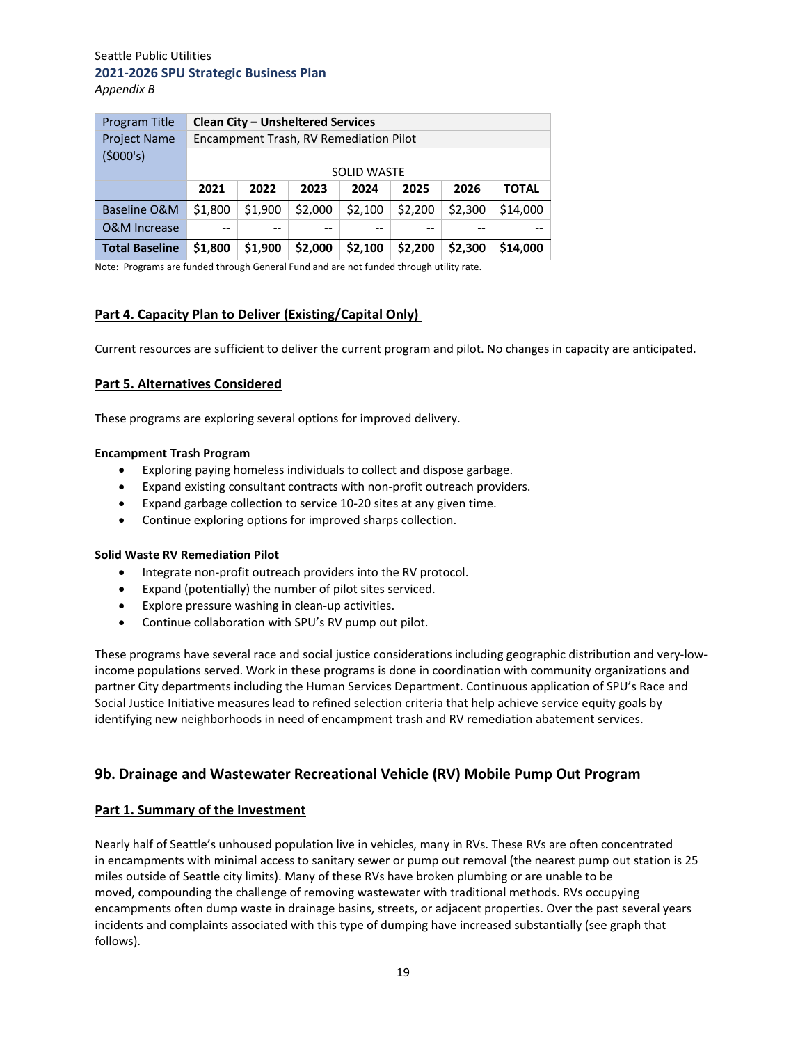| Program Title | Clean City – Unsheltered Services | | | | | | |
|---|---|---|---|---|---|---|---|
| Project Name | Encampment Trash, RV Remediation Pilot | | | | | | |
| ($000's) | SOLID WASTE | | | | | | |
| | **2021** | **2022** | **2023** | **2024** | **2025** | **2026** | **TOTAL** |
| Baseline O&M | $1,800 | $1,900 | $2,000 | $2,100 | $2,200 | $2,300 | $14,000 |
| O&M Increase | -- | -- | -- | -- | -- | -- | -- |
| **Total Baseline** | **$1,800** | **$1,900** | **$2,000** | **$2,100** | **$2,200** | **$2,300** | **$14,000** |

Note: Programs are funded through General Fund and are not funded through utility rate.

## Part 4. Capacity Plan to Deliver (Existing/Capital Only)

Current resources are sufficient to deliver the current program and pilot. No changes in capacity are anticipated.

## Part 5. Alternatives Considered

These programs are exploring several options for improved delivery.

**Encampment Trash Program**

- Exploring paying homeless individuals to collect and dispose garbage.
- Expand existing consultant contracts with non-profit outreach providers.
- Expand garbage collection to service 10-20 sites at any given time.
- Continue exploring options for improved sharps collection.

**Solid Waste RV Remediation Pilot**

- Integrate non-profit outreach providers into the RV protocol.
- Expand (potentially) the number of pilot sites serviced.
- Explore pressure washing in clean-up activities.
- Continue collaboration with SPU's RV pump out pilot.

These programs have several race and social justice considerations including geographic distribution and very-low-income populations served. Work in these programs is done in coordination with community organizations and partner City departments including the Human Services Department. Continuous application of SPU's Race and Social Justice Initiative measures lead to refined selection criteria that help achieve service equity goals by identifying new neighborhoods in need of encampment trash and RV remediation abatement services.

# 9b. Drainage and Wastewater Recreational Vehicle (RV) Mobile Pump Out Program

## Part 1. Summary of the Investment

Nearly half of Seattle's unhoused population live in vehicles, many in RVs. These RVs are often concentrated in encampments with minimal access to sanitary sewer or pump out removal (the nearest pump out station is 25 miles outside of Seattle city limits). Many of these RVs have broken plumbing or are unable to be moved, compounding the challenge of removing wastewater with traditional methods. RVs occupying encampments often dump waste in drainage basins, streets, or adjacent properties. Over the past several years incidents and complaints associated with this type of dumping have increased substantially (see graph that follows).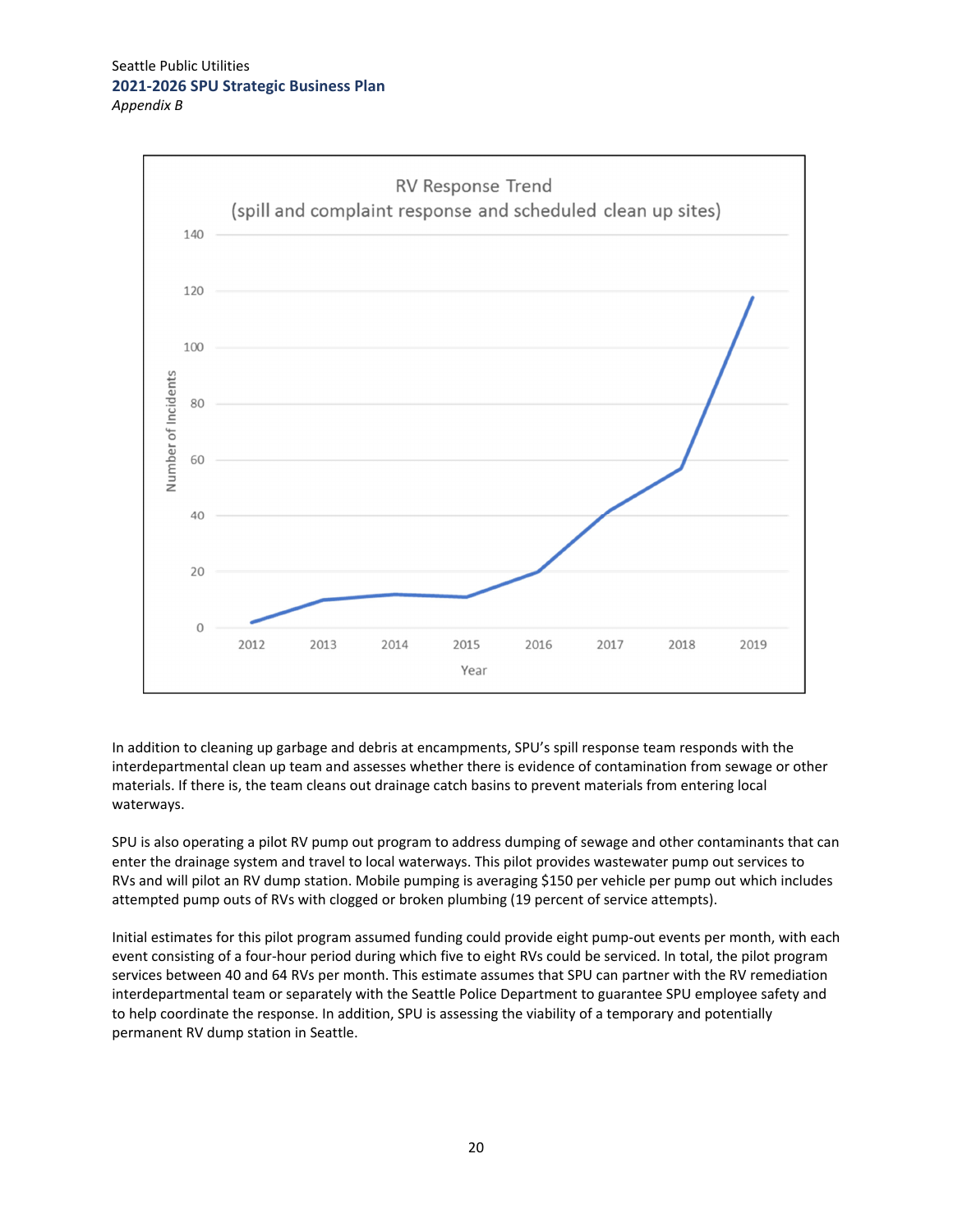RV Response Trend
(spill and complaint response and scheduled clean up sites)

In addition to cleaning up garbage and debris at encampments, SPU's spill response team responds with the interdepartmental clean up team and assesses whether there is evidence of contamination from sewage or other materials. If there is, the team cleans out drainage catch basins to prevent materials from entering local waterways.

SPU is also operating a pilot RV pump out program to address dumping of sewage and other contaminants that can enter the drainage system and travel to local waterways. This pilot provides wastewater pump out services to RVs and will pilot an RV dump station. Mobile pumping is averaging $150 per vehicle per pump out which includes attempted pump outs of RVs with clogged or broken plumbing (19 percent of service attempts).

Initial estimates for this pilot program assumed funding could provide eight pump-out events per month, with each event consisting of a four-hour period during which five to eight RVs could be serviced. In total, the pilot program services between 40 and 64 RVs per month. This estimate assumes that SPU can partner with the RV remediation interdepartmental team or separately with the Seattle Police Department to guarantee SPU employee safety and to help coordinate the response. In addition, SPU is assessing the viability of a temporary and potentially permanent RV dump station in Seattle.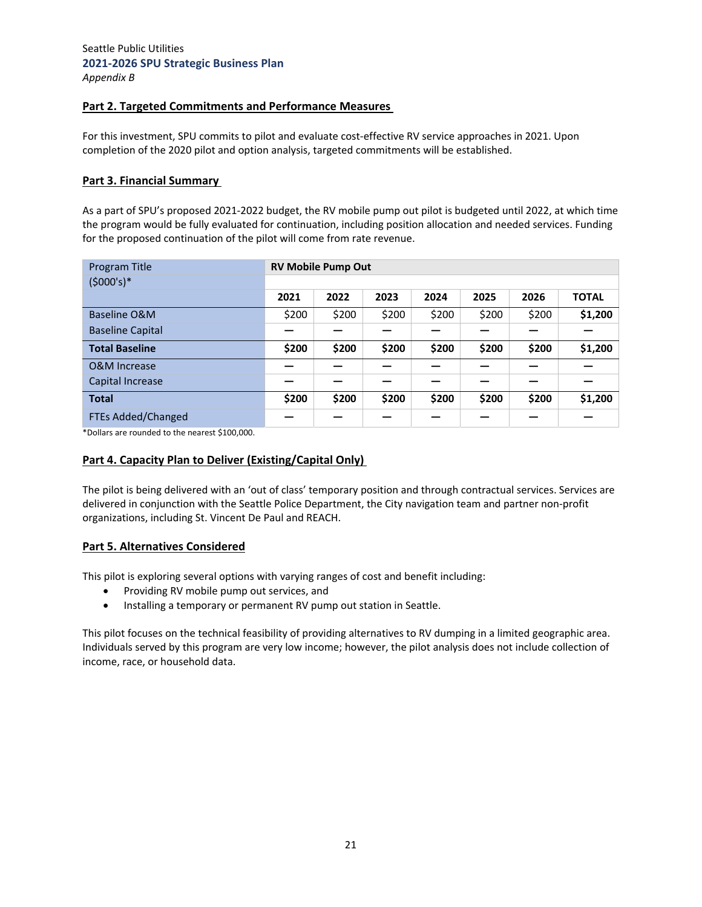## Part 2. Targeted Commitments and Performance Measures

For this investment, SPU commits to pilot and evaluate cost-effective RV service approaches in 2021. Upon completion of the 2020 pilot and option analysis, targeted commitments will be established.

## Part 3. Financial Summary

As a part of SPU's proposed 2021-2022 budget, the RV mobile pump out pilot is budgeted until 2022, at which time the program would be fully evaluated for continuation, including position allocation and needed services. Funding for the proposed continuation of the pilot will come from rate revenue.

| Program Title | **RV Mobile Pump Out** | | | | | | |
|---|---|---|---|---|---|---|---|
| ($000's)* | | | | | | | |
| | **2021** | **2022** | **2023** | **2024** | **2025** | **2026** | **TOTAL** |
| Baseline O&M | $200 | $200 | $200 | $200 | $200 | $200 | **$1,200** |
| Baseline Capital | — | — | — | — | — | — | — |
| **Total Baseline** | **$200** | **$200** | **$200** | **$200** | **$200** | **$200** | **$1,200** |
| O&M Increase | — | — | — | — | — | — | — |
| Capital Increase | — | — | — | — | — | — | — |
| **Total** | **$200** | **$200** | **$200** | **$200** | **$200** | **$200** | **$1,200** |
| FTEs Added/Changed | — | — | — | — | — | — | — |

*Dollars are rounded to the nearest $100,000.

## Part 4. Capacity Plan to Deliver (Existing/Capital Only)

The pilot is being delivered with an 'out of class' temporary position and through contractual services. Services are delivered in conjunction with the Seattle Police Department, the City navigation team and partner non-profit organizations, including St. Vincent De Paul and REACH.

## Part 5. Alternatives Considered

This pilot is exploring several options with varying ranges of cost and benefit including:

- Providing RV mobile pump out services, and
- Installing a temporary or permanent RV pump out station in Seattle.

This pilot focuses on the technical feasibility of providing alternatives to RV dumping in a limited geographic area. Individuals served by this program are very low income; however, the pilot analysis does not include collection of income, race, or household data.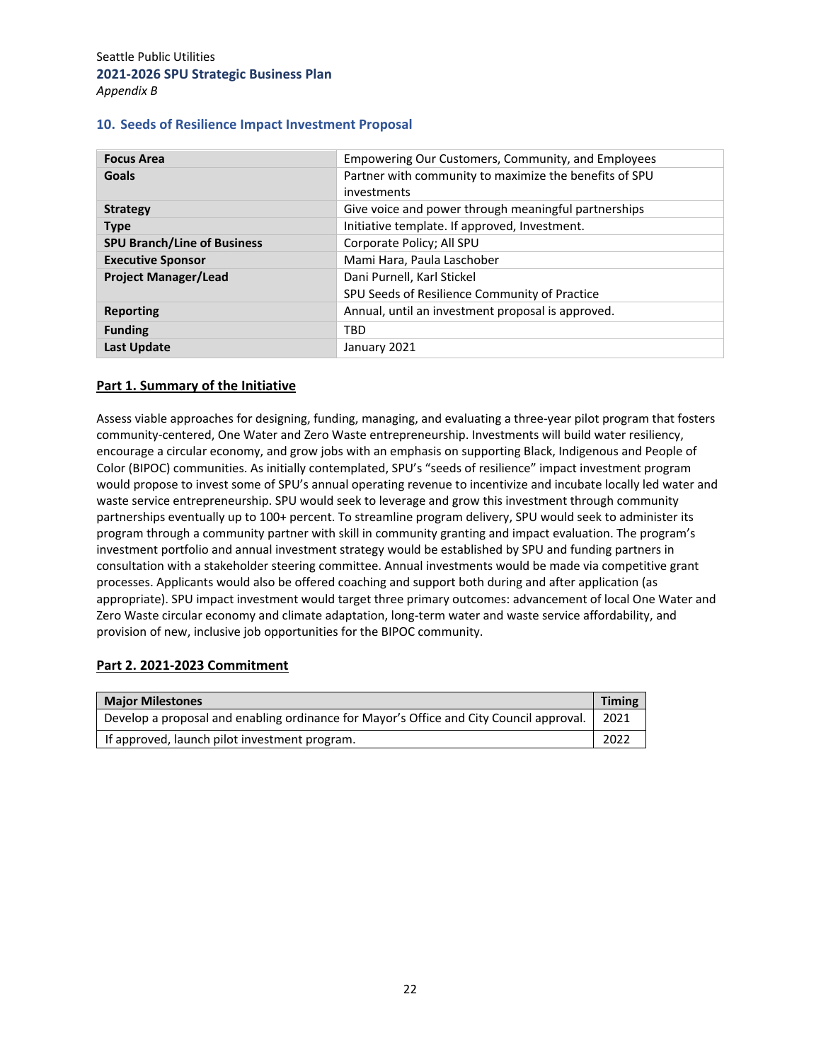## 10. Seeds of Resilience Impact Investment Proposal

| | |
|---|---|
| **Focus Area** | Empowering Our Customers, Community, and Employees |
| **Goals** | Partner with community to maximize the benefits of SPU investments |
| **Strategy** | Give voice and power through meaningful partnerships |
| **Type** | Initiative template. If approved, Investment. |
| **SPU Branch/Line of Business** | Corporate Policy; All SPU |
| **Executive Sponsor** | Mami Hara, Paula Laschober |
| **Project Manager/Lead** | Dani Purnell, Karl Stickel<br>SPU Seeds of Resilience Community of Practice |
| **Reporting** | Annual, until an investment proposal is approved. |
| **Funding** | TBD |
| **Last Update** | January 2021 |

### Part 1. Summary of the Initiative

Assess viable approaches for designing, funding, managing, and evaluating a three-year pilot program that fosters community-centered, One Water and Zero Waste entrepreneurship. Investments will build water resiliency, encourage a circular economy, and grow jobs with an emphasis on supporting Black, Indigenous and People of Color (BIPOC) communities. As initially contemplated, SPU's "seeds of resilience" impact investment program would propose to invest some of SPU's annual operating revenue to incentivize and incubate locally led water and waste service entrepreneurship. SPU would seek to leverage and grow this investment through community partnerships eventually up to 100+ percent. To streamline program delivery, SPU would seek to administer its program through a community partner with skill in community granting and impact evaluation. The program's investment portfolio and annual investment strategy would be established by SPU and funding partners in consultation with a stakeholder steering committee. Annual investments would be made via competitive grant processes. Applicants would also be offered coaching and support both during and after application (as appropriate). SPU impact investment would target three primary outcomes: advancement of local One Water and Zero Waste circular economy and climate adaptation, long-term water and waste service affordability, and provision of new, inclusive job opportunities for the BIPOC community.

### Part 2. 2021-2023 Commitment

| Major Milestones | Timing |
|---|---|
| Develop a proposal and enabling ordinance for Mayor's Office and City Council approval. | 2021 |
| If approved, launch pilot investment program. | 2022 |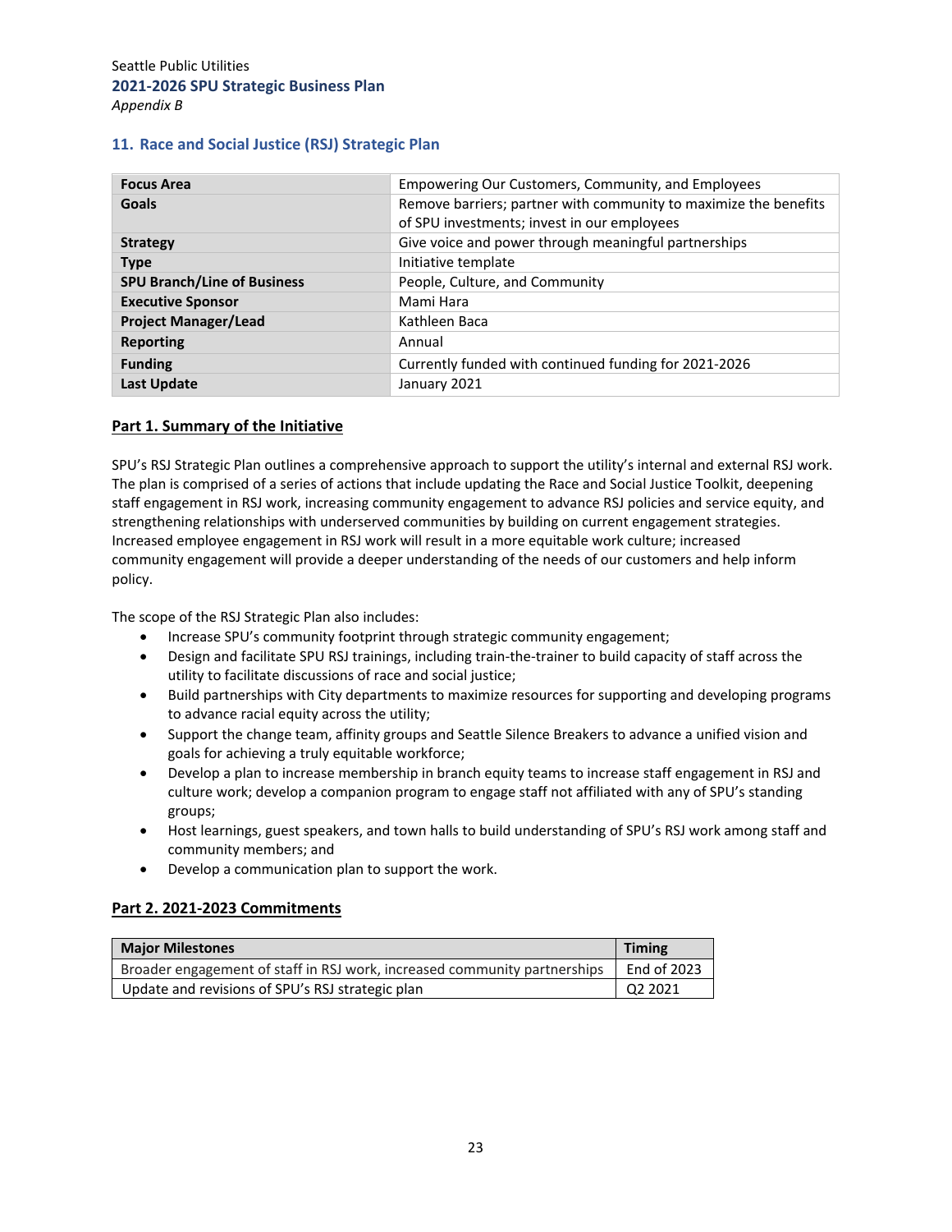## 11. Race and Social Justice (RSJ) Strategic Plan

| | |
|---|---|
| **Focus Area** | Empowering Our Customers, Community, and Employees |
| **Goals** | Remove barriers; partner with community to maximize the benefits of SPU investments; invest in our employees |
| **Strategy** | Give voice and power through meaningful partnerships |
| **Type** | Initiative template |
| **SPU Branch/Line of Business** | People, Culture, and Community |
| **Executive Sponsor** | Mami Hara |
| **Project Manager/Lead** | Kathleen Baca |
| **Reporting** | Annual |
| **Funding** | Currently funded with continued funding for 2021-2026 |
| **Last Update** | January 2021 |

### Part 1. Summary of the Initiative

SPU's RSJ Strategic Plan outlines a comprehensive approach to support the utility's internal and external RSJ work. The plan is comprised of a series of actions that include updating the Race and Social Justice Toolkit, deepening staff engagement in RSJ work, increasing community engagement to advance RSJ policies and service equity, and strengthening relationships with underserved communities by building on current engagement strategies. Increased employee engagement in RSJ work will result in a more equitable work culture; increased community engagement will provide a deeper understanding of the needs of our customers and help inform policy.

The scope of the RSJ Strategic Plan also includes:

- Increase SPU's community footprint through strategic community engagement;
- Design and facilitate SPU RSJ trainings, including train-the-trainer to build capacity of staff across the utility to facilitate discussions of race and social justice;
- Build partnerships with City departments to maximize resources for supporting and developing programs to advance racial equity across the utility;
- Support the change team, affinity groups and Seattle Silence Breakers to advance a unified vision and goals for achieving a truly equitable workforce;
- Develop a plan to increase membership in branch equity teams to increase staff engagement in RSJ and culture work; develop a companion program to engage staff not affiliated with any of SPU's standing groups;
- Host learnings, guest speakers, and town halls to build understanding of SPU's RSJ work among staff and community members; and
- Develop a communication plan to support the work.

### Part 2. 2021-2023 Commitments

| Major Milestones | Timing |
|---|---|
| Broader engagement of staff in RSJ work, increased community partnerships | End of 2023 |
| Update and revisions of SPU's RSJ strategic plan | Q2 2021 |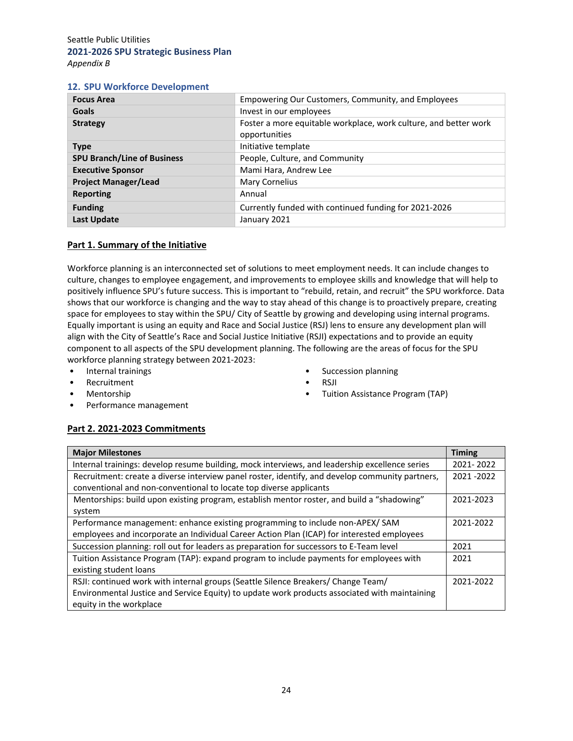## 12. SPU Workforce Development

| **Focus Area** | Empowering Our Customers, Community, and Employees |
|---|---|
| **Goals** | Invest in our employees |
| **Strategy** | Foster a more equitable workplace, work culture, and better work opportunities |
| **Type** | Initiative template |
| **SPU Branch/Line of Business** | People, Culture, and Community |
| **Executive Sponsor** | Mami Hara, Andrew Lee |
| **Project Manager/Lead** | Mary Cornelius |
| **Reporting** | Annual |
| **Funding** | Currently funded with continued funding for 2021-2026 |
| **Last Update** | January 2021 |

### Part 1. Summary of the Initiative

Workforce planning is an interconnected set of solutions to meet employment needs. It can include changes to culture, changes to employee engagement, and improvements to employee skills and knowledge that will help to positively influence SPU's future success. This is important to "rebuild, retain, and recruit" the SPU workforce. Data shows that our workforce is changing and the way to stay ahead of this change is to proactively prepare, creating space for employees to stay within the SPU/ City of Seattle by growing and developing using internal programs. Equally important is using an equity and Race and Social Justice (RSJ) lens to ensure any development plan will align with the City of Seattle's Race and Social Justice Initiative (RSJI) expectations and to provide an equity component to all aspects of the SPU development planning. The following are the areas of focus for the SPU workforce planning strategy between 2021-2023:

- Internal trainings
- Recruitment
- Mentorship
- Performance management
- Succession planning
- RSJI
- Tuition Assistance Program (TAP)

### Part 2. 2021-2023 Commitments

| Major Milestones | Timing |
|---|---|
| Internal trainings: develop resume building, mock interviews, and leadership excellence series | 2021- 2022 |
| Recruitment: create a diverse interview panel roster, identify, and develop community partners, conventional and non-conventional to locate top diverse applicants | 2021 -2022 |
| Mentorships: build upon existing program, establish mentor roster, and build a "shadowing" system | 2021-2023 |
| Performance management: enhance existing programming to include non-APEX/ SAM employees and incorporate an Individual Career Action Plan (ICAP) for interested employees | 2021-2022 |
| Succession planning: roll out for leaders as preparation for successors to E-Team level | 2021 |
| Tuition Assistance Program (TAP): expand program to include payments for employees with existing student loans | 2021 |
| RSJI: continued work with internal groups (Seattle Silence Breakers/ Change Team/ Environmental Justice and Service Equity) to update work products associated with maintaining equity in the workplace | 2021-2022 |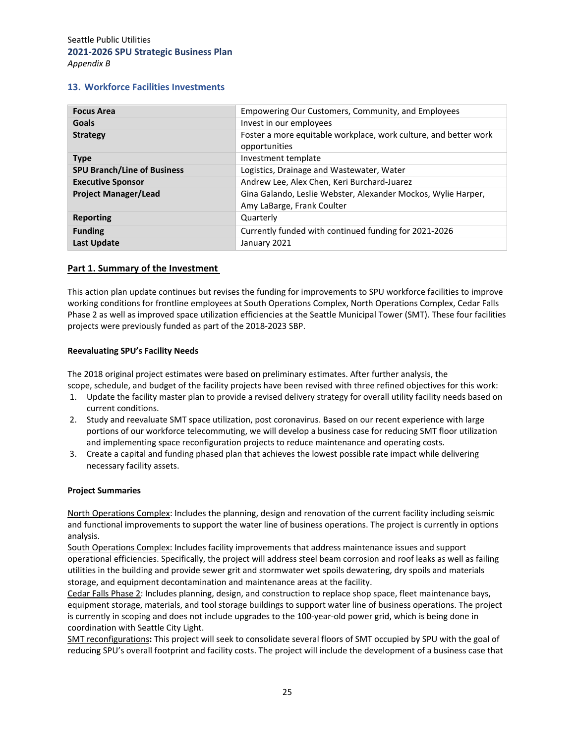## 13. Workforce Facilities Investments

| | |
|---|---|
| **Focus Area** | Empowering Our Customers, Community, and Employees |
| **Goals** | Invest in our employees |
| **Strategy** | Foster a more equitable workplace, work culture, and better work opportunities |
| **Type** | Investment template |
| **SPU Branch/Line of Business** | Logistics, Drainage and Wastewater, Water |
| **Executive Sponsor** | Andrew Lee, Alex Chen, Keri Burchard-Juarez |
| **Project Manager/Lead** | Gina Galando, Leslie Webster, Alexander Mockos, Wylie Harper, Amy LaBarge, Frank Coulter |
| **Reporting** | Quarterly |
| **Funding** | Currently funded with continued funding for 2021-2026 |
| **Last Update** | January 2021 |

### Part 1. Summary of the Investment

This action plan update continues but revises the funding for improvements to SPU workforce facilities to improve working conditions for frontline employees at South Operations Complex, North Operations Complex, Cedar Falls Phase 2 as well as improved space utilization efficiencies at the Seattle Municipal Tower (SMT). These four facilities projects were previously funded as part of the 2018-2023 SBP.

**Reevaluating SPU's Facility Needs**

The 2018 original project estimates were based on preliminary estimates. After further analysis, the scope, schedule, and budget of the facility projects have been revised with three refined objectives for this work:

1. Update the facility master plan to provide a revised delivery strategy for overall utility facility needs based on current conditions.
2. Study and reevaluate SMT space utilization, post coronavirus. Based on our recent experience with large portions of our workforce telecommuting, we will develop a business case for reducing SMT floor utilization and implementing space reconfiguration projects to reduce maintenance and operating costs.
3. Create a capital and funding phased plan that achieves the lowest possible rate impact while delivering necessary facility assets.

**Project Summaries**

North Operations Complex: Includes the planning, design and renovation of the current facility including seismic and functional improvements to support the water line of business operations. The project is currently in options analysis.

South Operations Complex: Includes facility improvements that address maintenance issues and support operational efficiencies. Specifically, the project will address steel beam corrosion and roof leaks as well as failing utilities in the building and provide sewer grit and stormwater wet spoils dewatering, dry spoils and materials storage, and equipment decontamination and maintenance areas at the facility.

Cedar Falls Phase 2: Includes planning, design, and construction to replace shop space, fleet maintenance bays, equipment storage, materials, and tool storage buildings to support water line of business operations. The project is currently in scoping and does not include upgrades to the 100-year-old power grid, which is being done in coordination with Seattle City Light.

SMT reconfigurations**:** This project will seek to consolidate several floors of SMT occupied by SPU with the goal of reducing SPU's overall footprint and facility costs. The project will include the development of a business case that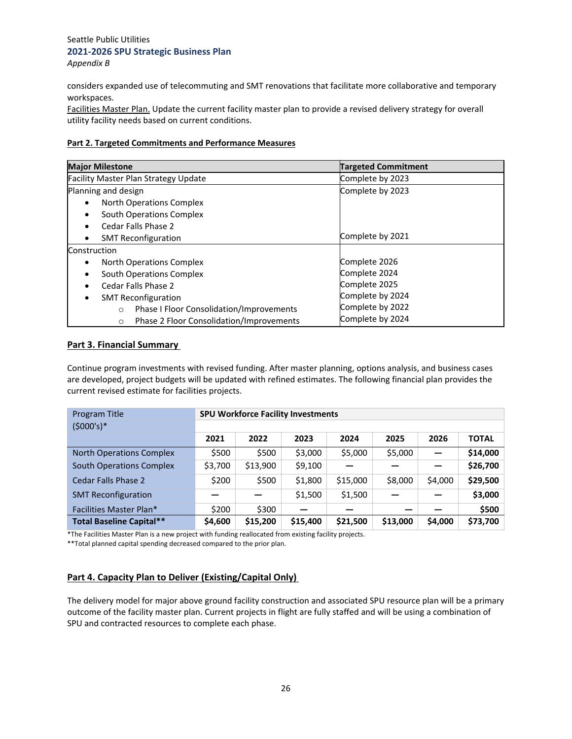considers expanded use of telecommuting and SMT renovations that facilitate more collaborative and temporary workspaces.

Facilities Master Plan. Update the current facility master plan to provide a revised delivery strategy for overall utility facility needs based on current conditions.

**Part 2. Targeted Commitments and Performance Measures**

| Major Milestone | Targeted Commitment |
|---|---|
| Facility Master Plan Strategy Update | Complete by 2023 |
| Planning and design<br>• North Operations Complex<br>• South Operations Complex<br>• Cedar Falls Phase 2<br>• SMT Reconfiguration | Complete by 2023<br><br><br><br>Complete by 2021 |
| Construction<br>• North Operations Complex<br>• South Operations Complex<br>• Cedar Falls Phase 2<br>• SMT Reconfiguration<br>  ○ Phase I Floor Consolidation/Improvements<br>  ○ Phase 2 Floor Consolidation/Improvements | <br>Complete 2026<br>Complete 2024<br>Complete 2025<br>Complete by 2024<br>Complete by 2022<br>Complete by 2024 |

**Part 3. Financial Summary**

Continue program investments with revised funding. After master planning, options analysis, and business cases are developed, project budgets will be updated with refined estimates. The following financial plan provides the current revised estimate for facilities projects.

| Program Title ($000's)* | SPU Workforce Facility Investments | | | | | | |
|---|---|---|---|---|---|---|---|
| | **2021** | **2022** | **2023** | **2024** | **2025** | **2026** | **TOTAL** |
| North Operations Complex | $500 | $500 | $3,000 | $5,000 | $5,000 | — | **$14,000** |
| South Operations Complex | $3,700 | $13,900 | $9,100 | — | — | — | **$26,700** |
| Cedar Falls Phase 2 | $200 | $500 | $1,800 | $15,000 | $8,000 | $4,000 | **$29,500** |
| SMT Reconfiguration | — | — | $1,500 | $1,500 | — | — | **$3,000** |
| Facilities Master Plan* | $200 | $300 | — | — | — | — | **$500** |
| **Total Baseline Capital**** | **$4,600** | **$15,200** | **$15,400** | **$21,500** | **$13,000** | **$4,000** | **$73,700** |

*The Facilities Master Plan is a new project with funding reallocated from existing facility projects.
**Total planned capital spending decreased compared to the prior plan.

**Part 4. Capacity Plan to Deliver (Existing/Capital Only)**

The delivery model for major above ground facility construction and associated SPU resource plan will be a primary outcome of the facility master plan. Current projects in flight are fully staffed and will be using a combination of SPU and contracted resources to complete each phase.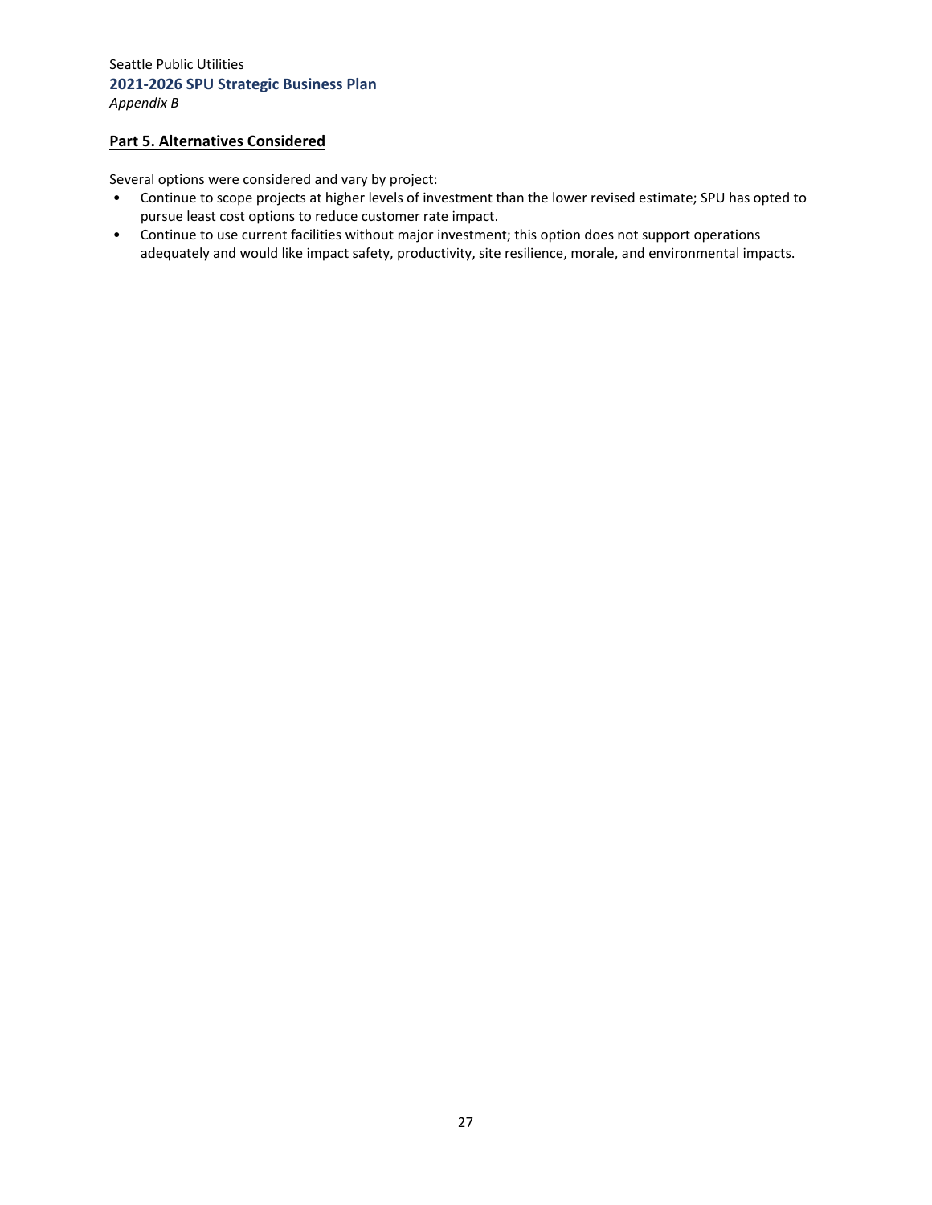## Part 5. Alternatives Considered

Several options were considered and vary by project:

- Continue to scope projects at higher levels of investment than the lower revised estimate; SPU has opted to pursue least cost options to reduce customer rate impact.
- Continue to use current facilities without major investment; this option does not support operations adequately and would like impact safety, productivity, site resilience, morale, and environmental impacts.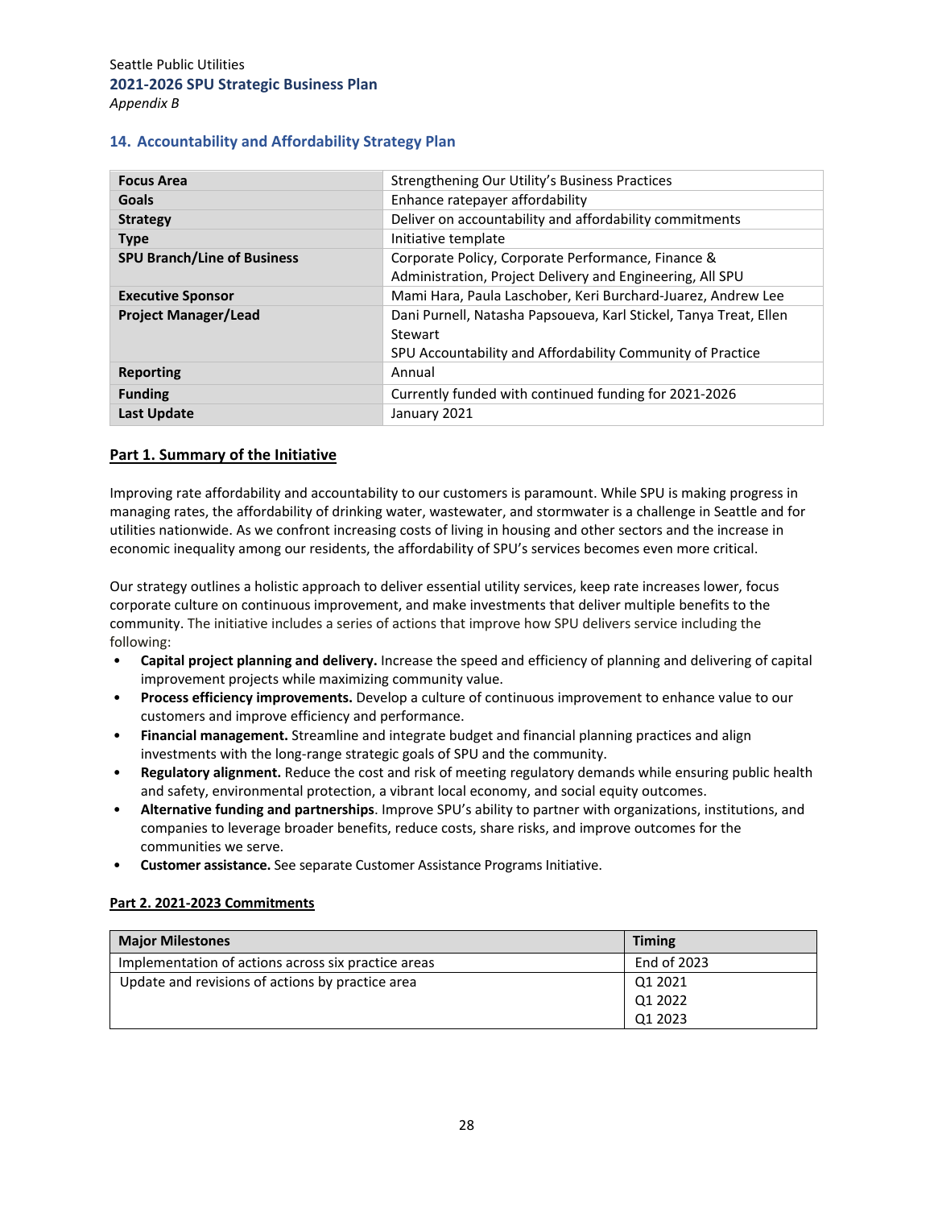## 14. Accountability and Affordability Strategy Plan

| Focus Area | Strengthening Our Utility's Business Practices |
|---|---|
| Goals | Enhance ratepayer affordability |
| Strategy | Deliver on accountability and affordability commitments |
| Type | Initiative template |
| SPU Branch/Line of Business | Corporate Policy, Corporate Performance, Finance & Administration, Project Delivery and Engineering, All SPU |
| Executive Sponsor | Mami Hara, Paula Laschober, Keri Burchard-Juarez, Andrew Lee |
| Project Manager/Lead | Dani Purnell, Natasha Papsoueva, Karl Stickel, Tanya Treat, Ellen Stewart<br>SPU Accountability and Affordability Community of Practice |
| Reporting | Annual |
| Funding | Currently funded with continued funding for 2021-2026 |
| Last Update | January 2021 |

### Part 1. Summary of the Initiative

Improving rate affordability and accountability to our customers is paramount. While SPU is making progress in managing rates, the affordability of drinking water, wastewater, and stormwater is a challenge in Seattle and for utilities nationwide. As we confront increasing costs of living in housing and other sectors and the increase in economic inequality among our residents, the affordability of SPU's services becomes even more critical.

Our strategy outlines a holistic approach to deliver essential utility services, keep rate increases lower, focus corporate culture on continuous improvement, and make investments that deliver multiple benefits to the community. The initiative includes a series of actions that improve how SPU delivers service including the following:

- **Capital project planning and delivery.** Increase the speed and efficiency of planning and delivering of capital improvement projects while maximizing community value.
- **Process efficiency improvements.** Develop a culture of continuous improvement to enhance value to our customers and improve efficiency and performance.
- **Financial management.** Streamline and integrate budget and financial planning practices and align investments with the long-range strategic goals of SPU and the community.
- **Regulatory alignment.** Reduce the cost and risk of meeting regulatory demands while ensuring public health and safety, environmental protection, a vibrant local economy, and social equity outcomes.
- **Alternative funding and partnerships**. Improve SPU's ability to partner with organizations, institutions, and companies to leverage broader benefits, reduce costs, share risks, and improve outcomes for the communities we serve.
- **Customer assistance.** See separate Customer Assistance Programs Initiative.

### Part 2. 2021-2023 Commitments

| Major Milestones | Timing |
|---|---|
| Implementation of actions across six practice areas | End of 2023 |
| Update and revisions of actions by practice area | Q1 2021<br>Q1 2022<br>Q1 2023 |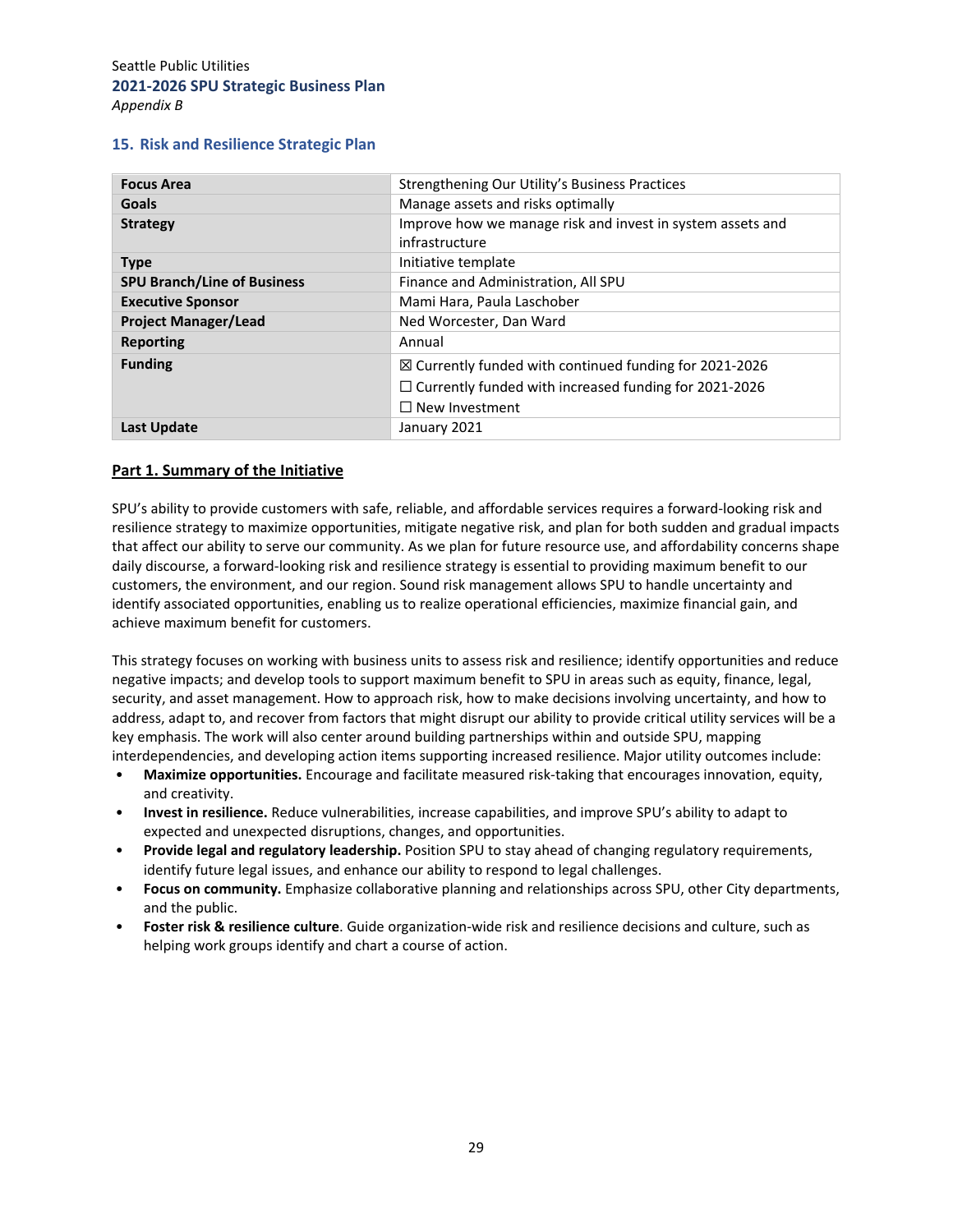## 15. Risk and Resilience Strategic Plan

| Focus Area | Strengthening Our Utility's Business Practices |
| --- | --- |
| Goals | Manage assets and risks optimally |
| Strategy | Improve how we manage risk and invest in system assets and infrastructure |
| Type | Initiative template |
| SPU Branch/Line of Business | Finance and Administration, All SPU |
| Executive Sponsor | Mami Hara, Paula Laschober |
| Project Manager/Lead | Ned Worcester, Dan Ward |
| Reporting | Annual |
| Funding | ☒ Currently funded with continued funding for 2021-2026<br>☐ Currently funded with increased funding for 2021-2026<br>☐ New Investment |
| Last Update | January 2021 |

### Part 1. Summary of the Initiative

SPU's ability to provide customers with safe, reliable, and affordable services requires a forward-looking risk and resilience strategy to maximize opportunities, mitigate negative risk, and plan for both sudden and gradual impacts that affect our ability to serve our community. As we plan for future resource use, and affordability concerns shape daily discourse, a forward-looking risk and resilience strategy is essential to providing maximum benefit to our customers, the environment, and our region. Sound risk management allows SPU to handle uncertainty and identify associated opportunities, enabling us to realize operational efficiencies, maximize financial gain, and achieve maximum benefit for customers.

This strategy focuses on working with business units to assess risk and resilience; identify opportunities and reduce negative impacts; and develop tools to support maximum benefit to SPU in areas such as equity, finance, legal, security, and asset management. How to approach risk, how to make decisions involving uncertainty, and how to address, adapt to, and recover from factors that might disrupt our ability to provide critical utility services will be a key emphasis. The work will also center around building partnerships within and outside SPU, mapping interdependencies, and developing action items supporting increased resilience. Major utility outcomes include:

- **Maximize opportunities.** Encourage and facilitate measured risk-taking that encourages innovation, equity, and creativity.
- **Invest in resilience.** Reduce vulnerabilities, increase capabilities, and improve SPU's ability to adapt to expected and unexpected disruptions, changes, and opportunities.
- **Provide legal and regulatory leadership.** Position SPU to stay ahead of changing regulatory requirements, identify future legal issues, and enhance our ability to respond to legal challenges.
- **Focus on community.** Emphasize collaborative planning and relationships across SPU, other City departments, and the public.
- **Foster risk & resilience culture**. Guide organization-wide risk and resilience decisions and culture, such as helping work groups identify and chart a course of action.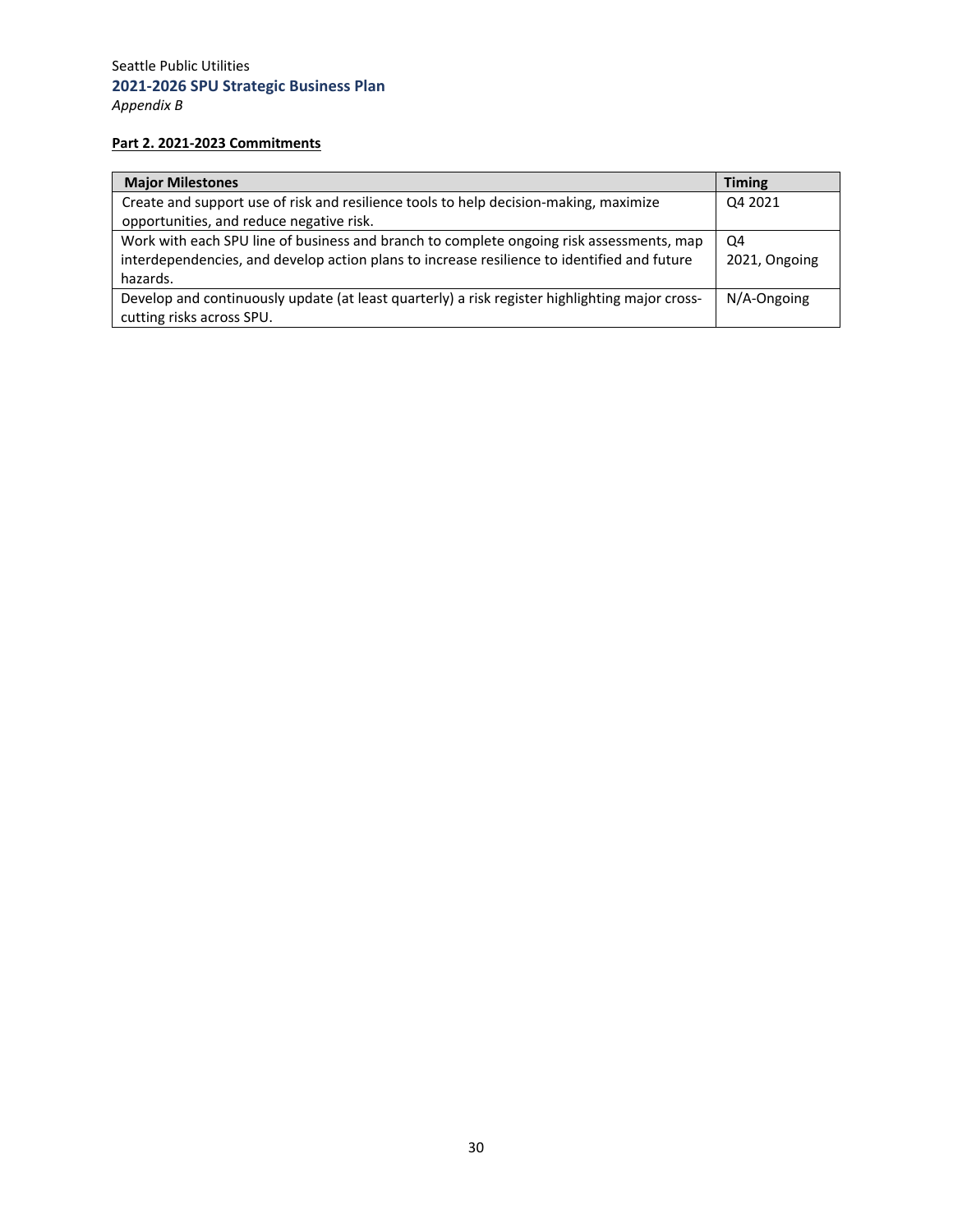**Part 2. 2021-2023 Commitments**

| Major Milestones | Timing |
| --- | --- |
| Create and support use of risk and resilience tools to help decision-making, maximize opportunities, and reduce negative risk. | Q4 2021 |
| Work with each SPU line of business and branch to complete ongoing risk assessments, map interdependencies, and develop action plans to increase resilience to identified and future hazards. | Q4 2021, Ongoing |
| Develop and continuously update (at least quarterly) a risk register highlighting major cross-cutting risks across SPU. | N/A-Ongoing |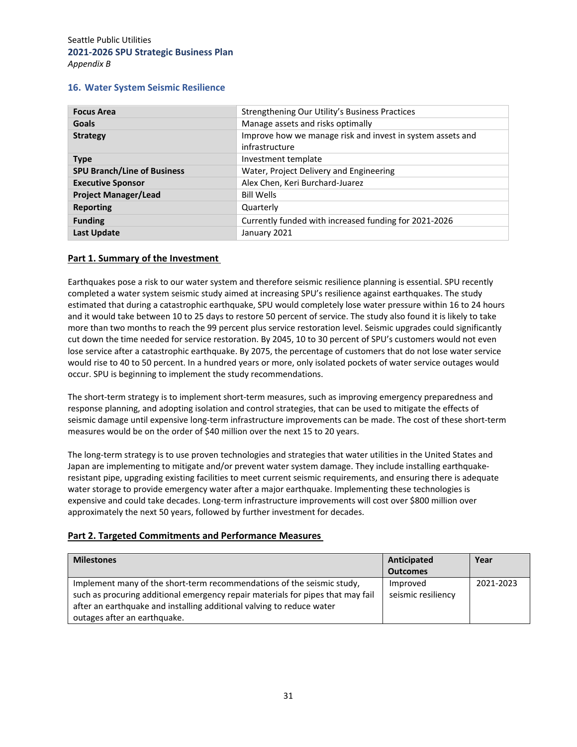Seattle Public Utilities
**2021-2026 SPU Strategic Business Plan**
*Appendix B*

### 16. Water System Seismic Resilience

| **Focus Area** | Strengthening Our Utility's Business Practices |
|---|---|
| **Goals** | Manage assets and risks optimally |
| **Strategy** | Improve how we manage risk and invest in system assets and infrastructure |
| **Type** | Investment template |
| **SPU Branch/Line of Business** | Water, Project Delivery and Engineering |
| **Executive Sponsor** | Alex Chen, Keri Burchard-Juarez |
| **Project Manager/Lead** | Bill Wells |
| **Reporting** | Quarterly |
| **Funding** | Currently funded with increased funding for 2021-2026 |
| **Last Update** | January 2021 |

**Part 1. Summary of the Investment**

Earthquakes pose a risk to our water system and therefore seismic resilience planning is essential. SPU recently completed a water system seismic study aimed at increasing SPU's resilience against earthquakes. The study estimated that during a catastrophic earthquake, SPU would completely lose water pressure within 16 to 24 hours and it would take between 10 to 25 days to restore 50 percent of service. The study also found it is likely to take more than two months to reach the 99 percent plus service restoration level. Seismic upgrades could significantly cut down the time needed for service restoration. By 2045, 10 to 30 percent of SPU's customers would not even lose service after a catastrophic earthquake. By 2075, the percentage of customers that do not lose water service would rise to 40 to 50 percent. In a hundred years or more, only isolated pockets of water service outages would occur. SPU is beginning to implement the study recommendations.

The short-term strategy is to implement short-term measures, such as improving emergency preparedness and response planning, and adopting isolation and control strategies, that can be used to mitigate the effects of seismic damage until expensive long-term infrastructure improvements can be made. The cost of these short-term measures would be on the order of $40 million over the next 15 to 20 years.

The long-term strategy is to use proven technologies and strategies that water utilities in the United States and Japan are implementing to mitigate and/or prevent water system damage. They include installing earthquake-resistant pipe, upgrading existing facilities to meet current seismic requirements, and ensuring there is adequate water storage to provide emergency water after a major earthquake. Implementing these technologies is expensive and could take decades. Long-term infrastructure improvements will cost over $800 million over approximately the next 50 years, followed by further investment for decades.

**Part 2. Targeted Commitments and Performance Measures**

| Milestones | Anticipated Outcomes | Year |
|---|---|---|
| Implement many of the short-term recommendations of the seismic study, such as procuring additional emergency repair materials for pipes that may fail after an earthquake and installing additional valving to reduce water outages after an earthquake. | Improved seismic resiliency | 2021-2023 |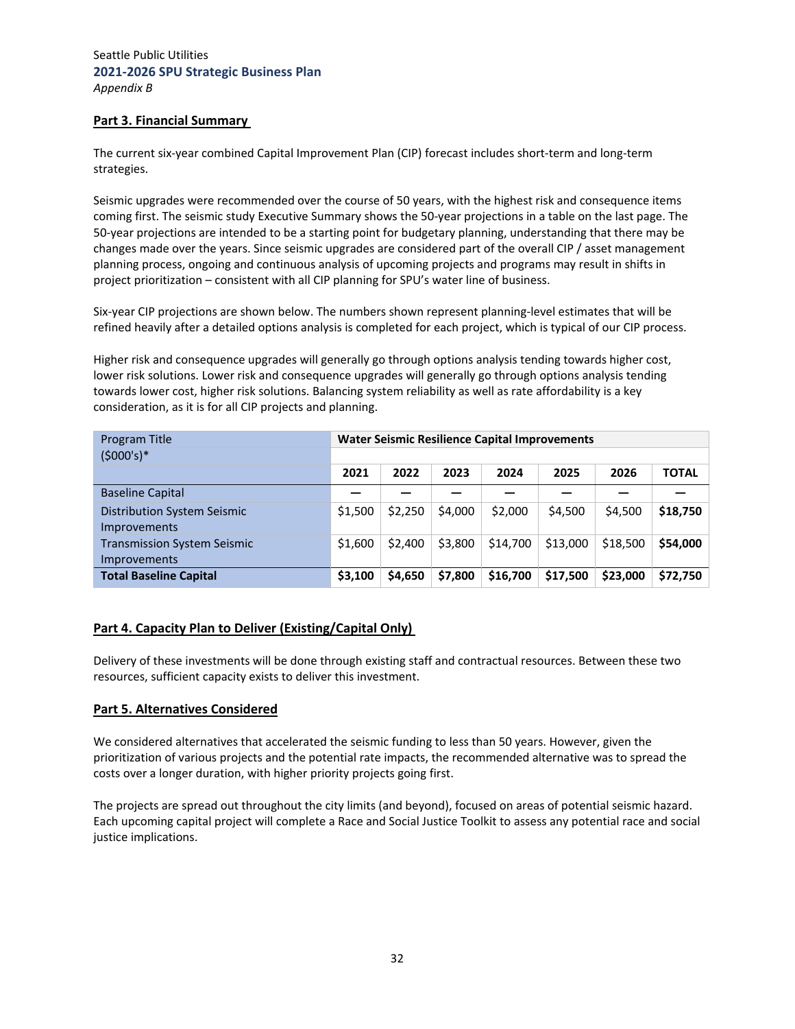## Part 3. Financial Summary

The current six-year combined Capital Improvement Plan (CIP) forecast includes short-term and long-term strategies.

Seismic upgrades were recommended over the course of 50 years, with the highest risk and consequence items coming first. The seismic study Executive Summary shows the 50-year projections in a table on the last page. The 50-year projections are intended to be a starting point for budgetary planning, understanding that there may be changes made over the years. Since seismic upgrades are considered part of the overall CIP / asset management planning process, ongoing and continuous analysis of upcoming projects and programs may result in shifts in project prioritization – consistent with all CIP planning for SPU's water line of business.

Six-year CIP projections are shown below. The numbers shown represent planning-level estimates that will be refined heavily after a detailed options analysis is completed for each project, which is typical of our CIP process.

Higher risk and consequence upgrades will generally go through options analysis tending towards higher cost, lower risk solutions. Lower risk and consequence upgrades will generally go through options analysis tending towards lower cost, higher risk solutions. Balancing system reliability as well as rate affordability is a key consideration, as it is for all CIP projects and planning.

| Program Title ($000's)* | **Water Seismic Resilience Capital Improvements** | | | | | | |
|---|---|---|---|---|---|---|---|
| | **2021** | **2022** | **2023** | **2024** | **2025** | **2026** | **TOTAL** |
| Baseline Capital | — | — | — | — | — | — | — |
| Distribution System Seismic Improvements | $1,500 | $2,250 | $4,000 | $2,000 | $4,500 | $4,500 | **$18,750** |
| Transmission System Seismic Improvements | $1,600 | $2,400 | $3,800 | $14,700 | $13,000 | $18,500 | **$54,000** |
| **Total Baseline Capital** | **$3,100** | **$4,650** | **$7,800** | **$16,700** | **$17,500** | **$23,000** | **$72,750** |

## Part 4. Capacity Plan to Deliver (Existing/Capital Only)

Delivery of these investments will be done through existing staff and contractual resources. Between these two resources, sufficient capacity exists to deliver this investment.

## Part 5. Alternatives Considered

We considered alternatives that accelerated the seismic funding to less than 50 years. However, given the prioritization of various projects and the potential rate impacts, the recommended alternative was to spread the costs over a longer duration, with higher priority projects going first.

The projects are spread out throughout the city limits (and beyond), focused on areas of potential seismic hazard. Each upcoming capital project will complete a Race and Social Justice Toolkit to assess any potential race and social justice implications.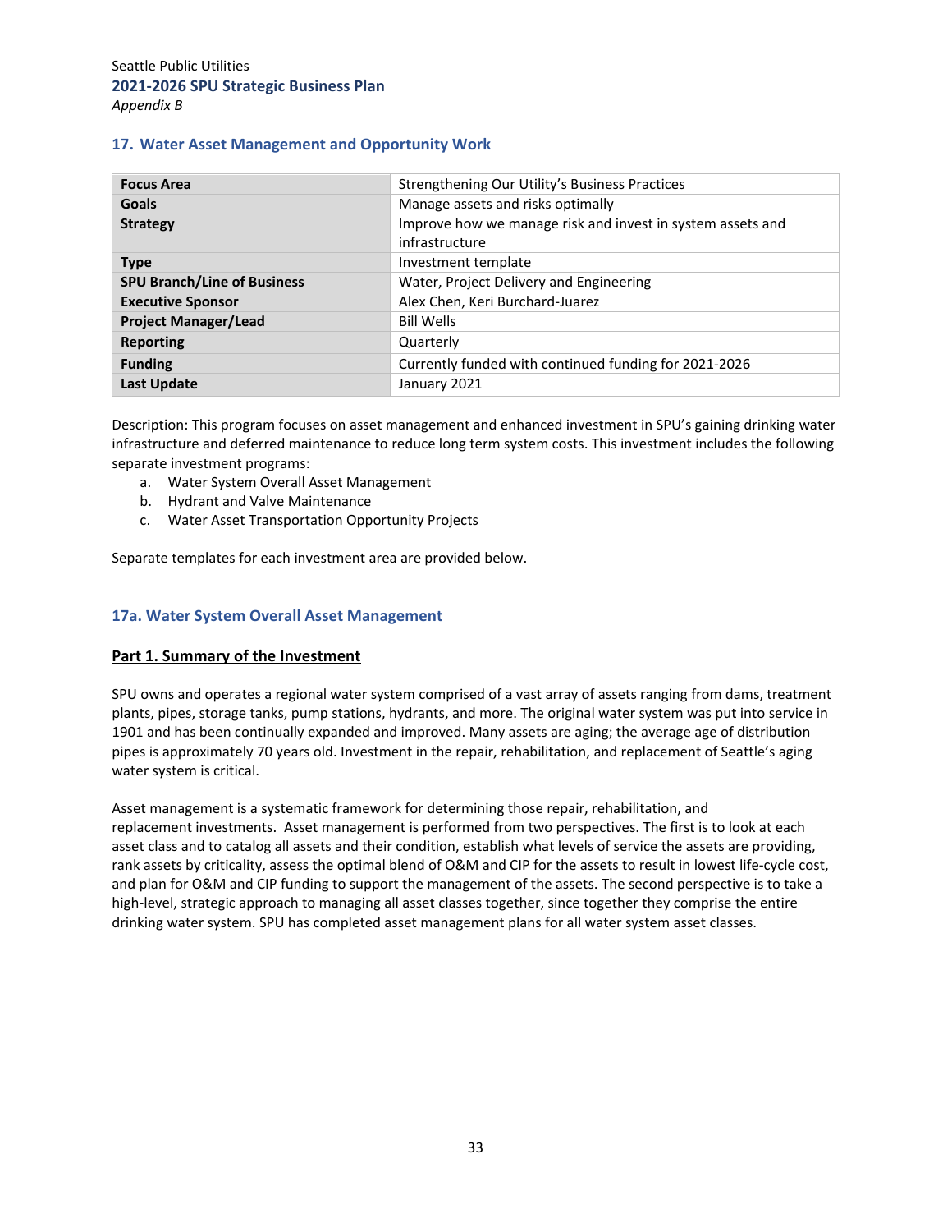## 17. Water Asset Management and Opportunity Work

| | |
|---|---|
| **Focus Area** | Strengthening Our Utility's Business Practices |
| **Goals** | Manage assets and risks optimally |
| **Strategy** | Improve how we manage risk and invest in system assets and infrastructure |
| **Type** | Investment template |
| **SPU Branch/Line of Business** | Water, Project Delivery and Engineering |
| **Executive Sponsor** | Alex Chen, Keri Burchard-Juarez |
| **Project Manager/Lead** | Bill Wells |
| **Reporting** | Quarterly |
| **Funding** | Currently funded with continued funding for 2021-2026 |
| **Last Update** | January 2021 |

Description: This program focuses on asset management and enhanced investment in SPU's gaining drinking water infrastructure and deferred maintenance to reduce long term system costs. This investment includes the following separate investment programs:

a. Water System Overall Asset Management
b. Hydrant and Valve Maintenance
c. Water Asset Transportation Opportunity Projects

Separate templates for each investment area are provided below.

### 17a. Water System Overall Asset Management

**Part 1. Summary of the Investment**

SPU owns and operates a regional water system comprised of a vast array of assets ranging from dams, treatment plants, pipes, storage tanks, pump stations, hydrants, and more. The original water system was put into service in 1901 and has been continually expanded and improved. Many assets are aging; the average age of distribution pipes is approximately 70 years old. Investment in the repair, rehabilitation, and replacement of Seattle's aging water system is critical.

Asset management is a systematic framework for determining those repair, rehabilitation, and replacement investments. Asset management is performed from two perspectives. The first is to look at each asset class and to catalog all assets and their condition, establish what levels of service the assets are providing, rank assets by criticality, assess the optimal blend of O&M and CIP for the assets to result in lowest life-cycle cost, and plan for O&M and CIP funding to support the management of the assets. The second perspective is to take a high-level, strategic approach to managing all asset classes together, since together they comprise the entire drinking water system. SPU has completed asset management plans for all water system asset classes.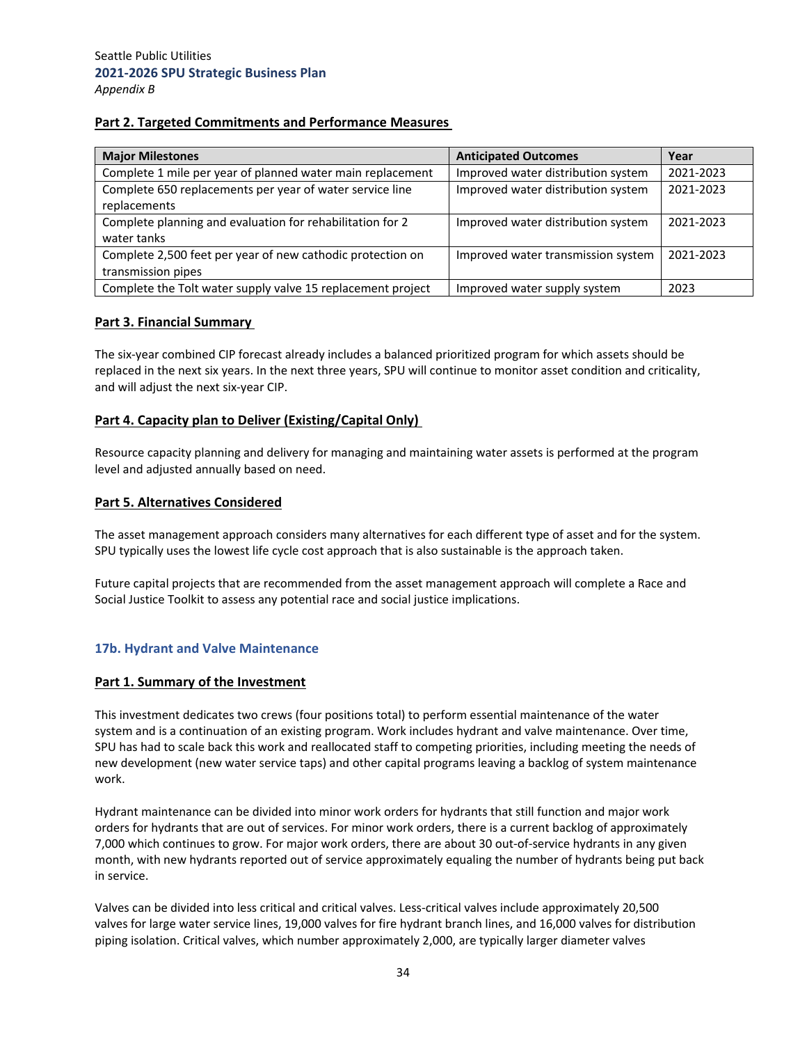## Part 2. Targeted Commitments and Performance Measures

| Major Milestones | Anticipated Outcomes | Year |
|---|---|---|
| Complete 1 mile per year of planned water main replacement | Improved water distribution system | 2021-2023 |
| Complete 650 replacements per year of water service line replacements | Improved water distribution system | 2021-2023 |
| Complete planning and evaluation for rehabilitation for 2 water tanks | Improved water distribution system | 2021-2023 |
| Complete 2,500 feet per year of new cathodic protection on transmission pipes | Improved water transmission system | 2021-2023 |
| Complete the Tolt water supply valve 15 replacement project | Improved water supply system | 2023 |

## Part 3. Financial Summary

The six-year combined CIP forecast already includes a balanced prioritized program for which assets should be replaced in the next six years. In the next three years, SPU will continue to monitor asset condition and criticality, and will adjust the next six-year CIP.

## Part 4. Capacity plan to Deliver (Existing/Capital Only)

Resource capacity planning and delivery for managing and maintaining water assets is performed at the program level and adjusted annually based on need.

## Part 5. Alternatives Considered

The asset management approach considers many alternatives for each different type of asset and for the system. SPU typically uses the lowest life cycle cost approach that is also sustainable is the approach taken.

Future capital projects that are recommended from the asset management approach will complete a Race and Social Justice Toolkit to assess any potential race and social justice implications.

# 17b. Hydrant and Valve Maintenance

## Part 1. Summary of the Investment

This investment dedicates two crews (four positions total) to perform essential maintenance of the water system and is a continuation of an existing program. Work includes hydrant and valve maintenance. Over time, SPU has had to scale back this work and reallocated staff to competing priorities, including meeting the needs of new development (new water service taps) and other capital programs leaving a backlog of system maintenance work.

Hydrant maintenance can be divided into minor work orders for hydrants that still function and major work orders for hydrants that are out of services. For minor work orders, there is a current backlog of approximately 7,000 which continues to grow. For major work orders, there are about 30 out-of-service hydrants in any given month, with new hydrants reported out of service approximately equaling the number of hydrants being put back in service.

Valves can be divided into less critical and critical valves. Less-critical valves include approximately 20,500 valves for large water service lines, 19,000 valves for fire hydrant branch lines, and 16,000 valves for distribution piping isolation. Critical valves, which number approximately 2,000, are typically larger diameter valves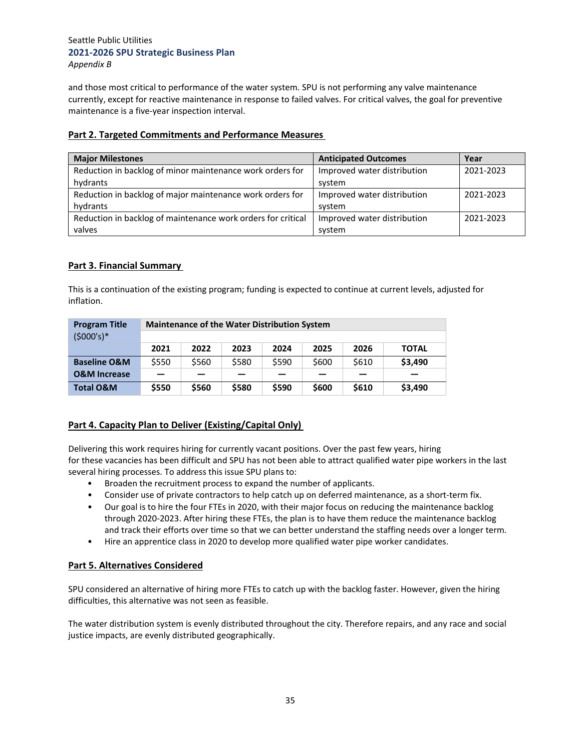and those most critical to performance of the water system. SPU is not performing any valve maintenance currently, except for reactive maintenance in response to failed valves. For critical valves, the goal for preventive maintenance is a five-year inspection interval.

## Part 2. Targeted Commitments and Performance Measures

| Major Milestones | Anticipated Outcomes | Year |
|---|---|---|
| Reduction in backlog of minor maintenance work orders for hydrants | Improved water distribution system | 2021-2023 |
| Reduction in backlog of major maintenance work orders for hydrants | Improved water distribution system | 2021-2023 |
| Reduction in backlog of maintenance work orders for critical valves | Improved water distribution system | 2021-2023 |

## Part 3. Financial Summary

This is a continuation of the existing program; funding is expected to continue at current levels, adjusted for inflation.

| **Program Title** ($000's)* | **Maintenance of the Water Distribution System** | | | | | | |
|---|---|---|---|---|---|---|---|
| | **2021** | **2022** | **2023** | **2024** | **2025** | **2026** | **TOTAL** |
| **Baseline O&M** | $550 | $560 | $580 | $590 | $600 | $610 | **$3,490** |
| **O&M Increase** | — | — | — | — | — | — | — |
| **Total O&M** | **$550** | **$560** | **$580** | **$590** | **$600** | **$610** | **$3,490** |

## Part 4. Capacity Plan to Deliver (Existing/Capital Only)

Delivering this work requires hiring for currently vacant positions. Over the past few years, hiring for these vacancies has been difficult and SPU has not been able to attract qualified water pipe workers in the last several hiring processes. To address this issue SPU plans to:

- Broaden the recruitment process to expand the number of applicants.
- Consider use of private contractors to help catch up on deferred maintenance, as a short-term fix.
- Our goal is to hire the four FTEs in 2020, with their major focus on reducing the maintenance backlog through 2020-2023. After hiring these FTEs, the plan is to have them reduce the maintenance backlog and track their efforts over time so that we can better understand the staffing needs over a longer term.
- Hire an apprentice class in 2020 to develop more qualified water pipe worker candidates.

## Part 5. Alternatives Considered

SPU considered an alternative of hiring more FTEs to catch up with the backlog faster. However, given the hiring difficulties, this alternative was not seen as feasible.

The water distribution system is evenly distributed throughout the city. Therefore repairs, and any race and social justice impacts, are evenly distributed geographically.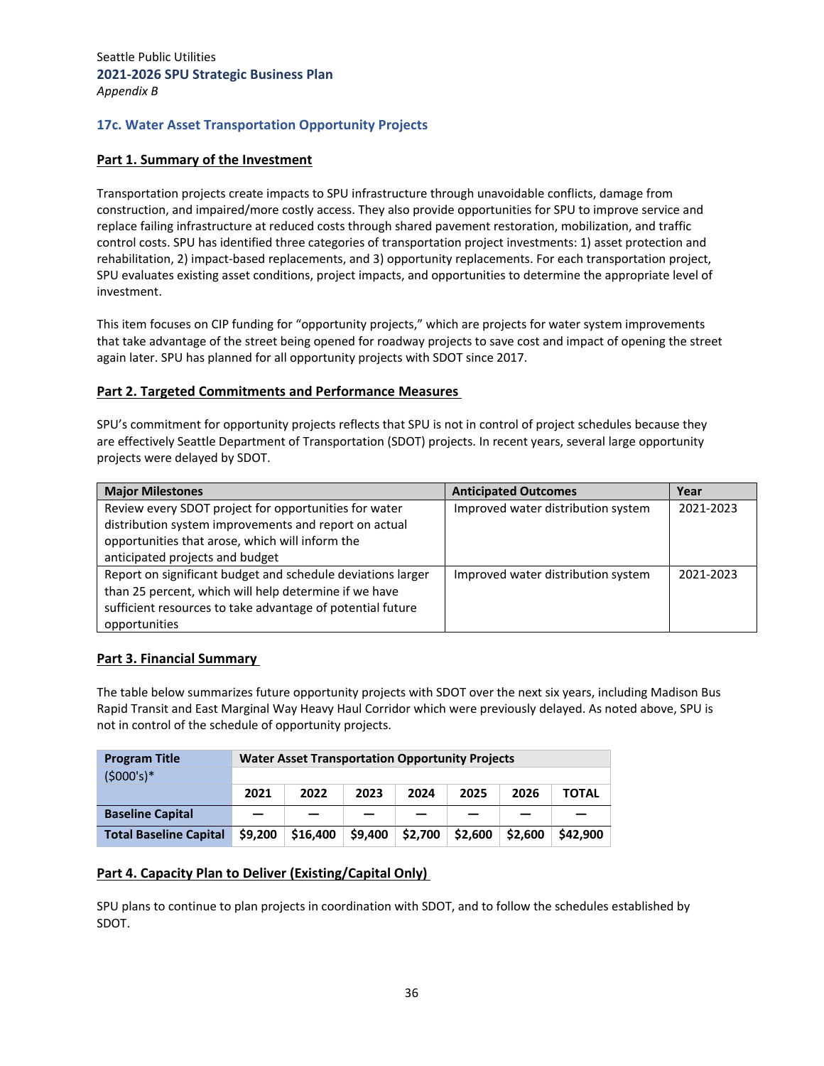Seattle Public Utilities
**2021-2026 SPU Strategic Business Plan**
*Appendix B*

### 17c. Water Asset Transportation Opportunity Projects

**Part 1. Summary of the Investment**

Transportation projects create impacts to SPU infrastructure through unavoidable conflicts, damage from construction, and impaired/more costly access. They also provide opportunities for SPU to improve service and replace failing infrastructure at reduced costs through shared pavement restoration, mobilization, and traffic control costs. SPU has identified three categories of transportation project investments: 1) asset protection and rehabilitation, 2) impact-based replacements, and 3) opportunity replacements. For each transportation project, SPU evaluates existing asset conditions, project impacts, and opportunities to determine the appropriate level of investment.

This item focuses on CIP funding for "opportunity projects," which are projects for water system improvements that take advantage of the street being opened for roadway projects to save cost and impact of opening the street again later. SPU has planned for all opportunity projects with SDOT since 2017.

**Part 2. Targeted Commitments and Performance Measures**

SPU's commitment for opportunity projects reflects that SPU is not in control of project schedules because they are effectively Seattle Department of Transportation (SDOT) projects. In recent years, several large opportunity projects were delayed by SDOT.

| Major Milestones | Anticipated Outcomes | Year |
|---|---|---|
| Review every SDOT project for opportunities for water distribution system improvements and report on actual opportunities that arose, which will inform the anticipated projects and budget | Improved water distribution system | 2021-2023 |
| Report on significant budget and schedule deviations larger than 25 percent, which will help determine if we have sufficient resources to take advantage of potential future opportunities | Improved water distribution system | 2021-2023 |

**Part 3. Financial Summary**

The table below summarizes future opportunity projects with SDOT over the next six years, including Madison Bus Rapid Transit and East Marginal Way Heavy Haul Corridor which were previously delayed. As noted above, SPU is not in control of the schedule of opportunity projects.

| Program Title ($000's)* | Water Asset Transportation Opportunity Projects | | | | | | |
|---|---|---|---|---|---|---|---|
| | 2021 | 2022 | 2023 | 2024 | 2025 | 2026 | TOTAL |
| **Baseline Capital** | — | — | — | — | — | — | — |
| **Total Baseline Capital** | $9,200 | $16,400 | $9,400 | $2,700 | $2,600 | $2,600 | $42,900 |

**Part 4. Capacity Plan to Deliver (Existing/Capital Only)**

SPU plans to continue to plan projects in coordination with SDOT, and to follow the schedules established by SDOT.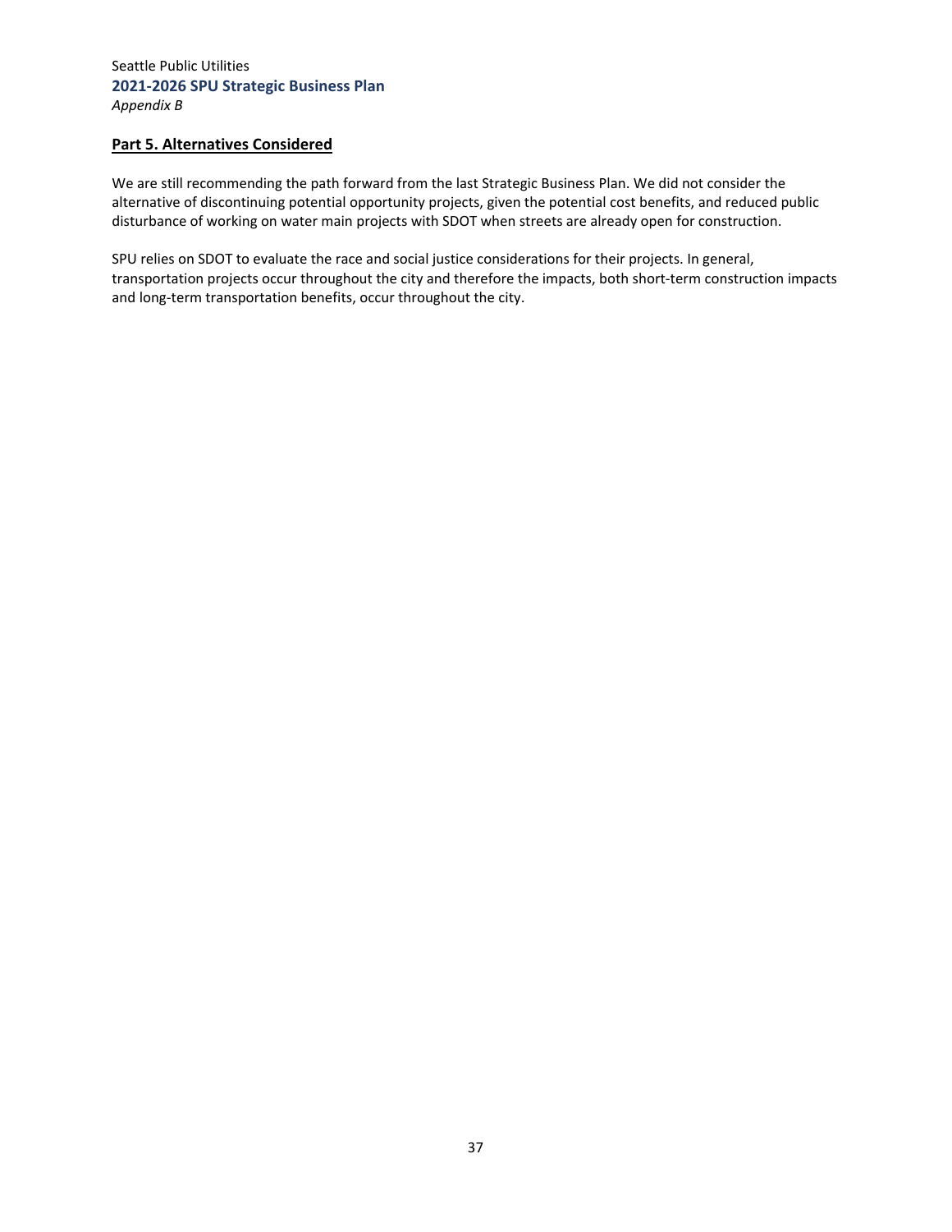## Part 5. Alternatives Considered

We are still recommending the path forward from the last Strategic Business Plan. We did not consider the alternative of discontinuing potential opportunity projects, given the potential cost benefits, and reduced public disturbance of working on water main projects with SDOT when streets are already open for construction.

SPU relies on SDOT to evaluate the race and social justice considerations for their projects. In general, transportation projects occur throughout the city and therefore the impacts, both short-term construction impacts and long-term transportation benefits, occur throughout the city.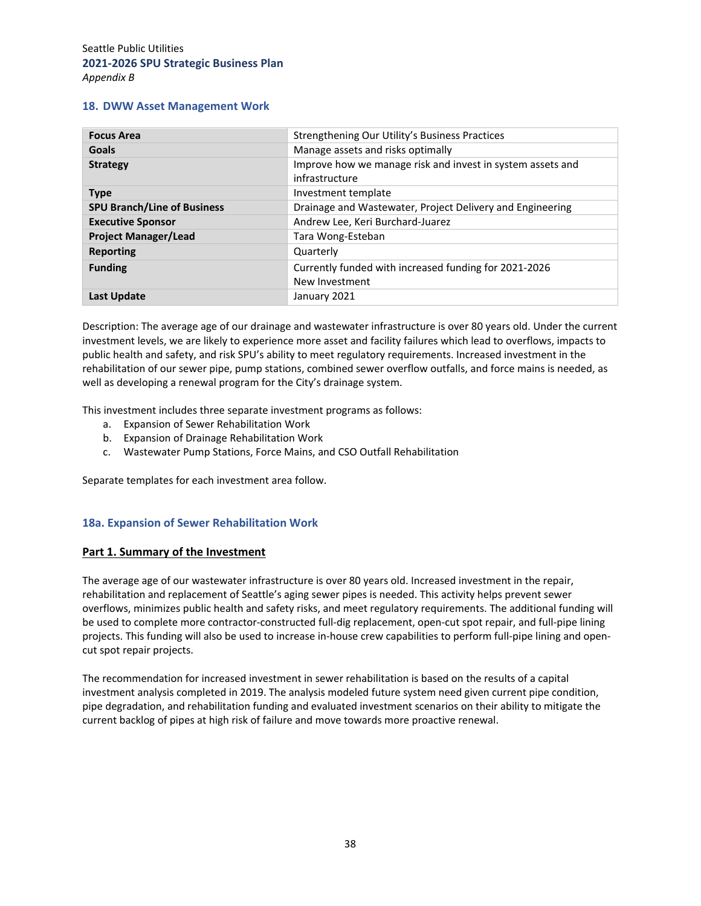### 18. DWW Asset Management Work

| Focus Area | Strengthening Our Utility's Business Practices |
|---|---|
| **Goals** | Manage assets and risks optimally |
| **Strategy** | Improve how we manage risk and invest in system assets and infrastructure |
| **Type** | Investment template |
| **SPU Branch/Line of Business** | Drainage and Wastewater, Project Delivery and Engineering |
| **Executive Sponsor** | Andrew Lee, Keri Burchard-Juarez |
| **Project Manager/Lead** | Tara Wong-Esteban |
| **Reporting** | Quarterly |
| **Funding** | Currently funded with increased funding for 2021-2026 New Investment |
| **Last Update** | January 2021 |

Description: The average age of our drainage and wastewater infrastructure is over 80 years old. Under the current investment levels, we are likely to experience more asset and facility failures which lead to overflows, impacts to public health and safety, and risk SPU's ability to meet regulatory requirements. Increased investment in the rehabilitation of our sewer pipe, pump stations, combined sewer overflow outfalls, and force mains is needed, as well as developing a renewal program for the City's drainage system.

This investment includes three separate investment programs as follows:

a. Expansion of Sewer Rehabilitation Work
b. Expansion of Drainage Rehabilitation Work
c. Wastewater Pump Stations, Force Mains, and CSO Outfall Rehabilitation

Separate templates for each investment area follow.

### 18a. Expansion of Sewer Rehabilitation Work

#### Part 1. Summary of the Investment

The average age of our wastewater infrastructure is over 80 years old. Increased investment in the repair, rehabilitation and replacement of Seattle's aging sewer pipes is needed. This activity helps prevent sewer overflows, minimizes public health and safety risks, and meet regulatory requirements. The additional funding will be used to complete more contractor-constructed full-dig replacement, open-cut spot repair, and full-pipe lining projects. This funding will also be used to increase in-house crew capabilities to perform full-pipe lining and open-cut spot repair projects.

The recommendation for increased investment in sewer rehabilitation is based on the results of a capital investment analysis completed in 2019. The analysis modeled future system need given current pipe condition, pipe degradation, and rehabilitation funding and evaluated investment scenarios on their ability to mitigate the current backlog of pipes at high risk of failure and move towards more proactive renewal.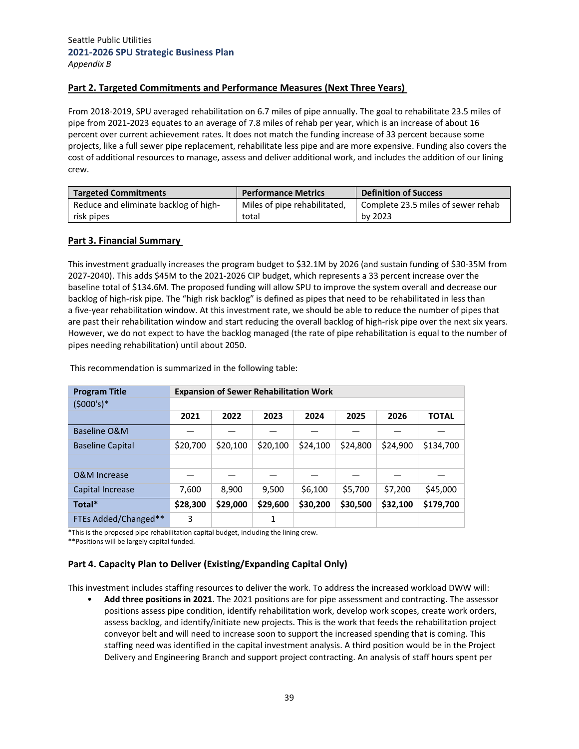## Part 2. Targeted Commitments and Performance Measures (Next Three Years)

From 2018-2019, SPU averaged rehabilitation on 6.7 miles of pipe annually. The goal to rehabilitate 23.5 miles of pipe from 2021-2023 equates to an average of 7.8 miles of rehab per year, which is an increase of about 16 percent over current achievement rates. It does not match the funding increase of 33 percent because some projects, like a full sewer pipe replacement, rehabilitate less pipe and are more expensive. Funding also covers the cost of additional resources to manage, assess and deliver additional work, and includes the addition of our lining crew.

| Targeted Commitments | Performance Metrics | Definition of Success |
|---|---|---|
| Reduce and eliminate backlog of high-risk pipes | Miles of pipe rehabilitated, total | Complete 23.5 miles of sewer rehab by 2023 |

## Part 3. Financial Summary

This investment gradually increases the program budget to $32.1M by 2026 (and sustain funding of $30-35M from 2027-2040). This adds $45M to the 2021-2026 CIP budget, which represents a 33 percent increase over the baseline total of $134.6M. The proposed funding will allow SPU to improve the system overall and decrease our backlog of high-risk pipe. The "high risk backlog" is defined as pipes that need to be rehabilitated in less than a five-year rehabilitation window. At this investment rate, we should be able to reduce the number of pipes that are past their rehabilitation window and start reducing the overall backlog of high-risk pipe over the next six years. However, we do not expect to have the backlog managed (the rate of pipe rehabilitation is equal to the number of pipes needing rehabilitation) until about 2050.

This recommendation is summarized in the following table:

| Program Title ($000's)* | Expansion of Sewer Rehabilitation Work | | | | | | |
|---|---|---|---|---|---|---|---|
| | 2021 | 2022 | 2023 | 2024 | 2025 | 2026 | TOTAL |
| Baseline O&M | — | — | — | — | — | — | — |
| Baseline Capital | $20,700 | $20,100 | $20,100 | $24,100 | $24,800 | $24,900 | $134,700 |
| | | | | | | | |
| O&M Increase | — | — | — | — | — | — | — |
| Capital Increase | 7,600 | 8,900 | 9,500 | $6,100 | $5,700 | $7,200 | $45,000 |
| **Total*** | **$28,300** | **$29,000** | **$29,600** | **$30,200** | **$30,500** | **$32,100** | **$179,700** |
| FTEs Added/Changed** | 3 | | 1 | | | | |

*This is the proposed pipe rehabilitation capital budget, including the lining crew.
**Positions will be largely capital funded.

## Part 4. Capacity Plan to Deliver (Existing/Expanding Capital Only)

This investment includes staffing resources to deliver the work. To address the increased workload DWW will:

- **Add three positions in 2021**. The 2021 positions are for pipe assessment and contracting. The assessor positions assess pipe condition, identify rehabilitation work, develop work scopes, create work orders, assess backlog, and identify/initiate new projects. This is the work that feeds the rehabilitation project conveyor belt and will need to increase soon to support the increased spending that is coming. This staffing need was identified in the capital investment analysis. A third position would be in the Project Delivery and Engineering Branch and support project contracting. An analysis of staff hours spent per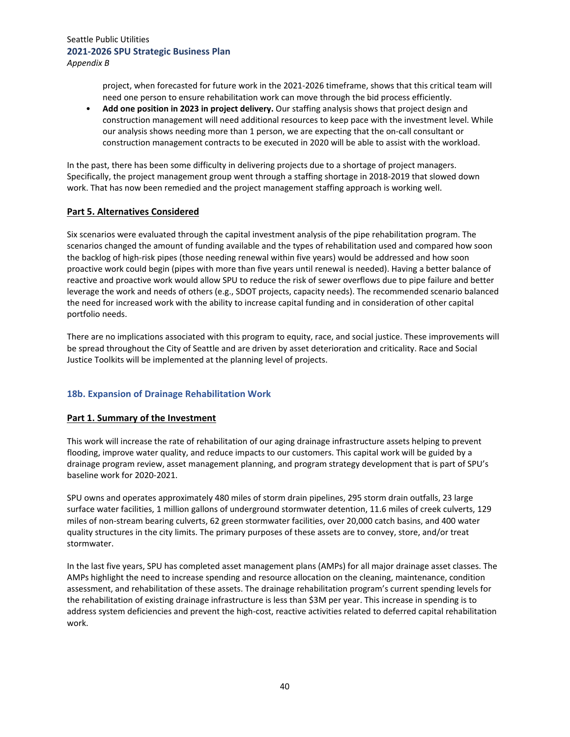project, when forecasted for future work in the 2021-2026 timeframe, shows that this critical team will need one person to ensure rehabilitation work can move through the bid process efficiently.

- **Add one position in 2023 in project delivery.** Our staffing analysis shows that project design and construction management will need additional resources to keep pace with the investment level. While our analysis shows needing more than 1 person, we are expecting that the on-call consultant or construction management contracts to be executed in 2020 will be able to assist with the workload.

In the past, there has been some difficulty in delivering projects due to a shortage of project managers. Specifically, the project management group went through a staffing shortage in 2018-2019 that slowed down work. That has now been remedied and the project management staffing approach is working well.

## Part 5. Alternatives Considered

Six scenarios were evaluated through the capital investment analysis of the pipe rehabilitation program. The scenarios changed the amount of funding available and the types of rehabilitation used and compared how soon the backlog of high-risk pipes (those needing renewal within five years) would be addressed and how soon proactive work could begin (pipes with more than five years until renewal is needed). Having a better balance of reactive and proactive work would allow SPU to reduce the risk of sewer overflows due to pipe failure and better leverage the work and needs of others (e.g., SDOT projects, capacity needs). The recommended scenario balanced the need for increased work with the ability to increase capital funding and in consideration of other capital portfolio needs.

There are no implications associated with this program to equity, race, and social justice. These improvements will be spread throughout the City of Seattle and are driven by asset deterioration and criticality. Race and Social Justice Toolkits will be implemented at the planning level of projects.

# 18b. Expansion of Drainage Rehabilitation Work

## Part 1. Summary of the Investment

This work will increase the rate of rehabilitation of our aging drainage infrastructure assets helping to prevent flooding, improve water quality, and reduce impacts to our customers. This capital work will be guided by a drainage program review, asset management planning, and program strategy development that is part of SPU's baseline work for 2020-2021.

SPU owns and operates approximately 480 miles of storm drain pipelines, 295 storm drain outfalls, 23 large surface water facilities, 1 million gallons of underground stormwater detention, 11.6 miles of creek culverts, 129 miles of non-stream bearing culverts, 62 green stormwater facilities, over 20,000 catch basins, and 400 water quality structures in the city limits. The primary purposes of these assets are to convey, store, and/or treat stormwater.

In the last five years, SPU has completed asset management plans (AMPs) for all major drainage asset classes. The AMPs highlight the need to increase spending and resource allocation on the cleaning, maintenance, condition assessment, and rehabilitation of these assets. The drainage rehabilitation program's current spending levels for the rehabilitation of existing drainage infrastructure is less than $3M per year. This increase in spending is to address system deficiencies and prevent the high-cost, reactive activities related to deferred capital rehabilitation work.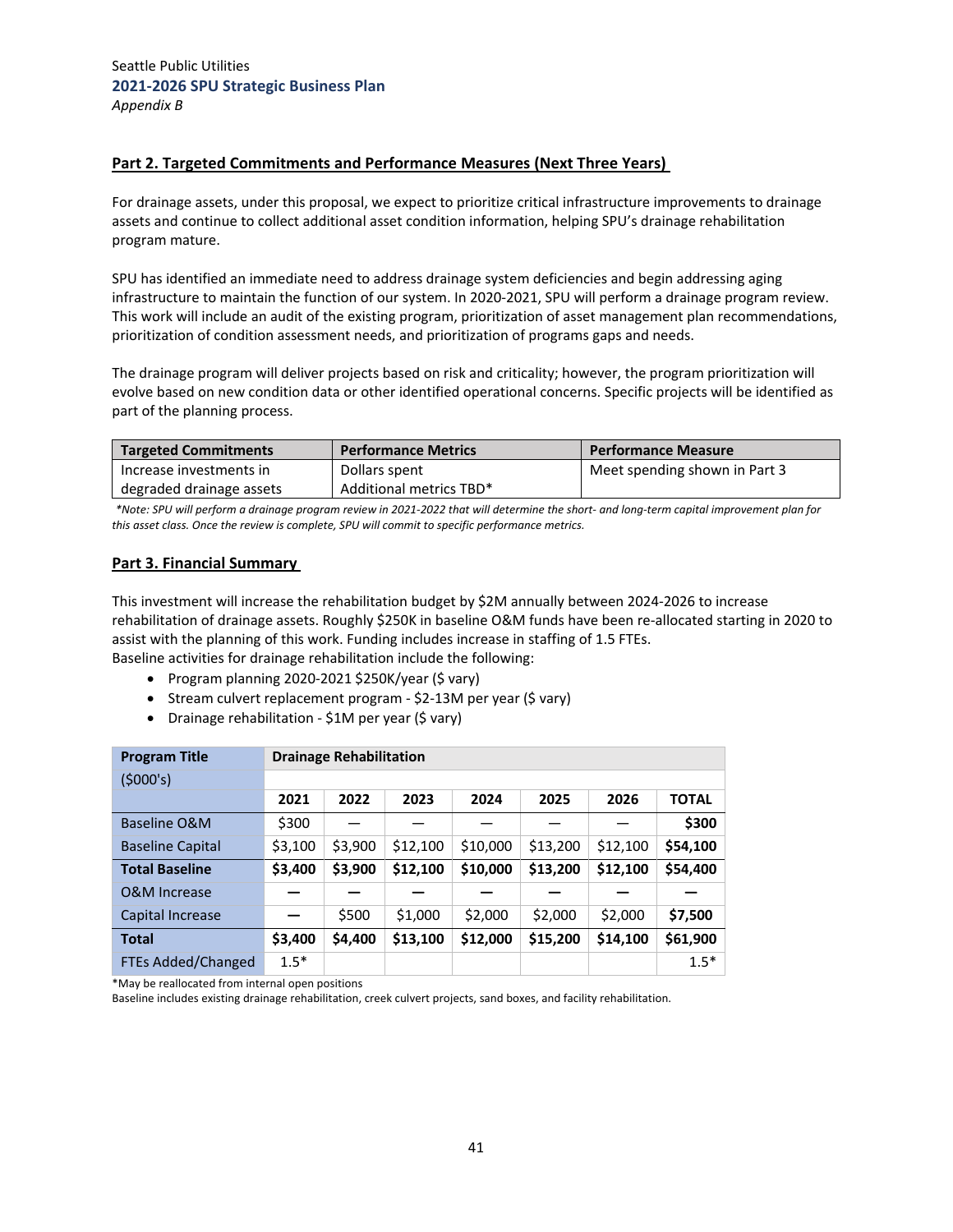Seattle Public Utilities
**2021-2026 SPU Strategic Business Plan**
*Appendix B*

## Part 2. Targeted Commitments and Performance Measures (Next Three Years)

For drainage assets, under this proposal, we expect to prioritize critical infrastructure improvements to drainage assets and continue to collect additional asset condition information, helping SPU's drainage rehabilitation program mature.

SPU has identified an immediate need to address drainage system deficiencies and begin addressing aging infrastructure to maintain the function of our system. In 2020-2021, SPU will perform a drainage program review. This work will include an audit of the existing program, prioritization of asset management plan recommendations, prioritization of condition assessment needs, and prioritization of programs gaps and needs.

The drainage program will deliver projects based on risk and criticality; however, the program prioritization will evolve based on new condition data or other identified operational concerns. Specific projects will be identified as part of the planning process.

| Targeted Commitments | Performance Metrics | Performance Measure |
|---|---|---|
| Increase investments in degraded drainage assets | Dollars spent<br>Additional metrics TBD* | Meet spending shown in Part 3 |

*\*Note: SPU will perform a drainage program review in 2021-2022 that will determine the short- and long-term capital improvement plan for this asset class. Once the review is complete, SPU will commit to specific performance metrics.*

## Part 3. Financial Summary

This investment will increase the rehabilitation budget by $2M annually between 2024-2026 to increase rehabilitation of drainage assets. Roughly $250K in baseline O&M funds have been re-allocated starting in 2020 to assist with the planning of this work. Funding includes increase in staffing of 1.5 FTEs.
Baseline activities for drainage rehabilitation include the following:

- Program planning 2020-2021 $250K/year ($ vary)
- Stream culvert replacement program - $2-13M per year ($ vary)
- Drainage rehabilitation - $1M per year ($ vary)

| **Program Title** | **Drainage Rehabilitation** | | | | | | |
|---|---|---|---|---|---|---|---|
| ($000's) | | | | | | | |
| | **2021** | **2022** | **2023** | **2024** | **2025** | **2026** | **TOTAL** |
| Baseline O&M | $300 | — | — | — | — | — | **$300** |
| Baseline Capital | $3,100 | $3,900 | $12,100 | $10,000 | $13,200 | $12,100 | **$54,100** |
| **Total Baseline** | **$3,400** | **$3,900** | **$12,100** | **$10,000** | **$13,200** | **$12,100** | **$54,400** |
| O&M Increase | — | — | — | — | — | — | — |
| Capital Increase | — | $500 | $1,000 | $2,000 | $2,000 | $2,000 | **$7,500** |
| **Total** | **$3,400** | **$4,400** | **$13,100** | **$12,000** | **$15,200** | **$14,100** | **$61,900** |
| FTEs Added/Changed | 1.5* | | | | | | 1.5* |

*May be reallocated from internal open positions
Baseline includes existing drainage rehabilitation, creek culvert projects, sand boxes, and facility rehabilitation.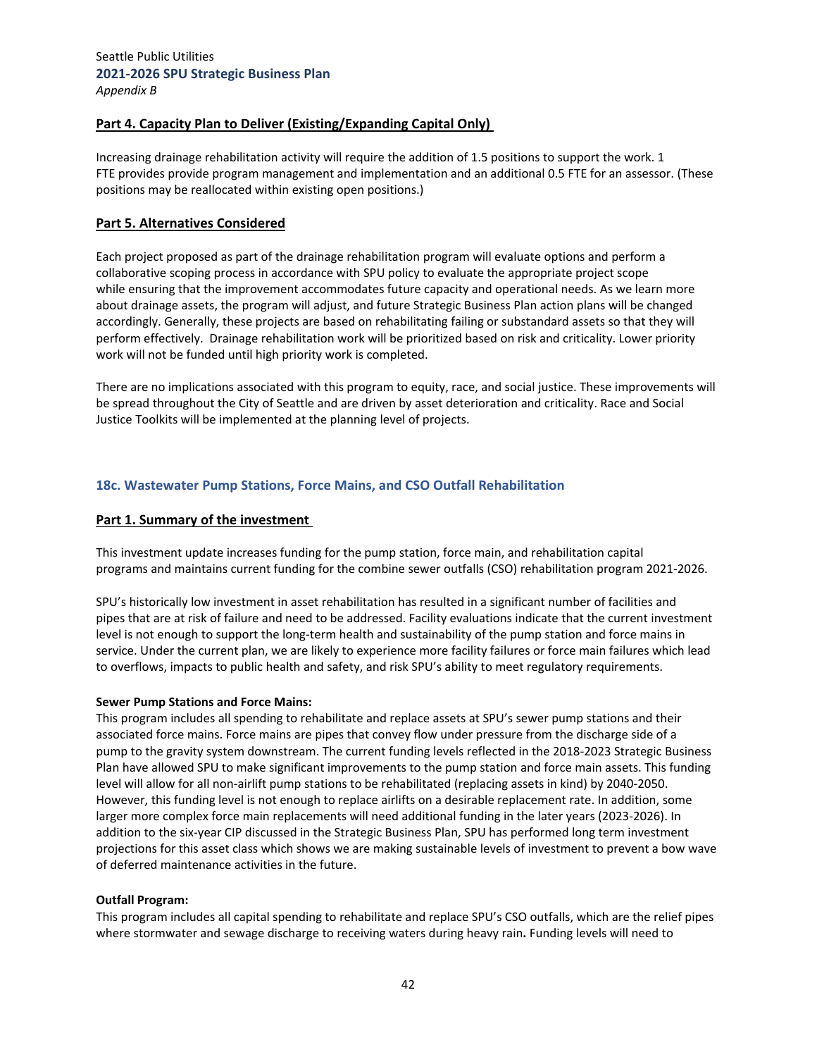## Part 4. Capacity Plan to Deliver (Existing/Expanding Capital Only)

Increasing drainage rehabilitation activity will require the addition of 1.5 positions to support the work. 1 FTE provides provide program management and implementation and an additional 0.5 FTE for an assessor. (These positions may be reallocated within existing open positions.)

## Part 5. Alternatives Considered

Each project proposed as part of the drainage rehabilitation program will evaluate options and perform a collaborative scoping process in accordance with SPU policy to evaluate the appropriate project scope while ensuring that the improvement accommodates future capacity and operational needs. As we learn more about drainage assets, the program will adjust, and future Strategic Business Plan action plans will be changed accordingly. Generally, these projects are based on rehabilitating failing or substandard assets so that they will perform effectively. Drainage rehabilitation work will be prioritized based on risk and criticality. Lower priority work will not be funded until high priority work is completed.

There are no implications associated with this program to equity, race, and social justice. These improvements will be spread throughout the City of Seattle and are driven by asset deterioration and criticality. Race and Social Justice Toolkits will be implemented at the planning level of projects.

### 18c. Wastewater Pump Stations, Force Mains, and CSO Outfall Rehabilitation

## Part 1. Summary of the investment

This investment update increases funding for the pump station, force main, and rehabilitation capital programs and maintains current funding for the combine sewer outfalls (CSO) rehabilitation program 2021-2026.

SPU's historically low investment in asset rehabilitation has resulted in a significant number of facilities and pipes that are at risk of failure and need to be addressed. Facility evaluations indicate that the current investment level is not enough to support the long-term health and sustainability of the pump station and force mains in service. Under the current plan, we are likely to experience more facility failures or force main failures which lead to overflows, impacts to public health and safety, and risk SPU's ability to meet regulatory requirements.

**Sewer Pump Stations and Force Mains:**
This program includes all spending to rehabilitate and replace assets at SPU's sewer pump stations and their associated force mains. Force mains are pipes that convey flow under pressure from the discharge side of a pump to the gravity system downstream. The current funding levels reflected in the 2018-2023 Strategic Business Plan have allowed SPU to make significant improvements to the pump station and force main assets. This funding level will allow for all non-airlift pump stations to be rehabilitated (replacing assets in kind) by 2040-2050. However, this funding level is not enough to replace airlifts on a desirable replacement rate. In addition, some larger more complex force main replacements will need additional funding in the later years (2023-2026). In addition to the six-year CIP discussed in the Strategic Business Plan, SPU has performed long term investment projections for this asset class which shows we are making sustainable levels of investment to prevent a bow wave of deferred maintenance activities in the future.

**Outfall Program:**
This program includes all capital spending to rehabilitate and replace SPU's CSO outfalls, which are the relief pipes where stormwater and sewage discharge to receiving waters during heavy rain**.** Funding levels will need to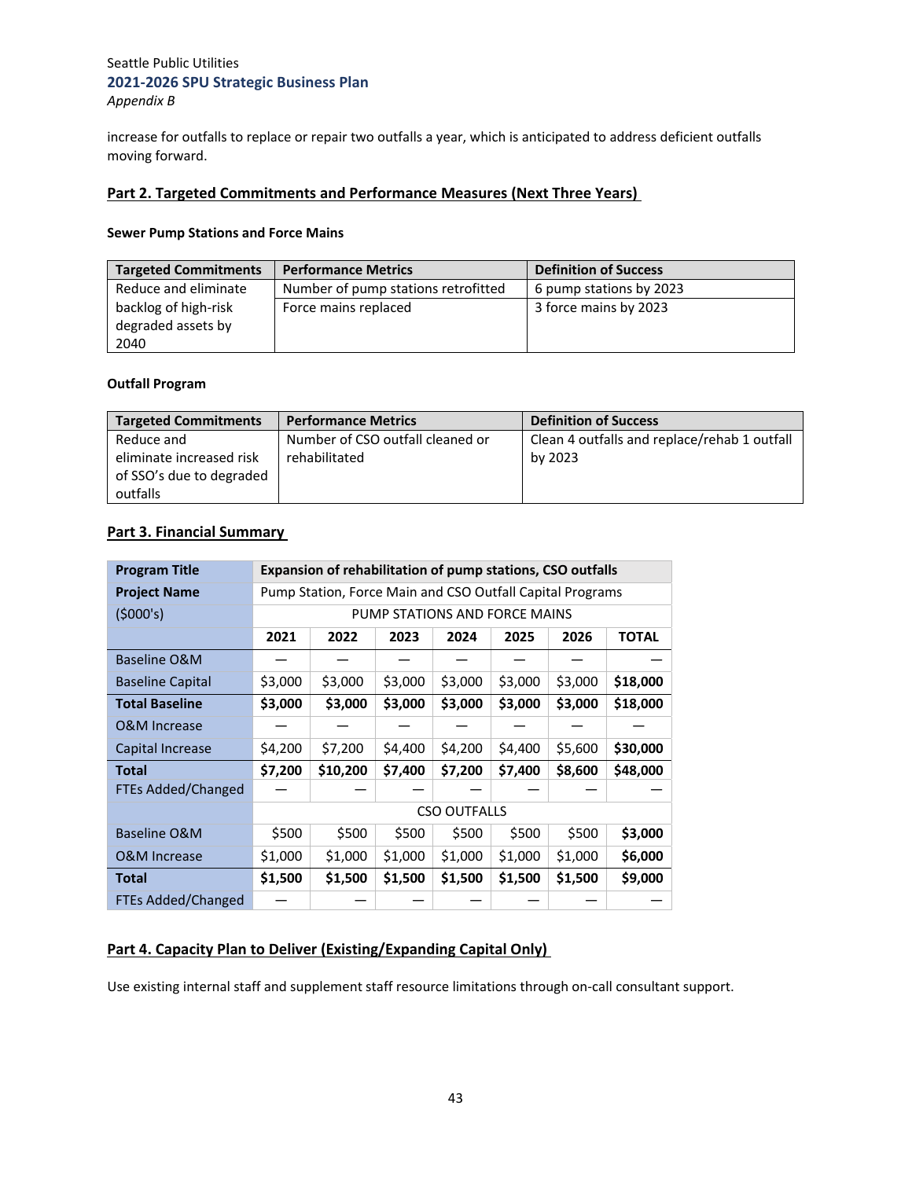increase for outfalls to replace or repair two outfalls a year, which is anticipated to address deficient outfalls moving forward.

## Part 2. Targeted Commitments and Performance Measures (Next Three Years)

### Sewer Pump Stations and Force Mains

| Targeted Commitments | Performance Metrics | Definition of Success |
|---|---|---|
| Reduce and eliminate backlog of high-risk degraded assets by 2040 | Number of pump stations retrofitted | 6 pump stations by 2023 |
| | Force mains replaced | 3 force mains by 2023 |

### Outfall Program

| Targeted Commitments | Performance Metrics | Definition of Success |
|---|---|---|
| Reduce and eliminate increased risk of SSO's due to degraded outfalls | Number of CSO outfall cleaned or rehabilitated | Clean 4 outfalls and replace/rehab 1 outfall by 2023 |

## Part 3. Financial Summary

| **Program Title** | **Expansion of rehabilitation of pump stations, CSO outfalls** | | | | | | |
|---|---|---|---|---|---|---|---|
| **Project Name** | Pump Station, Force Main and CSO Outfall Capital Programs | | | | | | |
| ($000's) | PUMP STATIONS AND FORCE MAINS | | | | | | |
| | **2021** | **2022** | **2023** | **2024** | **2025** | **2026** | **TOTAL** |
| Baseline O&M | — | — | — | — | — | — | — |
| Baseline Capital | $3,000 | $3,000 | $3,000 | $3,000 | $3,000 | $3,000 | **$18,000** |
| **Total Baseline** | **$3,000** | **$3,000** | **$3,000** | **$3,000** | **$3,000** | **$3,000** | **$18,000** |
| O&M Increase | — | — | — | — | — | — | — |
| Capital Increase | $4,200 | $7,200 | $4,400 | $4,200 | $4,400 | $5,600 | **$30,000** |
| **Total** | **$7,200** | **$10,200** | **$7,400** | **$7,200** | **$7,400** | **$8,600** | **$48,000** |
| FTEs Added/Changed | — | — | — | — | — | — | — |
| | CSO OUTFALLS | | | | | | |
| Baseline O&M | $500 | $500 | $500 | $500 | $500 | $500 | **$3,000** |
| O&M Increase | $1,000 | $1,000 | $1,000 | $1,000 | $1,000 | $1,000 | **$6,000** |
| **Total** | **$1,500** | **$1,500** | **$1,500** | **$1,500** | **$1,500** | **$1,500** | **$9,000** |
| FTEs Added/Changed | — | — | — | — | — | — | — |

## Part 4. Capacity Plan to Deliver (Existing/Expanding Capital Only)

Use existing internal staff and supplement staff resource limitations through on-call consultant support.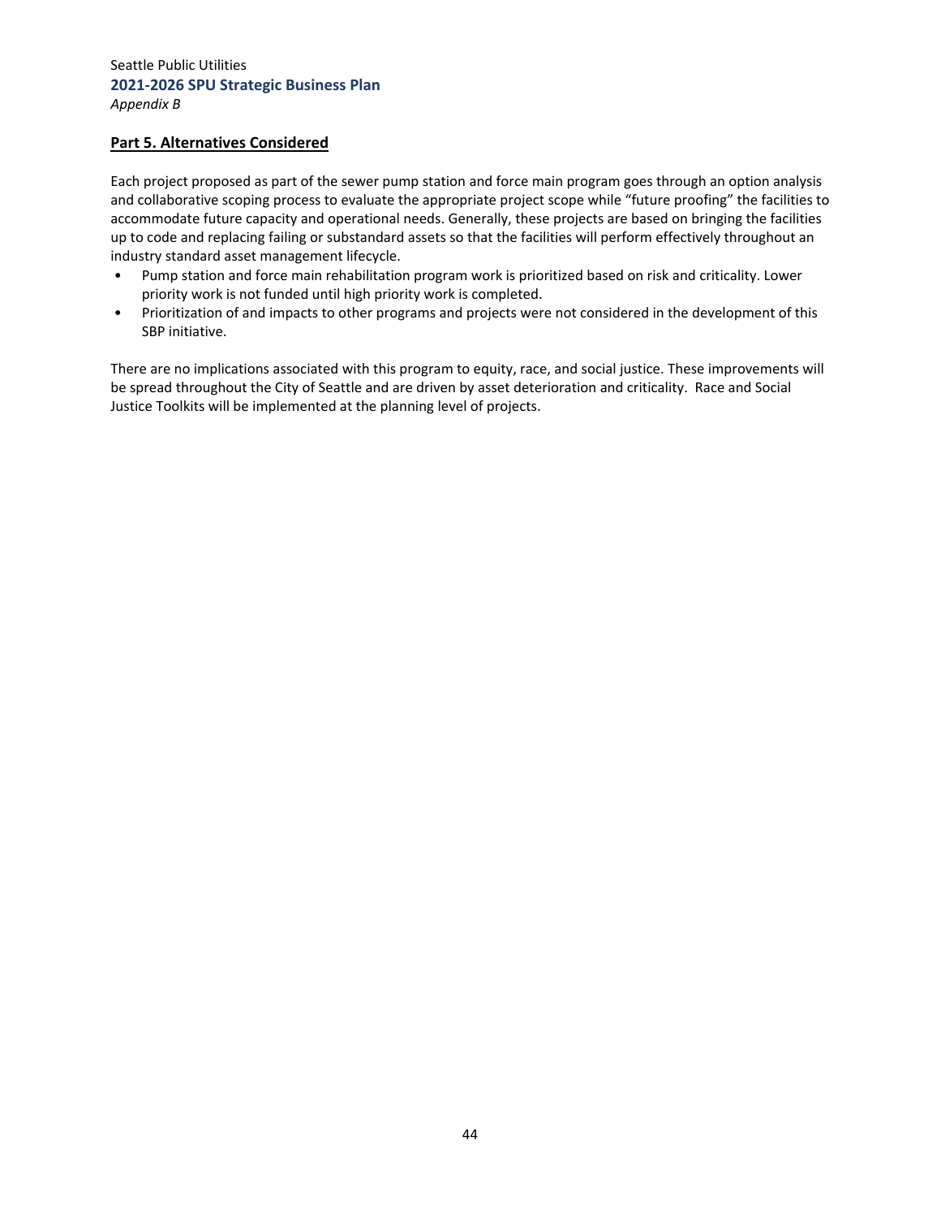## Part 5. Alternatives Considered

Each project proposed as part of the sewer pump station and force main program goes through an option analysis and collaborative scoping process to evaluate the appropriate project scope while "future proofing" the facilities to accommodate future capacity and operational needs. Generally, these projects are based on bringing the facilities up to code and replacing failing or substandard assets so that the facilities will perform effectively throughout an industry standard asset management lifecycle.

- Pump station and force main rehabilitation program work is prioritized based on risk and criticality. Lower priority work is not funded until high priority work is completed.
- Prioritization of and impacts to other programs and projects were not considered in the development of this SBP initiative.

There are no implications associated with this program to equity, race, and social justice. These improvements will be spread throughout the City of Seattle and are driven by asset deterioration and criticality. Race and Social Justice Toolkits will be implemented at the planning level of projects.